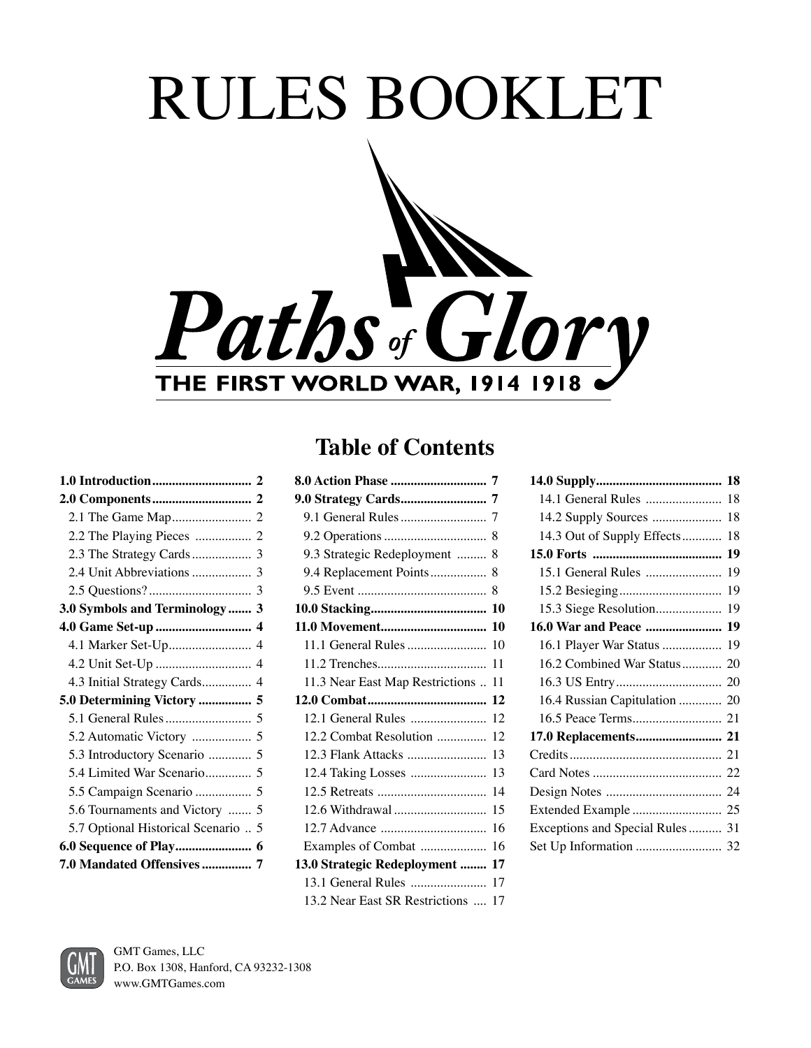# RULES BOOKLET

# Paths of Glory

## THE FIRST WORLD WAR, 1914 1918

## Table of Contents

**1.0 Introduction** .............................. 2
**2.0 Components** .............................. 2
2.1 The Game Map ........................ 2
2.2 The Playing Pieces ................. 2
2.3 The Strategy Cards .................. 3
2.4 Unit Abbreviations .................. 3
2.5 Questions? ............................... 3
**3.0 Symbols and Terminology** ....... 3
**4.0 Game Set-up** ............................. 4
4.1 Marker Set-Up ......................... 4
4.2 Unit Set-Up ............................. 4
4.3 Initial Strategy Cards ............... 4
**5.0 Determining Victory** ................ 5
5.1 General Rules .......................... 5
5.2 Automatic Victory .................. 5
5.3 Introductory Scenario ............. 5
5.4 Limited War Scenario ............. 5
5.5 Campaign Scenario ................ 5
5.6 Tournaments and Victory ....... 5
5.7 Optional Historical Scenario .. 5
**6.0 Sequence of Play** ....................... 6
**7.0 Mandated Offensives** ............... 7
**8.0 Action Phase** ............................ 7
**9.0 Strategy Cards** .......................... 7
9.1 General Rules .......................... 7
9.2 Operations ............................... 8
9.3 Strategic Redeployment ......... 8
9.4 Replacement Points ................ 8
9.5 Event ....................................... 8
**10.0 Stacking** ................................. 10
**11.0 Movement** .............................. 10
11.1 General Rules ........................ 10
11.2 Trenches ................................. 11
11.3 Near East Map Restrictions .. 11
**12.0 Combat** .................................... 12
12.1 General Rules ....................... 12
12.2 Combat Resolution ............... 12
12.3 Flank Attacks ........................ 13
12.4 Taking Losses ....................... 13
12.5 Retreats ................................. 14
12.6 Withdrawal ............................ 15
12.7 Advance ................................ 16
Examples of Combat .................... 16
**13.0 Strategic Redeployment** ........ 17
13.1 General Rules ....................... 17
13.2 Near East SR Restrictions .... 17
**14.0 Supply** ...................................... 18
14.1 General Rules ....................... 18
14.2 Supply Sources ..................... 18
14.3 Out of Supply Effects ............ 18
**15.0 Forts** ....................................... 19
15.1 General Rules ....................... 19
15.2 Besieging ............................... 19
15.3 Siege Resolution .................... 19
**16.0 War and Peace** ....................... 19
16.1 Player War Status .................. 19
16.2 Combined War Status ............ 20
16.3 US Entry ................................ 20
16.4 Russian Capitulation ............. 20
16.5 Peace Terms ........................... 21
**17.0 Replacements** .......................... 21
Credits .............................................. 21
Card Notes ....................................... 22
Design Notes ................................... 24
Extended Example ........................... 25
Exceptions and Special Rules .......... 31
Set Up Information .......................... 32

GMT Games, LLC
P.O. Box 1308, Hanford, CA 93232-1308
www.GMTGames.com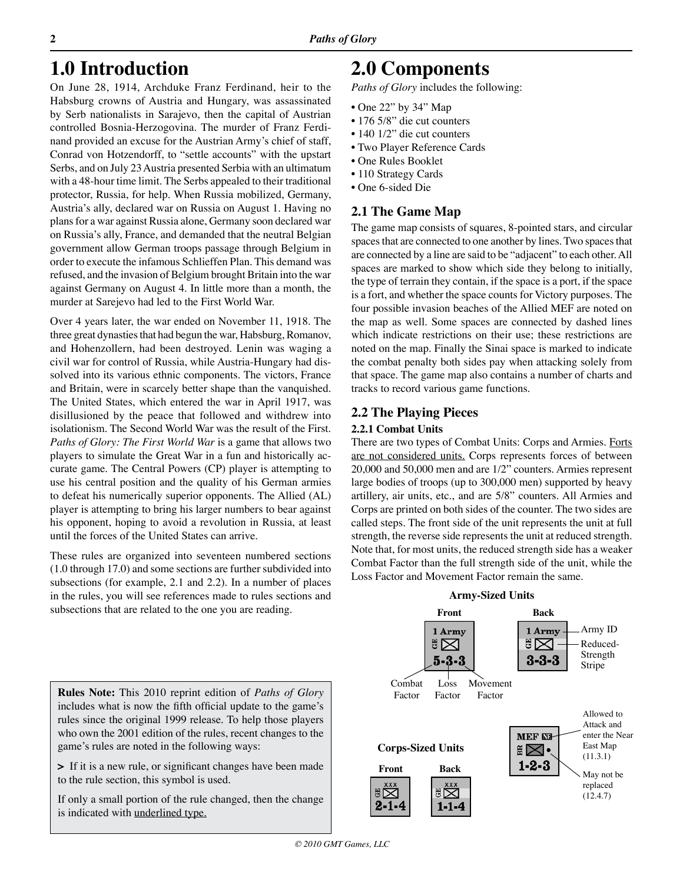# 1.0 Introduction

On June 28, 1914, Archduke Franz Ferdinand, heir to the Habsburg crowns of Austria and Hungary, was assassinated by Serb nationalists in Sarajevo, then the capital of Austrian controlled Bosnia-Herzogovina. The murder of Franz Ferdinand provided an excuse for the Austrian Army's chief of staff, Conrad von Hotzendorff, to "settle accounts" with the upstart Serbs, and on July 23 Austria presented Serbia with an ultimatum with a 48-hour time limit. The Serbs appealed to their traditional protector, Russia, for help. When Russia mobilized, Germany, Austria's ally, declared war on Russia on August 1. Having no plans for a war against Russia alone, Germany soon declared war on Russia's ally, France, and demanded that the neutral Belgian government allow German troops passage through Belgium in order to execute the infamous Schlieffen Plan. This demand was refused, and the invasion of Belgium brought Britain into the war against Germany on August 4. In little more than a month, the murder at Sarejevo had led to the First World War.

Over 4 years later, the war ended on November 11, 1918. The three great dynasties that had begun the war, Habsburg, Romanov, and Hohenzollern, had been destroyed. Lenin was waging a civil war for control of Russia, while Austria-Hungary had dissolved into its various ethnic components. The victors, France and Britain, were in scarcely better shape than the vanquished. The United States, which entered the war in April 1917, was disillusioned by the peace that followed and withdrew into isolationism. The Second World War was the result of the First. *Paths of Glory: The First World War* is a game that allows two players to simulate the Great War in a fun and historically accurate game. The Central Powers (CP) player is attempting to use his central position and the quality of his German armies to defeat his numerically superior opponents. The Allied (AL) player is attempting to bring his larger numbers to bear against his opponent, hoping to avoid a revolution in Russia, at least until the forces of the United States can arrive.

These rules are organized into seventeen numbered sections (1.0 through 17.0) and some sections are further subdivided into subsections (for example, 2.1 and 2.2). In a number of places in the rules, you will see references made to rules sections and subsections that are related to the one you are reading.

> **Rules Note:** This 2010 reprint edition of *Paths of Glory* includes what is now the fifth official update to the game's rules since the original 1999 release. To help those players who own the 2001 edition of the rules, recent changes to the game's rules are noted in the following ways:
>
> **>** If it is a new rule, or significant changes have been made to the rule section, this symbol is used.
>
> If only a small portion of the rule changed, then the change is indicated with underlined type.

# 2.0 Components

*Paths of Glory* includes the following:

- One 22" by 34" Map
- 176 5/8" die cut counters
- 140 1/2" die cut counters
- Two Player Reference Cards
- One Rules Booklet
- 110 Strategy Cards
- One 6-sided Die

## 2.1 The Game Map

The game map consists of squares, 8-pointed stars, and circular spaces that are connected to one another by lines. Two spaces that are connected by a line are said to be "adjacent" to each other. All spaces are marked to show which side they belong to initially, the type of terrain they contain, if the space is a port, if the space is a fort, and whether the space counts for Victory purposes. The four possible invasion beaches of the Allied MEF are noted on the map as well. Some spaces are connected by dashed lines which indicate restrictions on their use; these restrictions are noted on the map. Finally the Sinai space is marked to indicate the combat penalty both sides pay when attacking solely from that space. The game map also contains a number of charts and tracks to record various game functions.

## 2.2 The Playing Pieces

### 2.2.1 Combat Units

There are two types of Combat Units: Corps and Armies. Forts are not considered units. Corps represents forces of between 20,000 and 50,000 men and are 1/2" counters. Armies represent large bodies of troops (up to 300,000 men) supported by heavy artillery, air units, etc., and are 5/8" counters. All Armies and Corps are printed on both sides of the counter. The two sides are called steps. The front side of the unit represents the unit at full strength, the reverse side represents the unit at reduced strength. Note that, for most units, the reduced strength side has a weaker Combat Factor than the full strength side of the unit, while the Loss Factor and Movement Factor remain the same.

**Army-Sized Units**

Front: 1 Army, GE, 5-3-3 (Combat Factor, Loss Factor, Movement Factor)

Back: 1 Army, GE, 3-3-3 (Army ID; Reduced-Strength Stripe)

**Corps-Sized Units**

Front: GE, XXX, 2-1-4

Back: GE, XXX, 1-1-4

MEF NE, BR, 1-2-3 — NE: Allowed to Attack and enter the Near East Map (11.3.1); •: May not be replaced (12.4.7)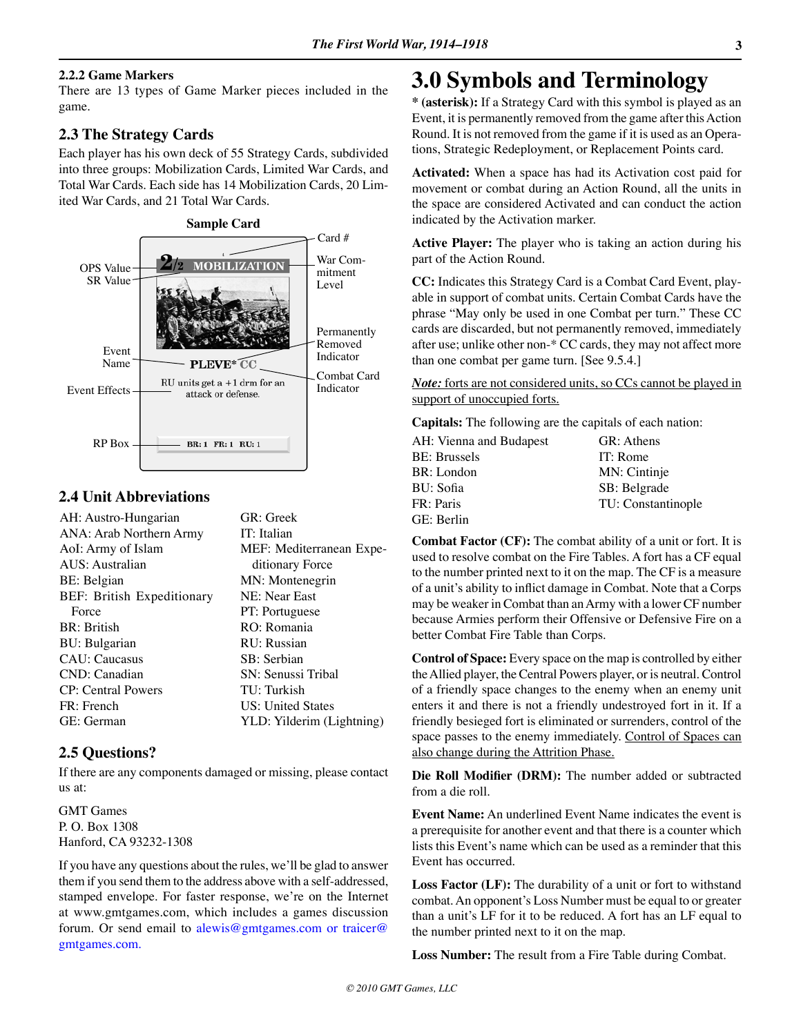### 2.2.2 Game Markers

There are 13 types of Game Marker pieces included in the game.

## 2.3 The Strategy Cards

Each player has his own deck of 55 Strategy Cards, subdivided into three groups: Mobilization Cards, Limited War Cards, and Total War Cards. Each side has 14 Mobilization Cards, 20 Limited War Cards, and 21 Total War Cards.

**Sample Card**

OPS Value, SR Value, Card #, War Commitment Level, Event Name, Permanently Removed Indicator, Combat Card Indicator, Event Effects, RP Box

2/2 MOBILIZATION — PLEVE* CC — RU units get a +1 drm for an attack or defense. — BR: 1 FR: 1 RU: 1

## 2.4 Unit Abbreviations

AH: Austro-Hungarian
ANA: Arab Northern Army
AoI: Army of Islam
AUS: Australian
BE: Belgian
BEF: British Expeditionary Force
BR: British
BU: Bulgarian
CAU: Caucasus
CND: Canadian
CP: Central Powers
FR: French
GE: German
GR: Greek
IT: Italian
MEF: Mediterranean Expeditionary Force
MN: Montenegrin
NE: Near East
PT: Portuguese
RO: Romania
RU: Russian
SB: Serbian
SN: Senussi Tribal
TU: Turkish
US: United States
YLD: Yilderim (Lightning)

## 2.5 Questions?

If there are any components damaged or missing, please contact us at:

GMT Games
P. O. Box 1308
Hanford, CA 93232-1308

If you have any questions about the rules, we'll be glad to answer them if you send them to the address above with a self-addressed, stamped envelope. For faster response, we're on the Internet at www.gmtgames.com, which includes a games discussion forum. Or send email to alewis@gmtgames.com or traicer@gmtgames.com.

# 3.0 Symbols and Terminology

*** (asterisk):** If a Strategy Card with this symbol is played as an Event, it is permanently removed from the game after this Action Round. It is not removed from the game if it is used as an Operations, Strategic Redeployment, or Replacement Points card.

**Activated:** When a space has had its Activation cost paid for movement or combat during an Action Round, all the units in the space are considered Activated and can conduct the action indicated by the Activation marker.

**Active Player:** The player who is taking an action during his part of the Action Round.

**CC:** Indicates this Strategy Card is a Combat Card Event, playable in support of combat units. Certain Combat Cards have the phrase "May only be used in one Combat per turn." These CC cards are discarded, but not permanently removed, immediately after use; unlike other non-* CC cards, they may not affect more than one combat per game turn. [See 9.5.4.]

<u>*Note:* forts are not considered units, so CCs cannot be played in support of unoccupied forts.</u>

**Capitals:** The following are the capitals of each nation:

AH: Vienna and Budapest
BE: Brussels
BR: London
BU: Sofia
FR: Paris
GE: Berlin
GR: Athens
IT: Rome
MN: Cintinje
SB: Belgrade
TU: Constantinople

**Combat Factor (CF):** The combat ability of a unit or fort. It is used to resolve combat on the Fire Tables. A fort has a CF equal to the number printed next to it on the map. The CF is a measure of a unit's ability to inflict damage in Combat. Note that a Corps may be weaker in Combat than an Army with a lower CF number because Armies perform their Offensive or Defensive Fire on a better Combat Fire Table than Corps.

**Control of Space:** Every space on the map is controlled by either the Allied player, the Central Powers player, or is neutral. Control of a friendly space changes to the enemy when an enemy unit enters it and there is not a friendly undestroyed fort in it. If a friendly besieged fort is eliminated or surrenders, control of the space passes to the enemy immediately. <u>Control of Spaces can also change during the Attrition Phase.</u>

**Die Roll Modifier (DRM):** The number added or subtracted from a die roll.

**Event Name:** An underlined Event Name indicates the event is a prerequisite for another event and that there is a counter which lists this Event's name which can be used as a reminder that this Event has occurred.

**Loss Factor (LF):** The durability of a unit or fort to withstand combat. An opponent's Loss Number must be equal to or greater than a unit's LF for it to be reduced. A fort has an LF equal to the number printed next to it on the map.

**Loss Number:** The result from a Fire Table during Combat.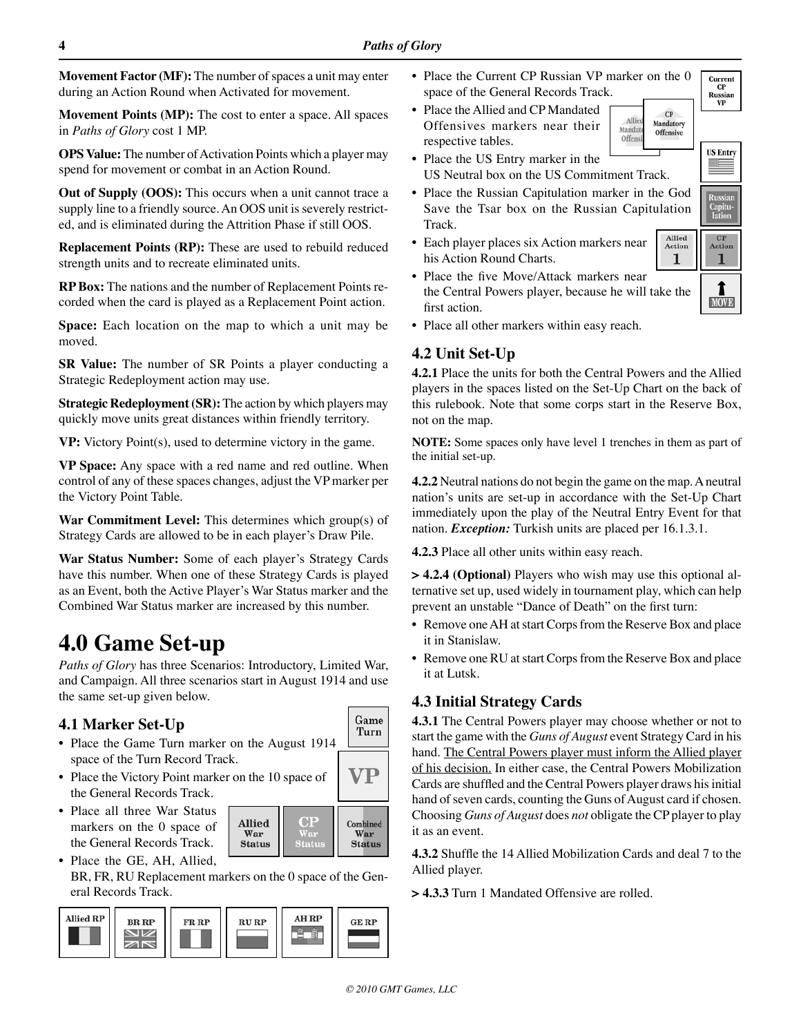**Movement Factor (MF):** The number of spaces a unit may enter during an Action Round when Activated for movement.

**Movement Points (MP):** The cost to enter a space. All spaces in *Paths of Glory* cost 1 MP.

**OPS Value:** The number of Activation Points which a player may spend for movement or combat in an Action Round.

**Out of Supply (OOS):** This occurs when a unit cannot trace a supply line to a friendly source. An OOS unit is severely restricted, and is eliminated during the Attrition Phase if still OOS.

**Replacement Points (RP):** These are used to rebuild reduced strength units and to recreate eliminated units.

**RP Box:** The nations and the number of Replacement Points recorded when the card is played as a Replacement Point action.

**Space:** Each location on the map to which a unit may be moved.

**SR Value:** The number of SR Points a player conducting a Strategic Redeployment action may use.

**Strategic Redeployment (SR):** The action by which players may quickly move units great distances within friendly territory.

**VP:** Victory Point(s), used to determine victory in the game.

**VP Space:** Any space with a red name and red outline. When control of any of these spaces changes, adjust the VP marker per the Victory Point Table.

**War Commitment Level:** This determines which group(s) of Strategy Cards are allowed to be in each player's Draw Pile.

**War Status Number:** Some of each player's Strategy Cards have this number. When one of these Strategy Cards is played as an Event, both the Active Player's War Status marker and the Combined War Status marker are increased by this number.

# 4.0 Game Set-up

*Paths of Glory* has three Scenarios: Introductory, Limited War, and Campaign. All three scenarios start in August 1914 and use the same set-up given below.

## 4.1 Marker Set-Up

- Place the Game Turn marker on the August 1914 space of the Turn Record Track.
- Place the Victory Point marker on the 10 space of the General Records Track.
- Place all three War Status markers on the 0 space of the General Records Track.
- Place the GE, AH, Allied, BR, FR, RU Replacement markers on the 0 space of the General Records Track.
- Place the Current CP Russian VP marker on the 0 space of the General Records Track.
- Place the Allied and CP Mandated Offensives markers near their respective tables.
- Place the US Entry marker in the US Neutral box on the US Commitment Track.
- Place the Russian Capitulation marker in the God Save the Tsar box on the Russian Capitulation Track.
- Each player places six Action markers near his Action Round Charts.
- Place the five Move/Attack markers near the Central Powers player, because he will take the first action.
- Place all other markers within easy reach.

## 4.2 Unit Set-Up

**4.2.1** Place the units for both the Central Powers and the Allied players in the spaces listed on the Set-Up Chart on the back of this rulebook. Note that some corps start in the Reserve Box, not on the map.

**NOTE:** Some spaces only have level 1 trenches in them as part of the initial set-up.

**4.2.2** Neutral nations do not begin the game on the map. A neutral nation's units are set-up in accordance with the Set-Up Chart immediately upon the play of the Neutral Entry Event for that nation. ***Exception:*** Turkish units are placed per 16.1.3.1.

**4.2.3** Place all other units within easy reach.

**> 4.2.4 (Optional)** Players who wish may use this optional alternative set up, used widely in tournament play, which can help prevent an unstable "Dance of Death" on the first turn:

- Remove one AH at start Corps from the Reserve Box and place it in Stanislaw.
- Remove one RU at start Corps from the Reserve Box and place it at Lutsk.

## 4.3 Initial Strategy Cards

**4.3.1** The Central Powers player may choose whether or not to start the game with the *Guns of August* event Strategy Card in his hand. The Central Powers player must inform the Allied player of his decision. In either case, the Central Powers Mobilization Cards are shuffled and the Central Powers player draws his initial hand of seven cards, counting the Guns of August card if chosen. Choosing *Guns of August* does *not* obligate the CP player to play it as an event.

**4.3.2** Shuffle the 14 Allied Mobilization Cards and deal 7 to the Allied player.

**> 4.3.3** Turn 1 Mandated Offensive are rolled.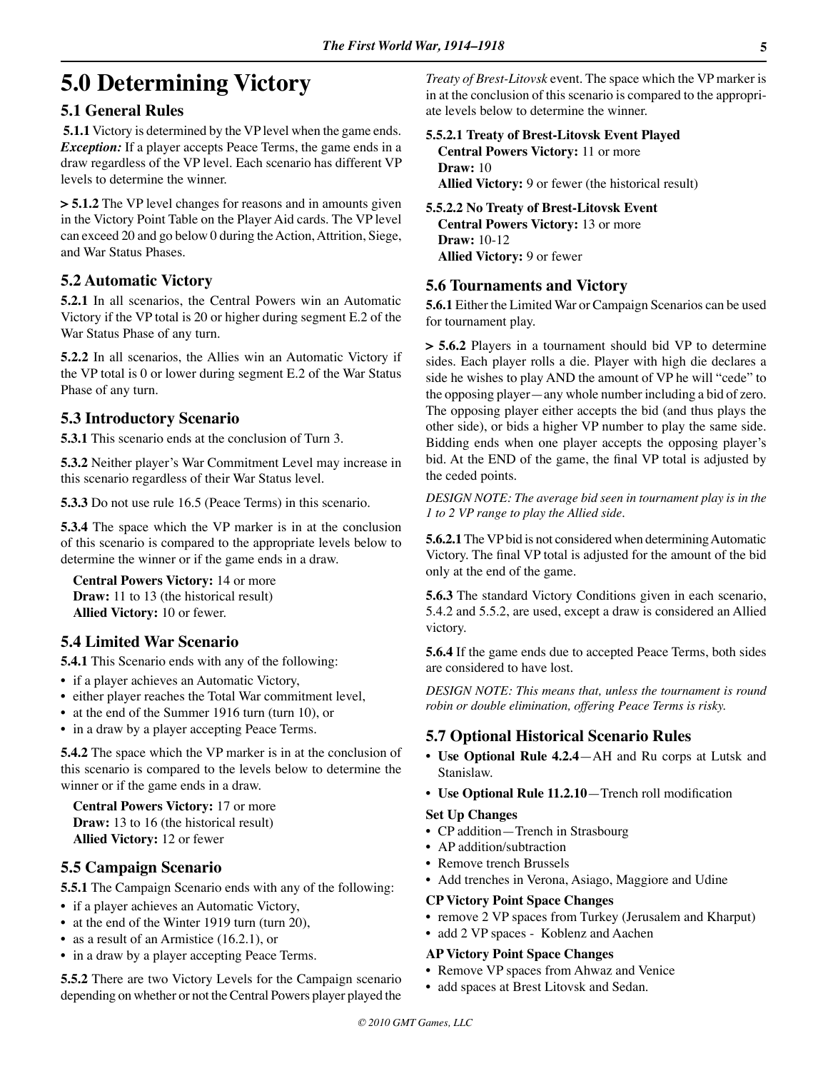# 5.0 Determining Victory

## 5.1 General Rules

**5.1.1** Victory is determined by the VP level when the game ends. ***Exception:*** If a player accepts Peace Terms, the game ends in a draw regardless of the VP level. Each scenario has different VP levels to determine the winner.

**> 5.1.2** The VP level changes for reasons and in amounts given in the Victory Point Table on the Player Aid cards. The VP level can exceed 20 and go below 0 during the Action, Attrition, Siege, and War Status Phases.

## 5.2 Automatic Victory

**5.2.1** In all scenarios, the Central Powers win an Automatic Victory if the VP total is 20 or higher during segment E.2 of the War Status Phase of any turn.

**5.2.2** In all scenarios, the Allies win an Automatic Victory if the VP total is 0 or lower during segment E.2 of the War Status Phase of any turn.

## 5.3 Introductory Scenario

**5.3.1** This scenario ends at the conclusion of Turn 3.

**5.3.2** Neither player's War Commitment Level may increase in this scenario regardless of their War Status level.

**5.3.3** Do not use rule 16.5 (Peace Terms) in this scenario.

**5.3.4** The space which the VP marker is in at the conclusion of this scenario is compared to the appropriate levels below to determine the winner or if the game ends in a draw.

**Central Powers Victory:** 14 or more
**Draw:** 11 to 13 (the historical result)
**Allied Victory:** 10 or fewer.

## 5.4 Limited War Scenario

**5.4.1** This Scenario ends with any of the following:

- if a player achieves an Automatic Victory,
- either player reaches the Total War commitment level,
- at the end of the Summer 1916 turn (turn 10), or
- in a draw by a player accepting Peace Terms.

**5.4.2** The space which the VP marker is in at the conclusion of this scenario is compared to the levels below to determine the winner or if the game ends in a draw.

**Central Powers Victory:** 17 or more
**Draw:** 13 to 16 (the historical result)
**Allied Victory:** 12 or fewer

## 5.5 Campaign Scenario

**5.5.1** The Campaign Scenario ends with any of the following:

- if a player achieves an Automatic Victory,
- at the end of the Winter 1919 turn (turn 20),
- as a result of an Armistice (16.2.1), or
- in a draw by a player accepting Peace Terms.

**5.5.2** There are two Victory Levels for the Campaign scenario depending on whether or not the Central Powers player played the *Treaty of Brest-Litovsk* event. The space which the VP marker is in at the conclusion of this scenario is compared to the appropriate levels below to determine the winner.

**5.5.2.1 Treaty of Brest-Litovsk Event Played**
**Central Powers Victory:** 11 or more
**Draw:** 10
**Allied Victory:** 9 or fewer (the historical result)

**5.5.2.2 No Treaty of Brest-Litovsk Event**
**Central Powers Victory:** 13 or more
**Draw:** 10-12
**Allied Victory:** 9 or fewer

## 5.6 Tournaments and Victory

**5.6.1** Either the Limited War or Campaign Scenarios can be used for tournament play.

**> 5.6.2** Players in a tournament should bid VP to determine sides. Each player rolls a die. Player with high die declares a side he wishes to play AND the amount of VP he will "cede" to the opposing player—any whole number including a bid of zero. The opposing player either accepts the bid (and thus plays the other side), or bids a higher VP number to play the same side. Bidding ends when one player accepts the opposing player's bid. At the END of the game, the final VP total is adjusted by the ceded points.

*DESIGN NOTE: The average bid seen in tournament play is in the 1 to 2 VP range to play the Allied side.*

**5.6.2.1** The VP bid is not considered when determining Automatic Victory. The final VP total is adjusted for the amount of the bid only at the end of the game.

**5.6.3** The standard Victory Conditions given in each scenario, 5.4.2 and 5.5.2, are used, except a draw is considered an Allied victory.

**5.6.4** If the game ends due to accepted Peace Terms, both sides are considered to have lost.

*DESIGN NOTE: This means that, unless the tournament is round robin or double elimination, offering Peace Terms is risky.*

## 5.7 Optional Historical Scenario Rules

- **Use Optional Rule 4.2.4**—AH and Ru corps at Lutsk and Stanislaw.
- **Use Optional Rule 11.2.10**—Trench roll modification

**Set Up Changes**

- CP addition—Trench in Strasbourg
- AP addition/subtraction
- Remove trench Brussels
- Add trenches in Verona, Asiago, Maggiore and Udine

**CP Victory Point Space Changes**

- remove 2 VP spaces from Turkey (Jerusalem and Kharput)
- add 2 VP spaces - Koblenz and Aachen

**AP Victory Point Space Changes**

- Remove VP spaces from Ahwaz and Venice
- add spaces at Brest Litovsk and Sedan.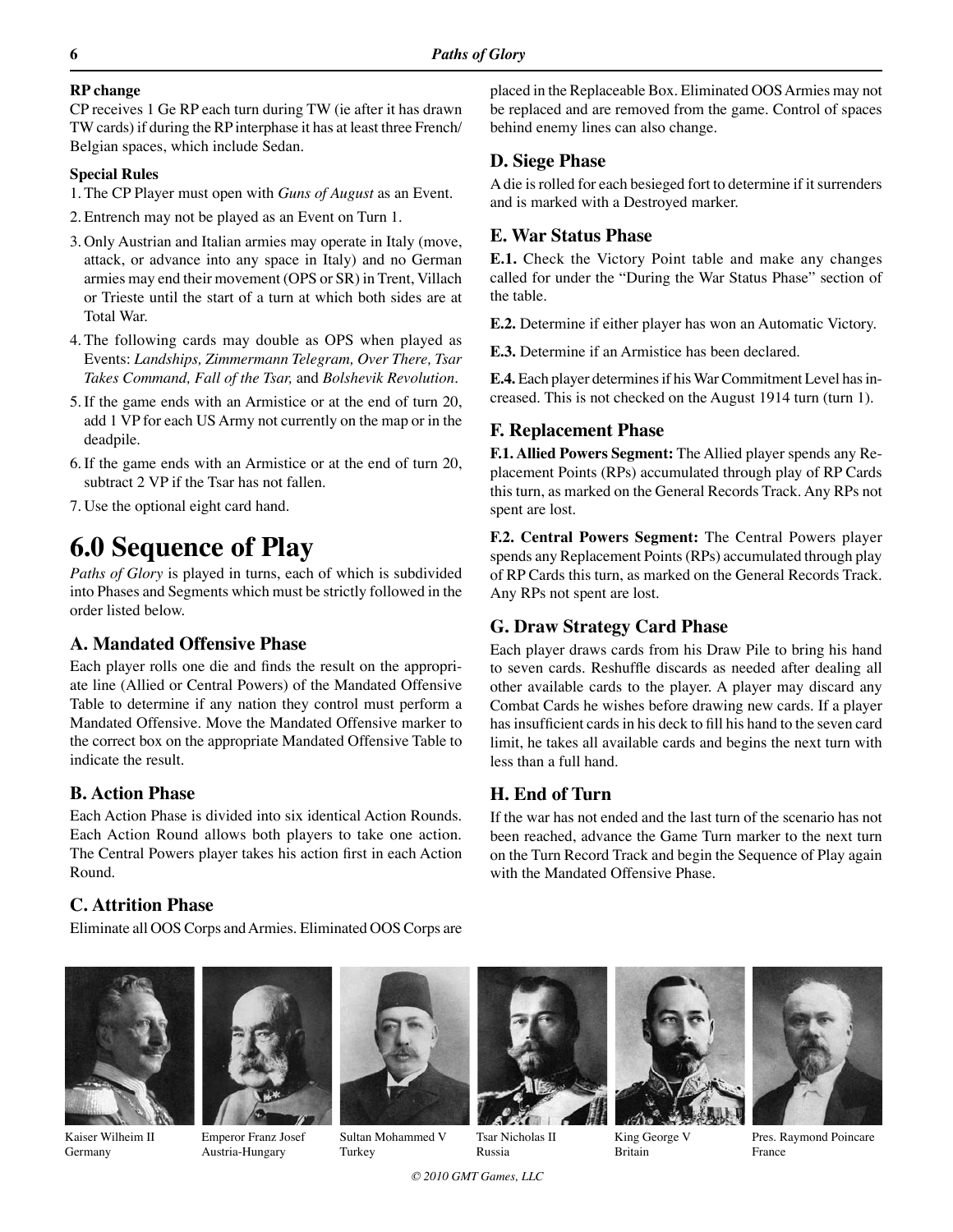**RP change**

CP receives 1 Ge RP each turn during TW (ie after it has drawn TW cards) if during the RP interphase it has at least three French/Belgian spaces, which include Sedan.

**Special Rules**

1. The CP Player must open with *Guns of August* as an Event.
2. Entrench may not be played as an Event on Turn 1.
3. Only Austrian and Italian armies may operate in Italy (move, attack, or advance into any space in Italy) and no German armies may end their movement (OPS or SR) in Trent, Villach or Trieste until the start of a turn at which both sides are at Total War.
4. The following cards may double as OPS when played as Events: *Landships, Zimmermann Telegram, Over There, Tsar Takes Command, Fall of the Tsar,* and *Bolshevik Revolution*.
5. If the game ends with an Armistice or at the end of turn 20, add 1 VP for each US Army not currently on the map or in the deadpile.
6. If the game ends with an Armistice or at the end of turn 20, subtract 2 VP if the Tsar has not fallen.
7. Use the optional eight card hand.

# 6.0 Sequence of Play

*Paths of Glory* is played in turns, each of which is subdivided into Phases and Segments which must be strictly followed in the order listed below.

## A. Mandated Offensive Phase

Each player rolls one die and finds the result on the appropriate line (Allied or Central Powers) of the Mandated Offensive Table to determine if any nation they control must perform a Mandated Offensive. Move the Mandated Offensive marker to the correct box on the appropriate Mandated Offensive Table to indicate the result.

## B. Action Phase

Each Action Phase is divided into six identical Action Rounds. Each Action Round allows both players to take one action. The Central Powers player takes his action first in each Action Round.

## C. Attrition Phase

Eliminate all OOS Corps and Armies. Eliminated OOS Corps are placed in the Replaceable Box. Eliminated OOS Armies may not be replaced and are removed from the game. Control of spaces behind enemy lines can also change.

## D. Siege Phase

A die is rolled for each besieged fort to determine if it surrenders and is marked with a Destroyed marker.

## E. War Status Phase

**E.1.** Check the Victory Point table and make any changes called for under the "During the War Status Phase" section of the table.

**E.2.** Determine if either player has won an Automatic Victory.

**E.3.** Determine if an Armistice has been declared.

**E.4.** Each player determines if his War Commitment Level has increased. This is not checked on the August 1914 turn (turn 1).

## F. Replacement Phase

**F.1. Allied Powers Segment:** The Allied player spends any Replacement Points (RPs) accumulated through play of RP Cards this turn, as marked on the General Records Track. Any RPs not spent are lost.

**F.2. Central Powers Segment:** The Central Powers player spends any Replacement Points (RPs) accumulated through play of RP Cards this turn, as marked on the General Records Track. Any RPs not spent are lost.

## G. Draw Strategy Card Phase

Each player draws cards from his Draw Pile to bring his hand to seven cards. Reshuffle discards as needed after dealing all other available cards to the player. A player may discard any Combat Cards he wishes before drawing new cards. If a player has insufficient cards in his deck to fill his hand to the seven card limit, he takes all available cards and begins the next turn with less than a full hand.

## H. End of Turn

If the war has not ended and the last turn of the scenario has not been reached, advance the Game Turn marker to the next turn on the Turn Record Track and begin the Sequence of Play again with the Mandated Offensive Phase.

Kaiser Wilheim II
Germany

Emperor Franz Josef
Austria-Hungary

Sultan Mohammed V
Turkey

Tsar Nicholas II
Russia

King George V
Britain

Pres. Raymond Poincare
France

© 2010 GMT Games, LLC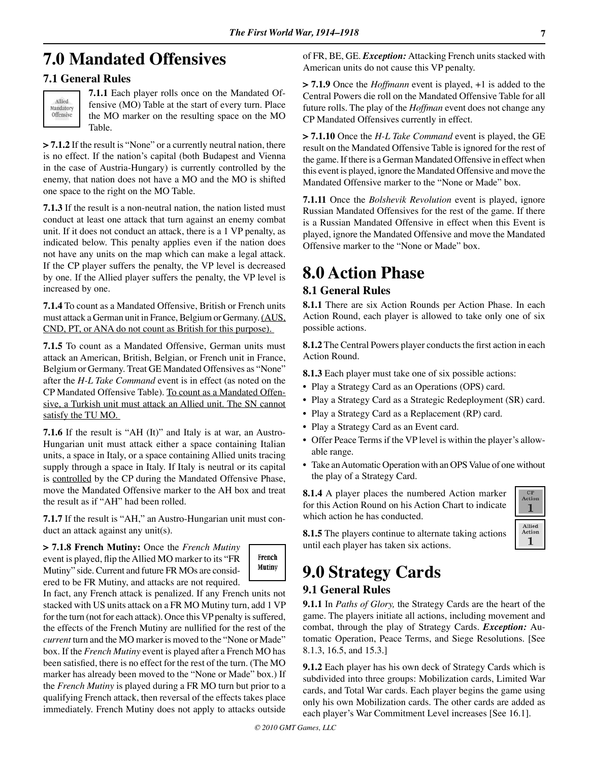# 7.0 Mandated Offensives

## 7.1 General Rules

**7.1.1** Each player rolls once on the Mandated Offensive (MO) Table at the start of every turn. Place the MO marker on the resulting space on the MO Table.

**> 7.1.2** If the result is "None" or a currently neutral nation, there is no effect. If the nation's capital (both Budapest and Vienna in the case of Austria-Hungary) is currently controlled by the enemy, that nation does not have a MO and the MO is shifted one space to the right on the MO Table.

**7.1.3** If the result is a non-neutral nation, the nation listed must conduct at least one attack that turn against an enemy combat unit. If it does not conduct an attack, there is a 1 VP penalty, as indicated below. This penalty applies even if the nation does not have any units on the map which can make a legal attack. If the CP player suffers the penalty, the VP level is decreased by one. If the Allied player suffers the penalty, the VP level is increased by one.

**7.1.4** To count as a Mandated Offensive, British or French units must attack a German unit in France, Belgium or Germany. <u>(AUS, CND, PT, or ANA do not count as British for this purpose).</u>

**7.1.5** To count as a Mandated Offensive, German units must attack an American, British, Belgian, or French unit in France, Belgium or Germany. Treat GE Mandated Offensives as "None" after the *H-L Take Command* event is in effect (as noted on the CP Mandated Offensive Table). <u>To count as a Mandated Offensive, a Turkish unit must attack an Allied unit. The SN cannot satisfy the TU MO.</u>

**7.1.6** If the result is "AH (It)" and Italy is at war, an Austro-Hungarian unit must attack either a space containing Italian units, a space in Italy, or a space containing Allied units tracing supply through a space in Italy. If Italy is neutral or its capital is <u>controlled</u> by the CP during the Mandated Offensive Phase, move the Mandated Offensive marker to the AH box and treat the result as if "AH" had been rolled.

**7.1.7** If the result is "AH," an Austro-Hungarian unit must conduct an attack against any unit(s).

**> 7.1.8 French Mutiny:** Once the *French Mutiny* event is played, flip the Allied MO marker to its "FR Mutiny" side. Current and future FR MOs are considered to be FR Mutiny, and attacks are not required. In fact, any French attack is penalized. If any French units not stacked with US units attack on a FR MO Mutiny turn, add 1 VP for the turn (not for each attack). Once this VP penalty is suffered, the effects of the French Mutiny are nullified for the rest of the *current* turn and the MO marker is moved to the "None or Made" box. If the *French Mutiny* event is played after a French MO has been satisfied, there is no effect for the rest of the turn. (The MO marker has already been moved to the "None or Made" box.) If the *French Mutiny* is played during a FR MO turn but prior to a qualifying French attack, then reversal of the effects takes place immediately. French Mutiny does not apply to attacks outside of FR, BE, GE. ***Exception:*** Attacking French units stacked with American units do not cause this VP penalty.

**> 7.1.9** Once the *Hoffmann* event is played, +1 is added to the Central Powers die roll on the Mandated Offensive Table for all future rolls. The play of the *Hoffman* event does not change any CP Mandated Offensives currently in effect.

**> 7.1.10** Once the *H-L Take Command* event is played, the GE result on the Mandated Offensive Table is ignored for the rest of the game. If there is a German Mandated Offensive in effect when this event is played, ignore the Mandated Offensive and move the Mandated Offensive marker to the "None or Made" box.

**7.1.11** Once the *Bolshevik Revolution* event is played, ignore Russian Mandated Offensives for the rest of the game. If there is a Russian Mandated Offensive in effect when this Event is played, ignore the Mandated Offensive and move the Mandated Offensive marker to the "None or Made" box.

# 8.0 Action Phase

## 8.1 General Rules

**8.1.1** There are six Action Rounds per Action Phase. In each Action Round, each player is allowed to take only one of six possible actions.

**8.1.2** The Central Powers player conducts the first action in each Action Round.

**8.1.3** Each player must take one of six possible actions:

- Play a Strategy Card as an Operations (OPS) card.
- Play a Strategy Card as a Strategic Redeployment (SR) card.
- Play a Strategy Card as a Replacement (RP) card.
- Play a Strategy Card as an Event card.
- Offer Peace Terms if the VP level is within the player's allowable range.
- Take an Automatic Operation with an OPS Value of one without the play of a Strategy Card.

**8.1.4** A player places the numbered Action marker for this Action Round on his Action Chart to indicate which action he has conducted.

**8.1.5** The players continue to alternate taking actions until each player has taken six actions.

# 9.0 Strategy Cards

## 9.1 General Rules

**9.1.1** In *Paths of Glory,* the Strategy Cards are the heart of the game. The players initiate all actions, including movement and combat, through the play of Strategy Cards. ***Exception:*** Automatic Operation, Peace Terms, and Siege Resolutions. [See 8.1.3, 16.5, and 15.3.]

**9.1.2** Each player has his own deck of Strategy Cards which is subdivided into three groups: Mobilization cards, Limited War cards, and Total War cards. Each player begins the game using only his own Mobilization cards. The other cards are added as each player's War Commitment Level increases [See 16.1].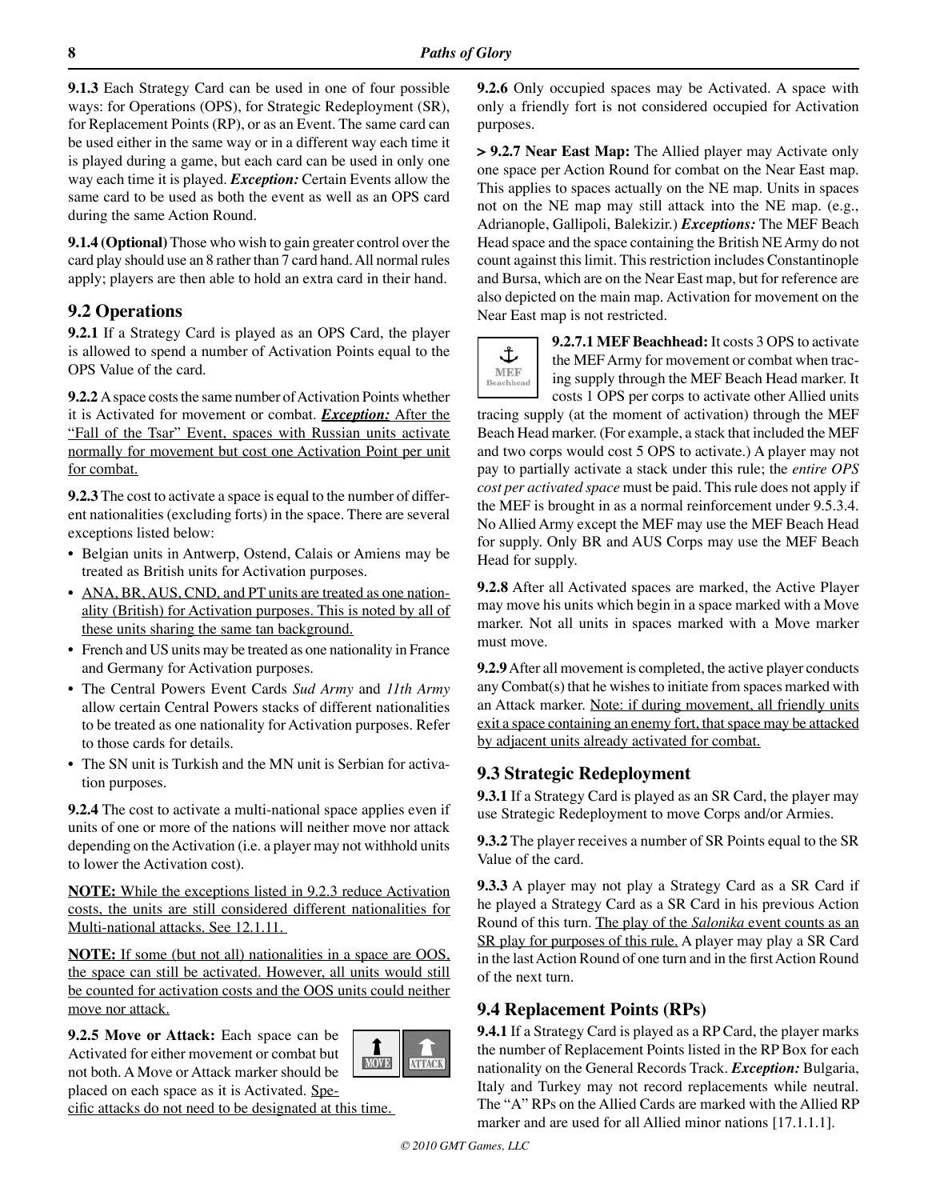**9.1.3** Each Strategy Card can be used in one of four possible ways: for Operations (OPS), for Strategic Redeployment (SR), for Replacement Points (RP), or as an Event. The same card can be used either in the same way or in a different way each time it is played during a game, but each card can be used in only one way each time it is played. ***Exception:*** Certain Events allow the same card to be used as both the event as well as an OPS card during the same Action Round.

**9.1.4 (Optional)** Those who wish to gain greater control over the card play should use an 8 rather than 7 card hand. All normal rules apply; players are then able to hold an extra card in their hand.

## 9.2 Operations

**9.2.1** If a Strategy Card is played as an OPS Card, the player is allowed to spend a number of Activation Points equal to the OPS Value of the card.

**9.2.2** A space costs the same number of Activation Points whether it is Activated for movement or combat. ***Exception:*** After the "Fall of the Tsar" Event, spaces with Russian units activate normally for movement but cost one Activation Point per unit for combat.

**9.2.3** The cost to activate a space is equal to the number of different nationalities (excluding forts) in the space. There are several exceptions listed below:

- Belgian units in Antwerp, Ostend, Calais or Amiens may be treated as British units for Activation purposes.
- ANA, BR, AUS, CND, and PT units are treated as one nationality (British) for Activation purposes. This is noted by all of these units sharing the same tan background.
- French and US units may be treated as one nationality in France and Germany for Activation purposes.
- The Central Powers Event Cards *Sud Army* and *11th Army* allow certain Central Powers stacks of different nationalities to be treated as one nationality for Activation purposes. Refer to those cards for details.
- The SN unit is Turkish and the MN unit is Serbian for activation purposes.

**9.2.4** The cost to activate a multi-national space applies even if units of one or more of the nations will neither move nor attack depending on the Activation (i.e. a player may not withhold units to lower the Activation cost).

**NOTE:** While the exceptions listed in 9.2.3 reduce Activation costs, the units are still considered different nationalities for Multi-national attacks. See 12.1.11.

**NOTE:** If some (but not all) nationalities in a space are OOS, the space can still be activated. However, all units would still be counted for activation costs and the OOS units could neither move nor attack.

**9.2.5 Move or Attack:** Each space can be Activated for either movement or combat but not both. A Move or Attack marker should be placed on each space as it is Activated. Specific attacks do not need to be designated at this time.

**9.2.6** Only occupied spaces may be Activated. A space with only a friendly fort is not considered occupied for Activation purposes.

**> 9.2.7 Near East Map:** The Allied player may Activate only one space per Action Round for combat on the Near East map. This applies to spaces actually on the NE map. Units in spaces not on the NE map may still attack into the NE map. (e.g., Adrianople, Gallipoli, Balekizir.) ***Exceptions:*** The MEF Beach Head space and the space containing the British NE Army do not count against this limit. This restriction includes Constantinople and Bursa, which are on the Near East map, but for reference are also depicted on the main map. Activation for movement on the Near East map is not restricted.

**9.2.7.1 MEF Beachhead:** It costs 3 OPS to activate the MEF Army for movement or combat when tracing supply through the MEF Beach Head marker. It costs 1 OPS per corps to activate other Allied units tracing supply (at the moment of activation) through the MEF Beach Head marker. (For example, a stack that included the MEF and two corps would cost 5 OPS to activate.) A player may not pay to partially activate a stack under this rule; the *entire OPS cost per activated space* must be paid. This rule does not apply if the MEF is brought in as a normal reinforcement under 9.5.3.4. No Allied Army except the MEF may use the MEF Beach Head for supply. Only BR and AUS Corps may use the MEF Beach Head for supply.

**9.2.8** After all Activated spaces are marked, the Active Player may move his units which begin in a space marked with a Move marker. Not all units in spaces marked with a Move marker must move.

**9.2.9** After all movement is completed, the active player conducts any Combat(s) that he wishes to initiate from spaces marked with an Attack marker. Note: if during movement, all friendly units exit a space containing an enemy fort, that space may be attacked by adjacent units already activated for combat.

## 9.3 Strategic Redeployment

**9.3.1** If a Strategy Card is played as an SR Card, the player may use Strategic Redeployment to move Corps and/or Armies.

**9.3.2** The player receives a number of SR Points equal to the SR Value of the card.

**9.3.3** A player may not play a Strategy Card as a SR Card if he played a Strategy Card as a SR Card in his previous Action Round of this turn. The play of the *Salonika* event counts as an SR play for purposes of this rule. A player may play a SR Card in the last Action Round of one turn and in the first Action Round of the next turn.

## 9.4 Replacement Points (RPs)

**9.4.1** If a Strategy Card is played as a RP Card, the player marks the number of Replacement Points listed in the RP Box for each nationality on the General Records Track. ***Exception:*** Bulgaria, Italy and Turkey may not record replacements while neutral. The "A" RPs on the Allied Cards are marked with the Allied RP marker and are used for all Allied minor nations [17.1.1.1].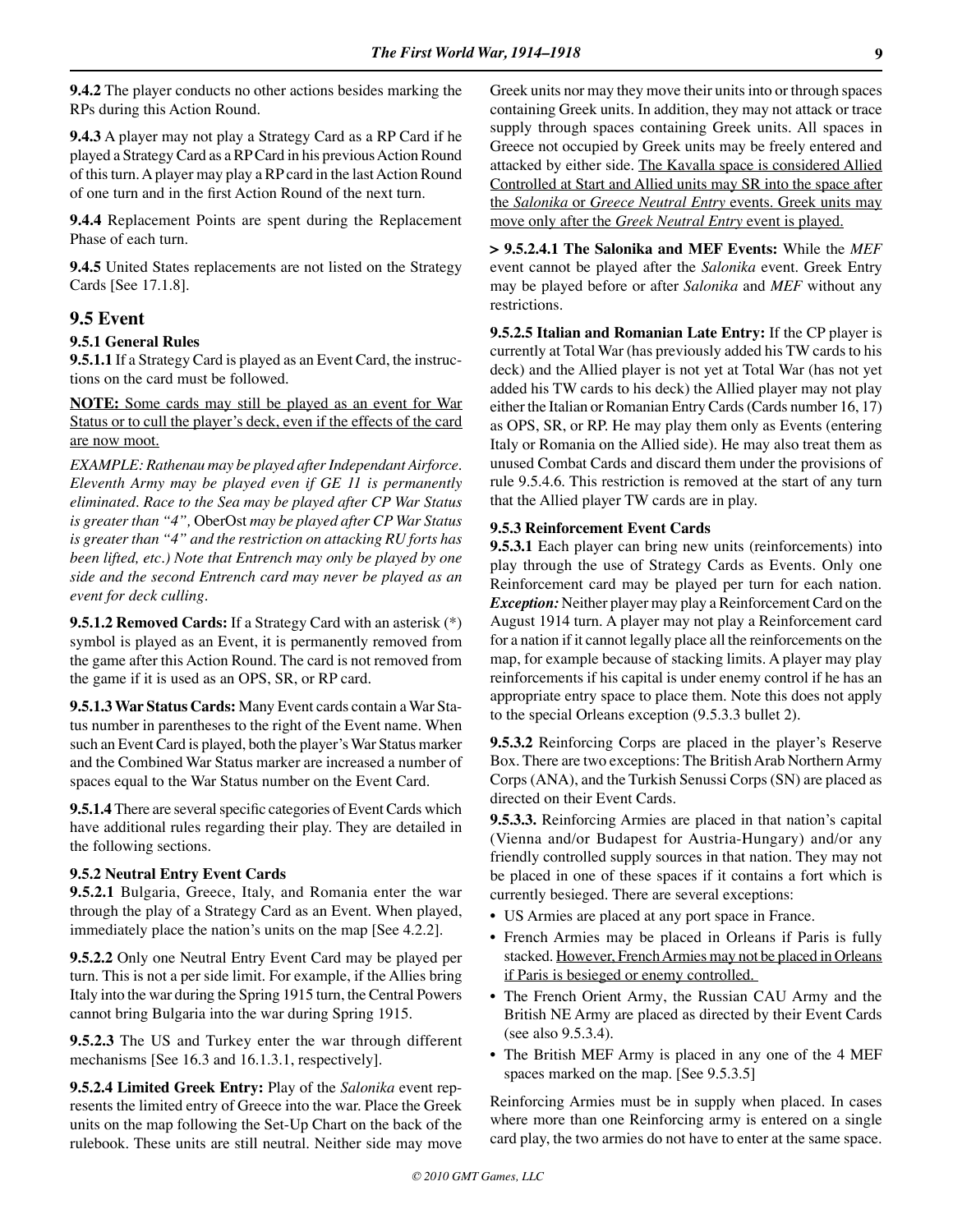**9.4.2** The player conducts no other actions besides marking the RPs during this Action Round.

**9.4.3** A player may not play a Strategy Card as a RP Card if he played a Strategy Card as a RP Card in his previous Action Round of this turn. A player may play a RP card in the last Action Round of one turn and in the first Action Round of the next turn.

**9.4.4** Replacement Points are spent during the Replacement Phase of each turn.

**9.4.5** United States replacements are not listed on the Strategy Cards [See 17.1.8].

## 9.5 Event

### 9.5.1 General Rules

**9.5.1.1** If a Strategy Card is played as an Event Card, the instructions on the card must be followed.

**NOTE:** Some cards may still be played as an event for War Status or to cull the player's deck, even if the effects of the card are now moot.

*EXAMPLE: Rathenau may be played after Independant Airforce. Eleventh Army may be played even if GE 11 is permanently eliminated. Race to the Sea may be played after CP War Status is greater than "4",* OberOst *may be played after CP War Status is greater than "4" and the restriction on attacking RU forts has been lifted, etc.) Note that Entrench may only be played by one side and the second Entrench card may never be played as an event for deck culling.*

**9.5.1.2 Removed Cards:** If a Strategy Card with an asterisk (*) symbol is played as an Event, it is permanently removed from the game after this Action Round. The card is not removed from the game if it is used as an OPS, SR, or RP card.

**9.5.1.3 War Status Cards:** Many Event cards contain a War Status number in parentheses to the right of the Event name. When such an Event Card is played, both the player's War Status marker and the Combined War Status marker are increased a number of spaces equal to the War Status number on the Event Card.

**9.5.1.4** There are several specific categories of Event Cards which have additional rules regarding their play. They are detailed in the following sections.

### 9.5.2 Neutral Entry Event Cards

**9.5.2.1** Bulgaria, Greece, Italy, and Romania enter the war through the play of a Strategy Card as an Event. When played, immediately place the nation's units on the map [See 4.2.2].

**9.5.2.2** Only one Neutral Entry Event Card may be played per turn. This is not a per side limit. For example, if the Allies bring Italy into the war during the Spring 1915 turn, the Central Powers cannot bring Bulgaria into the war during Spring 1915.

**9.5.2.3** The US and Turkey enter the war through different mechanisms [See 16.3 and 16.1.3.1, respectively].

**9.5.2.4 Limited Greek Entry:** Play of the *Salonika* event represents the limited entry of Greece into the war. Place the Greek units on the map following the Set-Up Chart on the back of the rulebook. These units are still neutral. Neither side may move Greek units nor may they move their units into or through spaces containing Greek units. In addition, they may not attack or trace supply through spaces containing Greek units. All spaces in Greece not occupied by Greek units may be freely entered and attacked by either side. The Kavalla space is considered Allied Controlled at Start and Allied units may SR into the space after the *Salonika* or *Greece Neutral Entry* events. Greek units may move only after the *Greek Neutral Entry* event is played.

**> 9.5.2.4.1 The Salonika and MEF Events:** While the *MEF* event cannot be played after the *Salonika* event. Greek Entry may be played before or after *Salonika* and *MEF* without any restrictions.

**9.5.2.5 Italian and Romanian Late Entry:** If the CP player is currently at Total War (has previously added his TW cards to his deck) and the Allied player is not yet at Total War (has not yet added his TW cards to his deck) the Allied player may not play either the Italian or Romanian Entry Cards (Cards number 16, 17) as OPS, SR, or RP. He may play them only as Events (entering Italy or Romania on the Allied side). He may also treat them as unused Combat Cards and discard them under the provisions of rule 9.5.4.6. This restriction is removed at the start of any turn that the Allied player TW cards are in play.

### 9.5.3 Reinforcement Event Cards

**9.5.3.1** Each player can bring new units (reinforcements) into play through the use of Strategy Cards as Events. Only one Reinforcement card may be played per turn for each nation. ***Exception:*** Neither player may play a Reinforcement Card on the August 1914 turn. A player may not play a Reinforcement card for a nation if it cannot legally place all the reinforcements on the map, for example because of stacking limits. A player may play reinforcements if his capital is under enemy control if he has an appropriate entry space to place them. Note this does not apply to the special Orleans exception (9.5.3.3 bullet 2).

**9.5.3.2** Reinforcing Corps are placed in the player's Reserve Box. There are two exceptions: The British Arab Northern Army Corps (ANA), and the Turkish Senussi Corps (SN) are placed as directed on their Event Cards.

**9.5.3.3.** Reinforcing Armies are placed in that nation's capital (Vienna and/or Budapest for Austria-Hungary) and/or any friendly controlled supply sources in that nation. They may not be placed in one of these spaces if it contains a fort which is currently besieged. There are several exceptions:

- US Armies are placed at any port space in France.
- French Armies may be placed in Orleans if Paris is fully stacked. However, French Armies may not be placed in Orleans if Paris is besieged or enemy controlled.
- The French Orient Army, the Russian CAU Army and the British NE Army are placed as directed by their Event Cards (see also 9.5.3.4).
- The British MEF Army is placed in any one of the 4 MEF spaces marked on the map. [See 9.5.3.5]

Reinforcing Armies must be in supply when placed. In cases where more than one Reinforcing army is entered on a single card play, the two armies do not have to enter at the same space.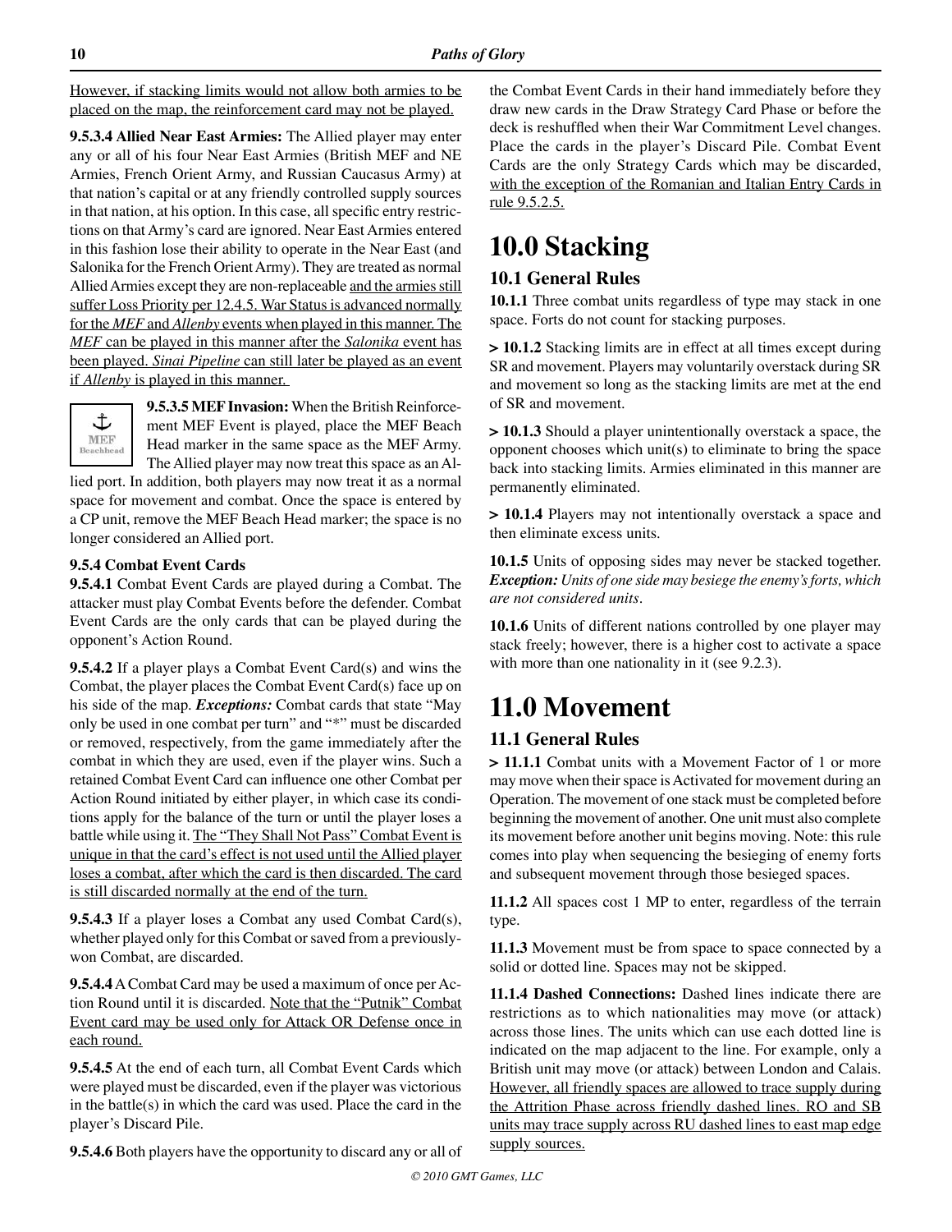However, if stacking limits would not allow both armies to be placed on the map, the reinforcement card may not be played.

**9.5.3.4 Allied Near East Armies:** The Allied player may enter any or all of his four Near East Armies (British MEF and NE Armies, French Orient Army, and Russian Caucasus Army) at that nation's capital or at any friendly controlled supply sources in that nation, at his option. In this case, all specific entry restrictions on that Army's card are ignored. Near East Armies entered in this fashion lose their ability to operate in the Near East (and Salonika for the French Orient Army). They are treated as normal Allied Armies except they are non-replaceable and the armies still suffer Loss Priority per 12.4.5. War Status is advanced normally for the *MEF* and *Allenby* events when played in this manner. The *MEF* can be played in this manner after the *Salonika* event has been played. *Sinai Pipeline* can still later be played as an event if *Allenby* is played in this manner.

**9.5.3.5 MEF Invasion:** When the British Reinforcement MEF Event is played, place the MEF Beach Head marker in the same space as the MEF Army. The Allied player may now treat this space as an Allied port. In addition, both players may now treat it as a normal space for movement and combat. Once the space is entered by a CP unit, remove the MEF Beach Head marker; the space is no longer considered an Allied port.

**9.5.4 Combat Event Cards**

**9.5.4.1** Combat Event Cards are played during a Combat. The attacker must play Combat Events before the defender. Combat Event Cards are the only cards that can be played during the opponent's Action Round.

**9.5.4.2** If a player plays a Combat Event Card(s) and wins the Combat, the player places the Combat Event Card(s) face up on his side of the map. ***Exceptions:*** Combat cards that state "May only be used in one combat per turn" and "*" must be discarded or removed, respectively, from the game immediately after the combat in which they are used, even if the player wins. Such a retained Combat Event Card can influence one other Combat per Action Round initiated by either player, in which case its conditions apply for the balance of the turn or until the player loses a battle while using it. The "They Shall Not Pass" Combat Event is unique in that the card's effect is not used until the Allied player loses a combat, after which the card is then discarded. The card is still discarded normally at the end of the turn.

**9.5.4.3** If a player loses a Combat any used Combat Card(s), whether played only for this Combat or saved from a previously-won Combat, are discarded.

**9.5.4.4** A Combat Card may be used a maximum of once per Action Round until it is discarded. Note that the "Putnik" Combat Event card may be used only for Attack OR Defense once in each round.

**9.5.4.5** At the end of each turn, all Combat Event Cards which were played must be discarded, even if the player was victorious in the battle(s) in which the card was used. Place the card in the player's Discard Pile.

**9.5.4.6** Both players have the opportunity to discard any or all of the Combat Event Cards in their hand immediately before they draw new cards in the Draw Strategy Card Phase or before the deck is reshuffled when their War Commitment Level changes. Place the cards in the player's Discard Pile. Combat Event Cards are the only Strategy Cards which may be discarded, with the exception of the Romanian and Italian Entry Cards in rule 9.5.2.5.

# 10.0 Stacking

## 10.1 General Rules

**10.1.1** Three combat units regardless of type may stack in one space. Forts do not count for stacking purposes.

**> 10.1.2** Stacking limits are in effect at all times except during SR and movement. Players may voluntarily overstack during SR and movement so long as the stacking limits are met at the end of SR and movement.

**> 10.1.3** Should a player unintentionally overstack a space, the opponent chooses which unit(s) to eliminate to bring the space back into stacking limits. Armies eliminated in this manner are permanently eliminated.

**> 10.1.4** Players may not intentionally overstack a space and then eliminate excess units.

**10.1.5** Units of opposing sides may never be stacked together. ***Exception:*** *Units of one side may besiege the enemy's forts, which are not considered units.*

**10.1.6** Units of different nations controlled by one player may stack freely; however, there is a higher cost to activate a space with more than one nationality in it (see 9.2.3).

# 11.0 Movement

## 11.1 General Rules

**> 11.1.1** Combat units with a Movement Factor of 1 or more may move when their space is Activated for movement during an Operation. The movement of one stack must be completed before beginning the movement of another. One unit must also complete its movement before another unit begins moving. Note: this rule comes into play when sequencing the besieging of enemy forts and subsequent movement through those besieged spaces.

**11.1.2** All spaces cost 1 MP to enter, regardless of the terrain type.

**11.1.3** Movement must be from space to space connected by a solid or dotted line. Spaces may not be skipped.

**11.1.4 Dashed Connections:** Dashed lines indicate there are restrictions as to which nationalities may move (or attack) across those lines. The units which can use each dotted line is indicated on the map adjacent to the line. For example, only a British unit may move (or attack) between London and Calais. However, all friendly spaces are allowed to trace supply during the Attrition Phase across friendly dashed lines. RO and SB units may trace supply across RU dashed lines to east map edge supply sources.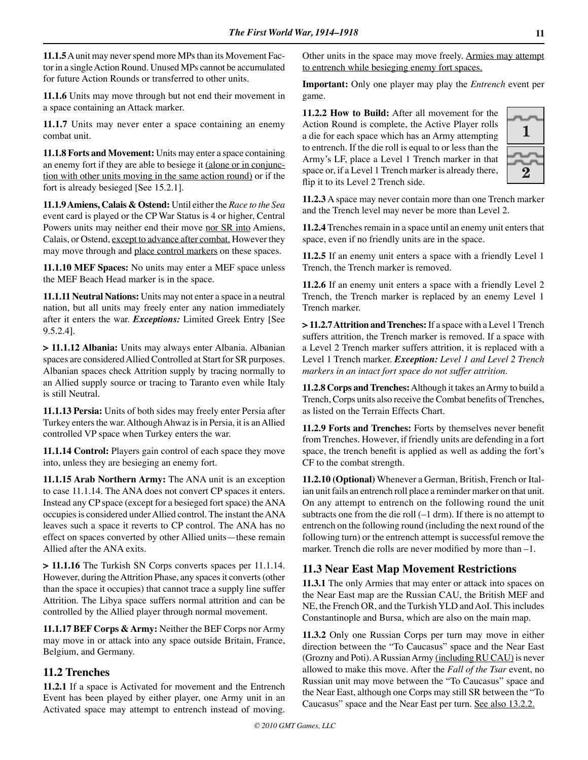**11.1.5** A unit may never spend more MPs than its Movement Factor in a single Action Round. Unused MPs cannot be accumulated for future Action Rounds or transferred to other units.

**11.1.6** Units may move through but not end their movement in a space containing an Attack marker.

**11.1.7** Units may never enter a space containing an enemy combat unit.

**11.1.8 Forts and Movement:** Units may enter a space containing an enemy fort if they are able to besiege it (alone or in conjunction with other units moving in the same action round) or if the fort is already besieged [See 15.2.1].

**11.1.9 Amiens, Calais & Ostend:** Until either the *Race to the Sea* event card is played or the CP War Status is 4 or higher, Central Powers units may neither end their move nor SR into Amiens, Calais, or Ostend, except to advance after combat. However they may move through and place control markers on these spaces.

**11.1.10 MEF Spaces:** No units may enter a MEF space unless the MEF Beach Head marker is in the space.

**11.1.11 Neutral Nations:** Units may not enter a space in a neutral nation, but all units may freely enter any nation immediately after it enters the war. ***Exceptions:*** Limited Greek Entry [See 9.5.2.4].

**> 11.1.12 Albania:** Units may always enter Albania. Albanian spaces are considered Allied Controlled at Start for SR purposes. Albanian spaces check Attrition supply by tracing normally to an Allied supply source or tracing to Taranto even while Italy is still Neutral.

**11.1.13 Persia:** Units of both sides may freely enter Persia after Turkey enters the war. Although Ahwaz is in Persia, it is an Allied controlled VP space when Turkey enters the war.

**11.1.14 Control:** Players gain control of each space they move into, unless they are besieging an enemy fort.

**11.1.15 Arab Northern Army:** The ANA unit is an exception to case 11.1.14. The ANA does not convert CP spaces it enters. Instead any CP space (except for a besieged fort space) the ANA occupies is considered under Allied control. The instant the ANA leaves such a space it reverts to CP control. The ANA has no effect on spaces converted by other Allied units—these remain Allied after the ANA exits.

**> 11.1.16** The Turkish SN Corps converts spaces per 11.1.14. However, during the Attrition Phase, any spaces it converts (other than the space it occupies) that cannot trace a supply line suffer Attrition. The Libya space suffers normal attrition and can be controlled by the Allied player through normal movement.

**11.1.17 BEF Corps & Army:** Neither the BEF Corps nor Army may move in or attack into any space outside Britain, France, Belgium, and Germany.

## 11.2 Trenches

**11.2.1** If a space is Activated for movement and the Entrench Event has been played by either player, one Army unit in an Activated space may attempt to entrench instead of moving. Other units in the space may move freely. Armies may attempt to entrench while besieging enemy fort spaces.

**Important:** Only one player may play the *Entrench* event per game.

**11.2.2 How to Build:** After all movement for the Action Round is complete, the Active Player rolls a die for each space which has an Army attempting to entrench. If the die roll is equal to or less than the Army's LF, place a Level 1 Trench marker in that space or, if a Level 1 Trench marker is already there, flip it to its Level 2 Trench side.

**11.2.3** A space may never contain more than one Trench marker and the Trench level may never be more than Level 2.

**11.2.4** Trenches remain in a space until an enemy unit enters that space, even if no friendly units are in the space.

**11.2.5** If an enemy unit enters a space with a friendly Level 1 Trench, the Trench marker is removed.

**11.2.6** If an enemy unit enters a space with a friendly Level 2 Trench, the Trench marker is replaced by an enemy Level 1 Trench marker.

**> 11.2.7 Attrition and Trenches:** If a space with a Level 1 Trench suffers attrition, the Trench marker is removed. If a space with a Level 2 Trench marker suffers attrition, it is replaced with a Level 1 Trench marker. ***Exception:*** *Level 1 and Level 2 Trench markers in an intact fort space do not suffer attrition.*

**11.2.8 Corps and Trenches:** Although it takes an Army to build a Trench, Corps units also receive the Combat benefits of Trenches, as listed on the Terrain Effects Chart.

**11.2.9 Forts and Trenches:** Forts by themselves never benefit from Trenches. However, if friendly units are defending in a fort space, the trench benefit is applied as well as adding the fort's CF to the combat strength.

**11.2.10 (Optional)** Whenever a German, British, French or Italian unit fails an entrench roll place a reminder marker on that unit. On any attempt to entrench on the following round the unit subtracts one from the die roll (–1 drm). If there is no attempt to entrench on the following round (including the next round of the following turn) or the entrench attempt is successful remove the marker. Trench die rolls are never modified by more than –1.

## 11.3 Near East Map Movement Restrictions

**11.3.1** The only Armies that may enter or attack into spaces on the Near East map are the Russian CAU, the British MEF and NE, the French OR, and the Turkish YLD and AoI. This includes Constantinople and Bursa, which are also on the main map.

**11.3.2** Only one Russian Corps per turn may move in either direction between the "To Caucasus" space and the Near East (Grozny and Poti). A Russian Army (including RU CAU) is never allowed to make this move. After the *Fall of the Tsar* event, no Russian unit may move between the "To Caucasus" space and the Near East, although one Corps may still SR between the "To Caucasus" space and the Near East per turn. See also 13.2.2.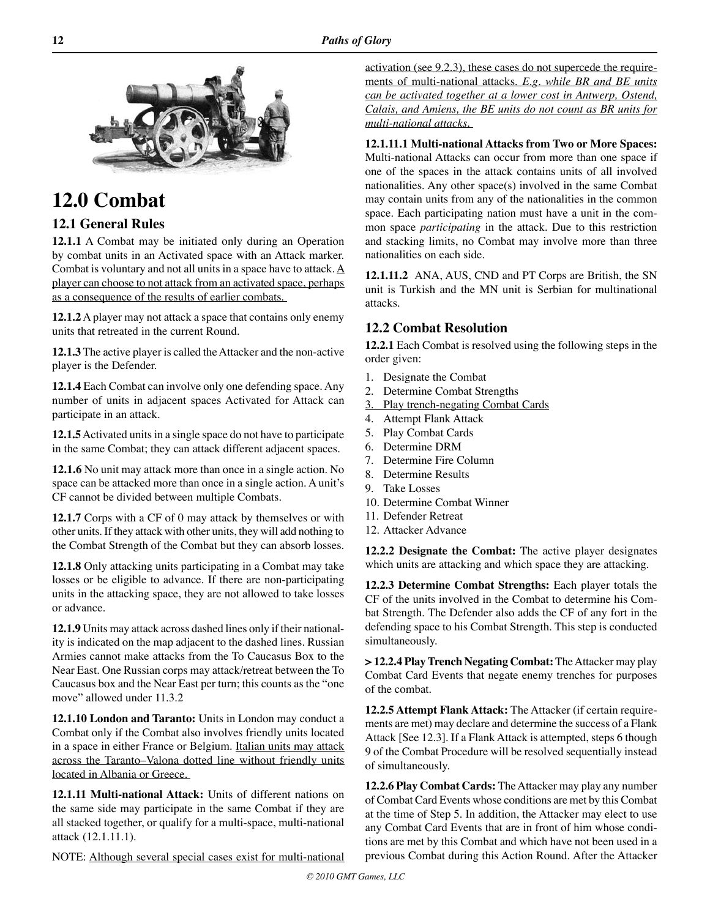# 12.0 Combat

## 12.1 General Rules

**12.1.1** A Combat may be initiated only during an Operation by combat units in an Activated space with an Attack marker. Combat is voluntary and not all units in a space have to attack. A player can choose to not attack from an activated space, perhaps as a consequence of the results of earlier combats.

**12.1.2** A player may not attack a space that contains only enemy units that retreated in the current Round.

**12.1.3** The active player is called the Attacker and the non-active player is the Defender.

**12.1.4** Each Combat can involve only one defending space. Any number of units in adjacent spaces Activated for Attack can participate in an attack.

**12.1.5** Activated units in a single space do not have to participate in the same Combat; they can attack different adjacent spaces.

**12.1.6** No unit may attack more than once in a single action. No space can be attacked more than once in a single action. A unit's CF cannot be divided between multiple Combats.

**12.1.7** Corps with a CF of 0 may attack by themselves or with other units. If they attack with other units, they will add nothing to the Combat Strength of the Combat but they can absorb losses.

**12.1.8** Only attacking units participating in a Combat may take losses or be eligible to advance. If there are non-participating units in the attacking space, they are not allowed to take losses or advance.

**12.1.9** Units may attack across dashed lines only if their nationality is indicated on the map adjacent to the dashed lines. Russian Armies cannot make attacks from the To Caucasus Box to the Near East. One Russian corps may attack/retreat between the To Caucasus box and the Near East per turn; this counts as the "one move" allowed under 11.3.2

**12.1.10 London and Taranto:** Units in London may conduct a Combat only if the Combat also involves friendly units located in a space in either France or Belgium. Italian units may attack across the Taranto–Valona dotted line without friendly units located in Albania or Greece.

**12.1.11 Multi-national Attack:** Units of different nations on the same side may participate in the same Combat if they are all stacked together, or qualify for a multi-space, multi-national attack (12.1.11.1).

NOTE: Although several special cases exist for multi-national activation (see 9.2.3), these cases do not supercede the requirements of multi-national attacks. *E.g. while BR and BE units can be activated together at a lower cost in Antwerp, Ostend, Calais, and Amiens, the BE units do not count as BR units for multi-national attacks.*

**12.1.11.1 Multi-national Attacks from Two or More Spaces:** Multi-national Attacks can occur from more than one space if one of the spaces in the attack contains units of all involved nationalities. Any other space(s) involved in the same Combat may contain units from any of the nationalities in the common space. Each participating nation must have a unit in the common space *participating* in the attack. Due to this restriction and stacking limits, no Combat may involve more than three nationalities on each side.

**12.1.11.2** ANA, AUS, CND and PT Corps are British, the SN unit is Turkish and the MN unit is Serbian for multinational attacks.

## 12.2 Combat Resolution

**12.2.1** Each Combat is resolved using the following steps in the order given:

1. Designate the Combat
2. Determine Combat Strengths
3. Play trench-negating Combat Cards
4. Attempt Flank Attack
5. Play Combat Cards
6. Determine DRM
7. Determine Fire Column
8. Determine Results
9. Take Losses
10. Determine Combat Winner
11. Defender Retreat
12. Attacker Advance

**12.2.2 Designate the Combat:** The active player designates which units are attacking and which space they are attacking.

**12.2.3 Determine Combat Strengths:** Each player totals the CF of the units involved in the Combat to determine his Combat Strength. The Defender also adds the CF of any fort in the defending space to his Combat Strength. This step is conducted simultaneously.

**> 12.2.4 Play Trench Negating Combat:** The Attacker may play Combat Card Events that negate enemy trenches for purposes of the combat.

**12.2.5 Attempt Flank Attack:** The Attacker (if certain requirements are met) may declare and determine the success of a Flank Attack [See 12.3]. If a Flank Attack is attempted, steps 6 though 9 of the Combat Procedure will be resolved sequentially instead of simultaneously.

**12.2.6 Play Combat Cards:** The Attacker may play any number of Combat Card Events whose conditions are met by this Combat at the time of Step 5. In addition, the Attacker may elect to use any Combat Card Events that are in front of him whose conditions are met by this Combat and which have not been used in a previous Combat during this Action Round. After the Attacker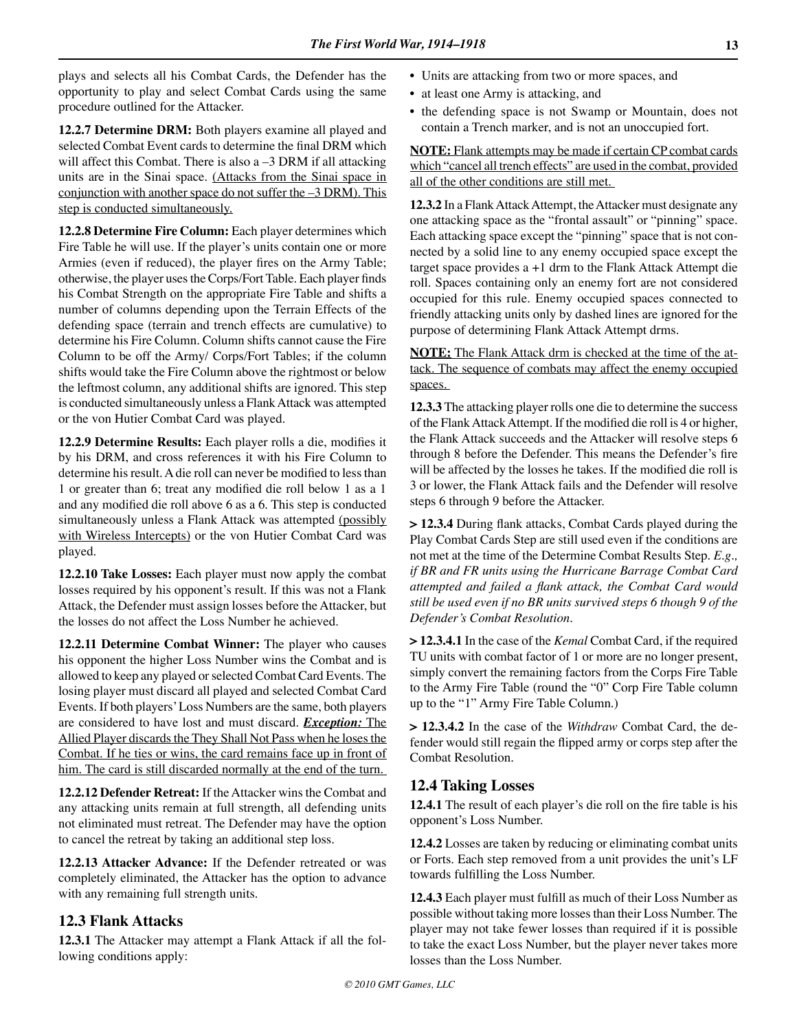plays and selects all his Combat Cards, the Defender has the opportunity to play and select Combat Cards using the same procedure outlined for the Attacker.

**12.2.7 Determine DRM:** Both players examine all played and selected Combat Event cards to determine the final DRM which will affect this Combat. There is also a –3 DRM if all attacking units are in the Sinai space. <u>(Attacks from the Sinai space in conjunction with another space do not suffer the –3 DRM). This step is conducted simultaneously.</u>

**12.2.8 Determine Fire Column:** Each player determines which Fire Table he will use. If the player's units contain one or more Armies (even if reduced), the player fires on the Army Table; otherwise, the player uses the Corps/Fort Table. Each player finds his Combat Strength on the appropriate Fire Table and shifts a number of columns depending upon the Terrain Effects of the defending space (terrain and trench effects are cumulative) to determine his Fire Column. Column shifts cannot cause the Fire Column to be off the Army/ Corps/Fort Tables; if the column shifts would take the Fire Column above the rightmost or below the leftmost column, any additional shifts are ignored. This step is conducted simultaneously unless a Flank Attack was attempted or the von Hutier Combat Card was played.

**12.2.9 Determine Results:** Each player rolls a die, modifies it by his DRM, and cross references it with his Fire Column to determine his result. A die roll can never be modified to less than 1 or greater than 6; treat any modified die roll below 1 as a 1 and any modified die roll above 6 as a 6. This step is conducted simultaneously unless a Flank Attack was attempted <u>(possibly with Wireless Intercepts)</u> or the von Hutier Combat Card was played.

**12.2.10 Take Losses:** Each player must now apply the combat losses required by his opponent's result. If this was not a Flank Attack, the Defender must assign losses before the Attacker, but the losses do not affect the Loss Number he achieved.

**12.2.11 Determine Combat Winner:** The player who causes his opponent the higher Loss Number wins the Combat and is allowed to keep any played or selected Combat Card Events. The losing player must discard all played and selected Combat Card Events. If both players' Loss Numbers are the same, both players are considered to have lost and must discard. ***<u>Exception:</u>*** <u>The Allied Player discards the They Shall Not Pass when he loses the Combat. If he ties or wins, the card remains face up in front of him. The card is still discarded normally at the end of the turn.</u>

**12.2.12 Defender Retreat:** If the Attacker wins the Combat and any attacking units remain at full strength, all defending units not eliminated must retreat. The Defender may have the option to cancel the retreat by taking an additional step loss.

**12.2.13 Attacker Advance:** If the Defender retreated or was completely eliminated, the Attacker has the option to advance with any remaining full strength units.

## 12.3 Flank Attacks

**12.3.1** The Attacker may attempt a Flank Attack if all the following conditions apply:

- Units are attacking from two or more spaces, and
- at least one Army is attacking, and
- the defending space is not Swamp or Mountain, does not contain a Trench marker, and is not an unoccupied fort.

<u>**NOTE:** Flank attempts may be made if certain CP combat cards which "cancel all trench effects" are used in the combat, provided all of the other conditions are still met.</u>

**12.3.2** In a Flank Attack Attempt, the Attacker must designate any one attacking space as the "frontal assault" or "pinning" space. Each attacking space except the "pinning" space that is not connected by a solid line to any enemy occupied space except the target space provides a +1 drm to the Flank Attack Attempt die roll. Spaces containing only an enemy fort are not considered occupied for this rule. Enemy occupied spaces connected to friendly attacking units only by dashed lines are ignored for the purpose of determining Flank Attack Attempt drms.

<u>**NOTE:** The Flank Attack drm is checked at the time of the attack. The sequence of combats may affect the enemy occupied spaces.</u>

**12.3.3** The attacking player rolls one die to determine the success of the Flank Attack Attempt. If the modified die roll is 4 or higher, the Flank Attack succeeds and the Attacker will resolve steps 6 through 8 before the Defender. This means the Defender's fire will be affected by the losses he takes. If the modified die roll is 3 or lower, the Flank Attack fails and the Defender will resolve steps 6 through 9 before the Attacker.

**> 12.3.4** During flank attacks, Combat Cards played during the Play Combat Cards Step are still used even if the conditions are not met at the time of the Determine Combat Results Step. *E.g., if BR and FR units using the Hurricane Barrage Combat Card attempted and failed a flank attack, the Combat Card would still be used even if no BR units survived steps 6 though 9 of the Defender's Combat Resolution.*

**> 12.3.4.1** In the case of the *Kemal* Combat Card, if the required TU units with combat factor of 1 or more are no longer present, simply convert the remaining factors from the Corps Fire Table to the Army Fire Table (round the "0" Corp Fire Table column up to the "1" Army Fire Table Column.)

**> 12.3.4.2** In the case of the *Withdraw* Combat Card, the defender would still regain the flipped army or corps step after the Combat Resolution.

## 12.4 Taking Losses

**12.4.1** The result of each player's die roll on the fire table is his opponent's Loss Number.

**12.4.2** Losses are taken by reducing or eliminating combat units or Forts. Each step removed from a unit provides the unit's LF towards fulfilling the Loss Number.

**12.4.3** Each player must fulfill as much of their Loss Number as possible without taking more losses than their Loss Number. The player may not take fewer losses than required if it is possible to take the exact Loss Number, but the player never takes more losses than the Loss Number.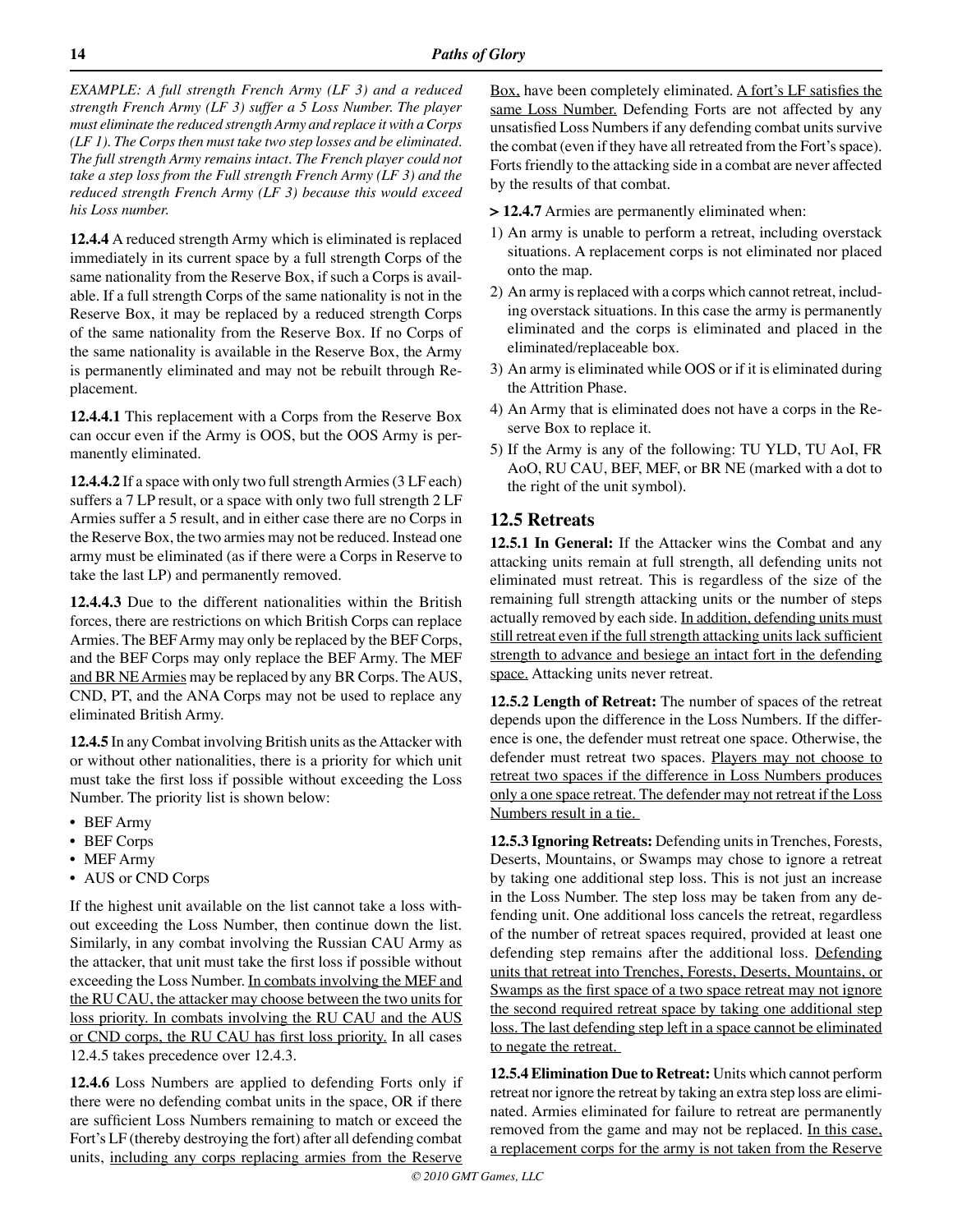*EXAMPLE: A full strength French Army (LF 3) and a reduced strength French Army (LF 3) suffer a 5 Loss Number. The player must eliminate the reduced strength Army and replace it with a Corps (LF 1). The Corps then must take two step losses and be eliminated. The full strength Army remains intact. The French player could not take a step loss from the Full strength French Army (LF 3) and the reduced strength French Army (LF 3) because this would exceed his Loss number.*

**12.4.4** A reduced strength Army which is eliminated is replaced immediately in its current space by a full strength Corps of the same nationality from the Reserve Box, if such a Corps is available. If a full strength Corps of the same nationality is not in the Reserve Box, it may be replaced by a reduced strength Corps of the same nationality from the Reserve Box. If no Corps of the same nationality is available in the Reserve Box, the Army is permanently eliminated and may not be rebuilt through Replacement.

**12.4.4.1** This replacement with a Corps from the Reserve Box can occur even if the Army is OOS, but the OOS Army is permanently eliminated.

**12.4.4.2** If a space with only two full strength Armies (3 LF each) suffers a 7 LP result, or a space with only two full strength 2 LF Armies suffer a 5 result, and in either case there are no Corps in the Reserve Box, the two armies may not be reduced. Instead one army must be eliminated (as if there were a Corps in Reserve to take the last LP) and permanently removed.

**12.4.4.3** Due to the different nationalities within the British forces, there are restrictions on which British Corps can replace Armies. The BEF Army may only be replaced by the BEF Corps, and the BEF Corps may only replace the BEF Army. The MEF and BR NE Armies may be replaced by any BR Corps. The AUS, CND, PT, and the ANA Corps may not be used to replace any eliminated British Army.

**12.4.5** In any Combat involving British units as the Attacker with or without other nationalities, there is a priority for which unit must take the first loss if possible without exceeding the Loss Number. The priority list is shown below:

- BEF Army
- BEF Corps
- MEF Army
- AUS or CND Corps

If the highest unit available on the list cannot take a loss without exceeding the Loss Number, then continue down the list. Similarly, in any combat involving the Russian CAU Army as the attacker, that unit must take the first loss if possible without exceeding the Loss Number. In combats involving the MEF and the RU CAU, the attacker may choose between the two units for loss priority. In combats involving the RU CAU and the AUS or CND corps, the RU CAU has first loss priority. In all cases 12.4.5 takes precedence over 12.4.3.

**12.4.6** Loss Numbers are applied to defending Forts only if there were no defending combat units in the space, OR if there are sufficient Loss Numbers remaining to match or exceed the Fort's LF (thereby destroying the fort) after all defending combat units, including any corps replacing armies from the Reserve Box, have been completely eliminated. A fort's LF satisfies the same Loss Number. Defending Forts are not affected by any unsatisfied Loss Numbers if any defending combat units survive the combat (even if they have all retreated from the Fort's space). Forts friendly to the attacking side in a combat are never affected by the results of that combat.

**> 12.4.7** Armies are permanently eliminated when:

1) An army is unable to perform a retreat, including overstack situations. A replacement corps is not eliminated nor placed onto the map.
2) An army is replaced with a corps which cannot retreat, including overstack situations. In this case the army is permanently eliminated and the corps is eliminated and placed in the eliminated/replaceable box.
3) An army is eliminated while OOS or if it is eliminated during the Attrition Phase.
4) An Army that is eliminated does not have a corps in the Reserve Box to replace it.
5) If the Army is any of the following: TU YLD, TU AoI, FR AoO, RU CAU, BEF, MEF, or BR NE (marked with a dot to the right of the unit symbol).

## 12.5 Retreats

**12.5.1 In General:** If the Attacker wins the Combat and any attacking units remain at full strength, all defending units not eliminated must retreat. This is regardless of the size of the remaining full strength attacking units or the number of steps actually removed by each side. In addition, defending units must still retreat even if the full strength attacking units lack sufficient strength to advance and besiege an intact fort in the defending space. Attacking units never retreat.

**12.5.2 Length of Retreat:** The number of spaces of the retreat depends upon the difference in the Loss Numbers. If the difference is one, the defender must retreat one space. Otherwise, the defender must retreat two spaces. Players may not choose to retreat two spaces if the difference in Loss Numbers produces only a one space retreat. The defender may not retreat if the Loss Numbers result in a tie.

**12.5.3 Ignoring Retreats:** Defending units in Trenches, Forests, Deserts, Mountains, or Swamps may chose to ignore a retreat by taking one additional step loss. This is not just an increase in the Loss Number. The step loss may be taken from any defending unit. One additional loss cancels the retreat, regardless of the number of retreat spaces required, provided at least one defending step remains after the additional loss. Defending units that retreat into Trenches, Forests, Deserts, Mountains, or Swamps as the first space of a two space retreat may not ignore the second required retreat space by taking one additional step loss. The last defending step left in a space cannot be eliminated to negate the retreat.

**12.5.4 Elimination Due to Retreat:** Units which cannot perform retreat nor ignore the retreat by taking an extra step loss are eliminated. Armies eliminated for failure to retreat are permanently removed from the game and may not be replaced. In this case, a replacement corps for the army is not taken from the Reserve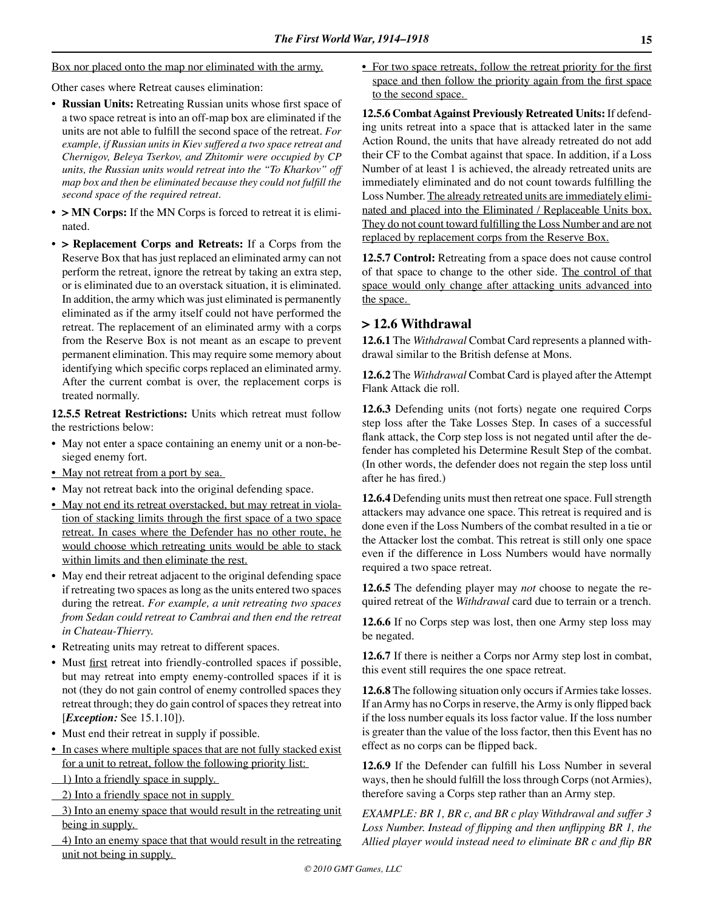Box nor placed onto the map nor eliminated with the army.

Other cases where Retreat causes elimination:

- **Russian Units:** Retreating Russian units whose first space of a two space retreat is into an off-map box are eliminated if the units are not able to fulfill the second space of the retreat. *For example, if Russian units in Kiev suffered a two space retreat and Chernigov, Beleya Tserkov, and Zhitomir were occupied by CP units, the Russian units would retreat into the "To Kharkov" off map box and then be eliminated because they could not fulfill the second space of the required retreat*.
- **> MN Corps:** If the MN Corps is forced to retreat it is eliminated.
- **> Replacement Corps and Retreats:** If a Corps from the Reserve Box that has just replaced an eliminated army can not perform the retreat, ignore the retreat by taking an extra step, or is eliminated due to an overstack situation, it is eliminated. In addition, the army which was just eliminated is permanently eliminated as if the army itself could not have performed the retreat. The replacement of an eliminated army with a corps from the Reserve Box is not meant as an escape to prevent permanent elimination. This may require some memory about identifying which specific corps replaced an eliminated army. After the current combat is over, the replacement corps is treated normally.

**12.5.5 Retreat Restrictions:** Units which retreat must follow the restrictions below:

- May not enter a space containing an enemy unit or a non-besieged enemy fort.
- May not retreat from a port by sea.
- May not retreat back into the original defending space.
- May not end its retreat overstacked, but may retreat in violation of stacking limits through the first space of a two space retreat. In cases where the Defender has no other route, he would choose which retreating units would be able to stack within limits and then eliminate the rest.
- May end their retreat adjacent to the original defending space if retreating two spaces as long as the units entered two spaces during the retreat. *For example, a unit retreating two spaces from Sedan could retreat to Cambrai and then end the retreat in Chateau-Thierry.*
- Retreating units may retreat to different spaces.
- Must first retreat into friendly-controlled spaces if possible, but may retreat into empty enemy-controlled spaces if it is not (they do not gain control of enemy controlled spaces they retreat through; they do gain control of spaces they retreat into [***Exception:*** See 15.1.10]).
- Must end their retreat in supply if possible.
- In cases where multiple spaces that are not fully stacked exist for a unit to retreat, follow the following priority list:
  1) Into a friendly space in supply.
  2) Into a friendly space not in supply
  3) Into an enemy space that would result in the retreating unit being in supply.
  4) Into an enemy space that that would result in the retreating unit not being in supply.
- For two space retreats, follow the retreat priority for the first space and then follow the priority again from the first space to the second space.

**12.5.6 Combat Against Previously Retreated Units:** If defending units retreat into a space that is attacked later in the same Action Round, the units that have already retreated do not add their CF to the Combat against that space. In addition, if a Loss Number of at least 1 is achieved, the already retreated units are immediately eliminated and do not count towards fulfilling the Loss Number. The already retreated units are immediately eliminated and placed into the Eliminated / Replaceable Units box. They do not count toward fulfilling the Loss Number and are not replaced by replacement corps from the Reserve Box.

**12.5.7 Control:** Retreating from a space does not cause control of that space to change to the other side. The control of that space would only change after attacking units advanced into the space.

## > 12.6 Withdrawal

**12.6.1** The *Withdrawal* Combat Card represents a planned withdrawal similar to the British defense at Mons.

**12.6.2** The *Withdrawal* Combat Card is played after the Attempt Flank Attack die roll.

**12.6.3** Defending units (not forts) negate one required Corps step loss after the Take Losses Step. In cases of a successful flank attack, the Corp step loss is not negated until after the defender has completed his Determine Result Step of the combat. (In other words, the defender does not regain the step loss until after he has fired.)

**12.6.4** Defending units must then retreat one space. Full strength attackers may advance one space. This retreat is required and is done even if the Loss Numbers of the combat resulted in a tie or the Attacker lost the combat. This retreat is still only one space even if the difference in Loss Numbers would have normally required a two space retreat.

**12.6.5** The defending player may *not* choose to negate the required retreat of the *Withdrawal* card due to terrain or a trench.

**12.6.6** If no Corps step was lost, then one Army step loss may be negated.

**12.6.7** If there is neither a Corps nor Army step lost in combat, this event still requires the one space retreat.

**12.6.8** The following situation only occurs if Armies take losses. If an Army has no Corps in reserve, the Army is only flipped back if the loss number equals its loss factor value. If the loss number is greater than the value of the loss factor, then this Event has no effect as no corps can be flipped back.

**12.6.9** If the Defender can fulfill his Loss Number in several ways, then he should fulfill the loss through Corps (not Armies), therefore saving a Corps step rather than an Army step.

*EXAMPLE: BR 1, BR c, and BR c play Withdrawal and suffer 3 Loss Number. Instead of flipping and then unflipping BR 1, the Allied player would instead need to eliminate BR c and flip BR*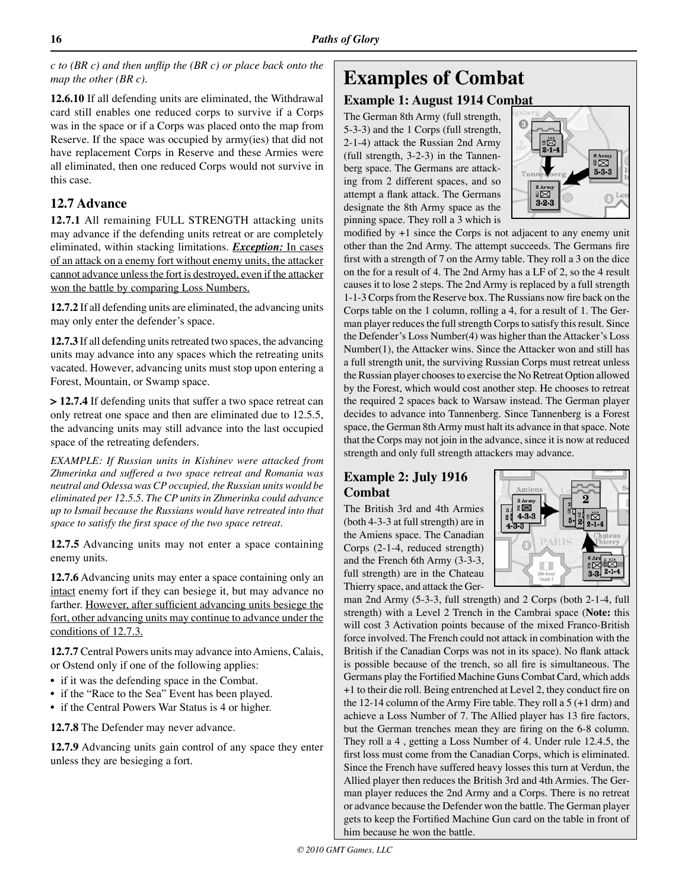*c to (BR c) and then unflip the (BR c) or place back onto the map the other (BR c).*

**12.6.10** If all defending units are eliminated, the Withdrawal card still enables one reduced corps to survive if a Corps was in the space or if a Corps was placed onto the map from Reserve. If the space was occupied by army(ies) that did not have replacement Corps in Reserve and these Armies were all eliminated, then one reduced Corps would not survive in this case.

## 12.7 Advance

**12.7.1** All remaining FULL STRENGTH attacking units may advance if the defending units retreat or are completely eliminated, within stacking limitations. ***Exception:*** In cases of an attack on a enemy fort without enemy units, the attacker cannot advance unless the fort is destroyed, even if the attacker won the battle by comparing Loss Numbers.

**12.7.2** If all defending units are eliminated, the advancing units may only enter the defender's space.

**12.7.3** If all defending units retreated two spaces, the advancing units may advance into any spaces which the retreating units vacated. However, advancing units must stop upon entering a Forest, Mountain, or Swamp space.

**> 12.7.4** If defending units that suffer a two space retreat can only retreat one space and then are eliminated due to 12.5.5, the advancing units may still advance into the last occupied space of the retreating defenders.

*EXAMPLE: If Russian units in Kishinev were attacked from Zhmerinka and suffered a two space retreat and Romania was neutral and Odessa was CP occupied, the Russian units would be eliminated per 12.5.5. The CP units in Zhmerinka could advance up to Ismail because the Russians would have retreated into that space to satisfy the first space of the two space retreat.*

**12.7.5** Advancing units may not enter a space containing enemy units.

**12.7.6** Advancing units may enter a space containing only an intact enemy fort if they can besiege it, but may advance no farther. However, after sufficient advancing units besiege the fort, other advancing units may continue to advance under the conditions of 12.7.3.

**12.7.7** Central Powers units may advance into Amiens, Calais, or Ostend only if one of the following applies:

- if it was the defending space in the Combat.
- if the "Race to the Sea" Event has been played.
- if the Central Powers War Status is 4 or higher.

**12.7.8** The Defender may never advance.

**12.7.9** Advancing units gain control of any space they enter unless they are besieging a fort.

# Examples of Combat

## Example 1: August 1914 Combat

The German 8th Army (full strength, 5-3-3) and the 1 Corps (full strength, 2-1-4) attack the Russian 2nd Army (full strength, 3-2-3) in the Tannenberg space. The Germans are attacking from 2 different spaces, and so attempt a flank attack. The Germans designate the 8th Army space as the pinning space. They roll a 3 which is modified by +1 since the Corps is not adjacent to any enemy unit other than the 2nd Army. The attempt succeeds. The Germans fire first with a strength of 7 on the Army table. They roll a 3 on the dice on the for a result of 4. The 2nd Army has a LF of 2, so the 4 result causes it to lose 2 steps. The 2nd Army is replaced by a full strength 1-1-3 Corps from the Reserve box. The Russians now fire back on the Corps table on the 1 column, rolling a 4, for a result of 1. The German player reduces the full strength Corps to satisfy this result. Since the Defender's Loss Number(4) was higher than the Attacker's Loss Number(1), the Attacker wins. Since the Attacker won and still has a full strength unit, the surviving Russian Corps must retreat unless the Russian player chooses to exercise the No Retreat Option allowed by the Forest, which would cost another step. He chooses to retreat the required 2 spaces back to Warsaw instead. The German player decides to advance into Tannenberg. Since Tannenberg is a Forest space, the German 8th Army must halt its advance in that space. Note that the Corps may not join in the advance, since it is now at reduced strength and only full strength attackers may advance.

## Example 2: July 1916 Combat

The British 3rd and 4th Armies (both 4-3-3 at full strength) are in the Amiens space. The Canadian Corps (2-1-4, reduced strength) and the French 6th Army (3-3-3, full strength) are in the Chateau Thierry space, and attack the German 2nd Army (5-3-3, full strength) and 2 Corps (both 2-1-4, full strength) with a Level 2 Trench in the Cambrai space (**Note:** this will cost 3 Activation points because of the mixed Franco-British force involved. The French could not attack in combination with the British if the Canadian Corps was not in its space). No flank attack is possible because of the trench, so all fire is simultaneous. The Germans play the Fortified Machine Guns Combat Card, which adds +1 to their die roll. Being entrenched at Level 2, they conduct fire on the 12-14 column of the Army Fire table. They roll a 5 (+1 drm) and achieve a Loss Number of 7. The Allied player has 13 fire factors, but the German trenches mean they are firing on the 6-8 column. They roll a 4 , getting a Loss Number of 4. Under rule 12.4.5, the first loss must come from the Canadian Corps, which is eliminated. Since the French have suffered heavy losses this turn at Verdun, the Allied player then reduces the British 3rd and 4th Armies. The German player reduces the 2nd Army and a Corps. There is no retreat or advance because the Defender won the battle. The German player gets to keep the Fortified Machine Gun card on the table in front of him because he won the battle.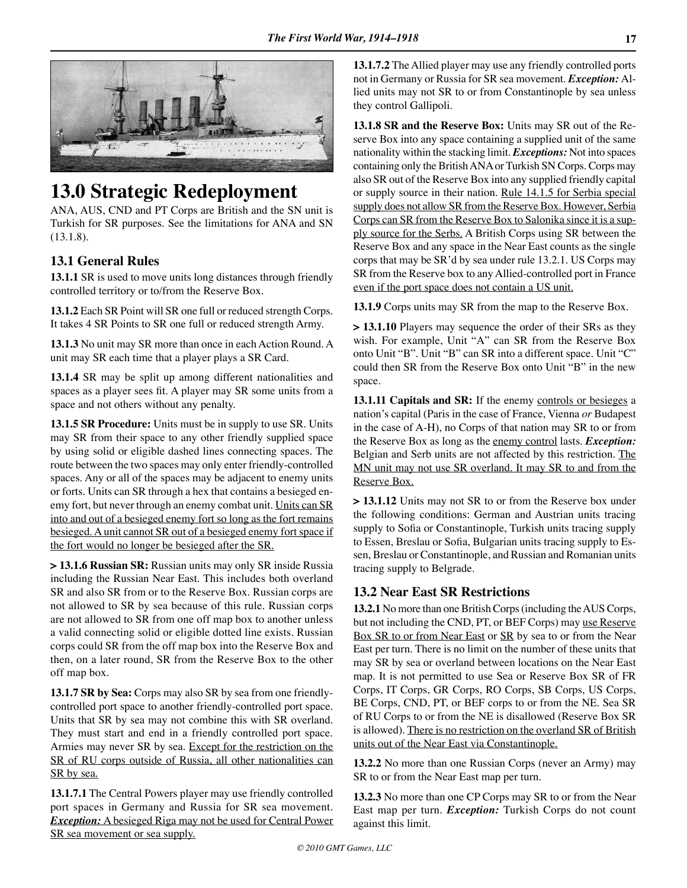# 13.0 Strategic Redeployment

ANA, AUS, CND and PT Corps are British and the SN unit is Turkish for SR purposes. See the limitations for ANA and SN (13.1.8).

## 13.1 General Rules

**13.1.1** SR is used to move units long distances through friendly controlled territory or to/from the Reserve Box.

**13.1.2** Each SR Point will SR one full or reduced strength Corps. It takes 4 SR Points to SR one full or reduced strength Army.

**13.1.3** No unit may SR more than once in each Action Round. A unit may SR each time that a player plays a SR Card.

**13.1.4** SR may be split up among different nationalities and spaces as a player sees fit. A player may SR some units from a space and not others without any penalty.

**13.1.5 SR Procedure:** Units must be in supply to use SR. Units may SR from their space to any other friendly supplied space by using solid or eligible dashed lines connecting spaces. The route between the two spaces may only enter friendly-controlled spaces. Any or all of the spaces may be adjacent to enemy units or forts. Units can SR through a hex that contains a besieged enemy fort, but never through an enemy combat unit. Units can SR into and out of a besieged enemy fort so long as the fort remains besieged. A unit cannot SR out of a besieged enemy fort space if the fort would no longer be besieged after the SR.

**> 13.1.6 Russian SR:** Russian units may only SR inside Russia including the Russian Near East. This includes both overland SR and also SR from or to the Reserve Box. Russian corps are not allowed to SR by sea because of this rule. Russian corps are not allowed to SR from one off map box to another unless a valid connecting solid or eligible dotted line exists. Russian corps could SR from the off map box into the Reserve Box and then, on a later round, SR from the Reserve Box to the other off map box.

**13.1.7 SR by Sea:** Corps may also SR by sea from one friendly-controlled port space to another friendly-controlled port space. Units that SR by sea may not combine this with SR overland. They must start and end in a friendly controlled port space. Armies may never SR by sea. Except for the restriction on the SR of RU corps outside of Russia, all other nationalities can SR by sea.

**13.1.7.1** The Central Powers player may use friendly controlled port spaces in Germany and Russia for SR sea movement. ***Exception:*** A besieged Riga may not be used for Central Power SR sea movement or sea supply.

**13.1.7.2** The Allied player may use any friendly controlled ports not in Germany or Russia for SR sea movement. ***Exception:*** Allied units may not SR to or from Constantinople by sea unless they control Gallipoli.

**13.1.8 SR and the Reserve Box:** Units may SR out of the Reserve Box into any space containing a supplied unit of the same nationality within the stacking limit. ***Exceptions:*** Not into spaces containing only the British ANA or Turkish SN Corps. Corps may also SR out of the Reserve Box into any supplied friendly capital or supply source in their nation. Rule 14.1.5 for Serbia special supply does not allow SR from the Reserve Box. However, Serbia Corps can SR from the Reserve Box to Salonika since it is a supply source for the Serbs. A British Corps using SR between the Reserve Box and any space in the Near East counts as the single corps that may be SR'd by sea under rule 13.2.1. US Corps may SR from the Reserve box to any Allied-controlled port in France even if the port space does not contain a US unit.

**13.1.9** Corps units may SR from the map to the Reserve Box.

**> 13.1.10** Players may sequence the order of their SRs as they wish. For example, Unit "A" can SR from the Reserve Box onto Unit "B". Unit "B" can SR into a different space. Unit "C" could then SR from the Reserve Box onto Unit "B" in the new space.

**13.1.11 Capitals and SR:** If the enemy controls or besieges a nation's capital (Paris in the case of France, Vienna *or* Budapest in the case of A-H), no Corps of that nation may SR to or from the Reserve Box as long as the enemy control lasts. ***Exception:*** Belgian and Serb units are not affected by this restriction. The MN unit may not use SR overland. It may SR to and from the Reserve Box.

**> 13.1.12** Units may not SR to or from the Reserve box under the following conditions: German and Austrian units tracing supply to Sofia or Constantinople, Turkish units tracing supply to Essen, Breslau or Sofia, Bulgarian units tracing supply to Essen, Breslau or Constantinople, and Russian and Romanian units tracing supply to Belgrade.

## 13.2 Near East SR Restrictions

**13.2.1** No more than one British Corps (including the AUS Corps, but not including the CND, PT, or BEF Corps) may use Reserve Box SR to or from Near East or SR by sea to or from the Near East per turn. There is no limit on the number of these units that may SR by sea or overland between locations on the Near East map. It is not permitted to use Sea or Reserve Box SR of FR Corps, IT Corps, GR Corps, RO Corps, SB Corps, US Corps, BE Corps, CND, PT, or BEF corps to or from the NE. Sea SR of RU Corps to or from the NE is disallowed (Reserve Box SR is allowed). There is no restriction on the overland SR of British units out of the Near East via Constantinople.

**13.2.2** No more than one Russian Corps (never an Army) may SR to or from the Near East map per turn.

**13.2.3** No more than one CP Corps may SR to or from the Near East map per turn. ***Exception:*** Turkish Corps do not count against this limit.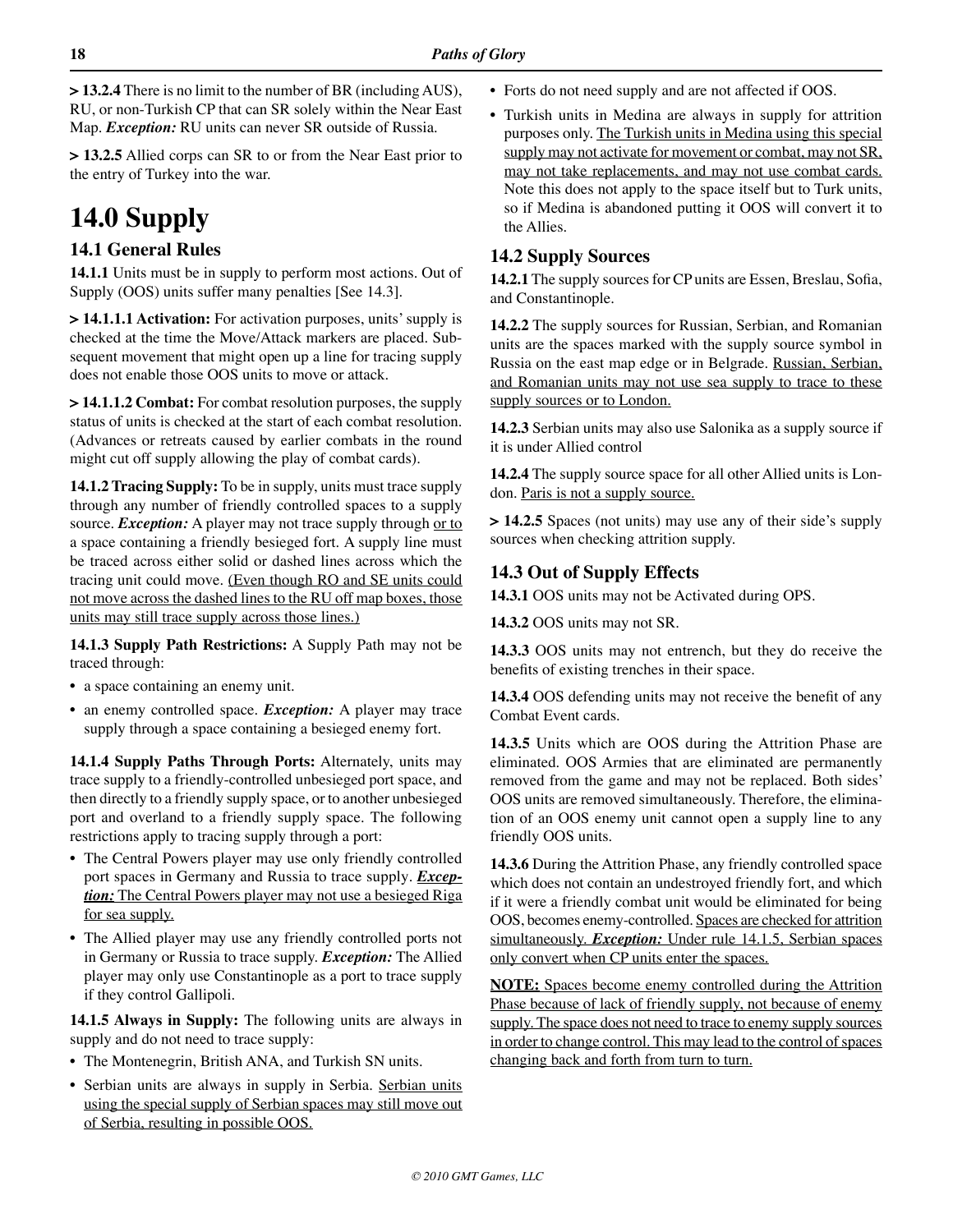**> 13.2.4** There is no limit to the number of BR (including AUS), RU, or non-Turkish CP that can SR solely within the Near East Map. ***Exception:*** RU units can never SR outside of Russia.

**> 13.2.5** Allied corps can SR to or from the Near East prior to the entry of Turkey into the war.

# 14.0 Supply

## 14.1 General Rules

**14.1.1** Units must be in supply to perform most actions. Out of Supply (OOS) units suffer many penalties [See 14.3].

**> 14.1.1.1 Activation:** For activation purposes, units' supply is checked at the time the Move/Attack markers are placed. Subsequent movement that might open up a line for tracing supply does not enable those OOS units to move or attack.

**> 14.1.1.2 Combat:** For combat resolution purposes, the supply status of units is checked at the start of each combat resolution. (Advances or retreats caused by earlier combats in the round might cut off supply allowing the play of combat cards).

**14.1.2 Tracing Supply:** To be in supply, units must trace supply through any number of friendly controlled spaces to a supply source. ***Exception:*** A player may not trace supply through or to a space containing a friendly besieged fort. A supply line must be traced across either solid or dashed lines across which the tracing unit could move. (Even though RO and SE units could not move across the dashed lines to the RU off map boxes, those units may still trace supply across those lines.)

**14.1.3 Supply Path Restrictions:** A Supply Path may not be traced through:

- a space containing an enemy unit.
- an enemy controlled space. ***Exception:*** A player may trace supply through a space containing a besieged enemy fort.

**14.1.4 Supply Paths Through Ports:** Alternately, units may trace supply to a friendly-controlled unbesieged port space, and then directly to a friendly supply space, or to another unbesieged port and overland to a friendly supply space. The following restrictions apply to tracing supply through a port:

- The Central Powers player may use only friendly controlled port spaces in Germany and Russia to trace supply. ***Exception:*** The Central Powers player may not use a besieged Riga for sea supply.
- The Allied player may use any friendly controlled ports not in Germany or Russia to trace supply. ***Exception:*** The Allied player may only use Constantinople as a port to trace supply if they control Gallipoli.

**14.1.5 Always in Supply:** The following units are always in supply and do not need to trace supply:

- The Montenegrin, British ANA, and Turkish SN units.
- Serbian units are always in supply in Serbia. Serbian units using the special supply of Serbian spaces may still move out of Serbia, resulting in possible OOS.
- Forts do not need supply and are not affected if OOS.
- Turkish units in Medina are always in supply for attrition purposes only. The Turkish units in Medina using this special supply may not activate for movement or combat, may not SR, may not take replacements, and may not use combat cards. Note this does not apply to the space itself but to Turk units, so if Medina is abandoned putting it OOS will convert it to the Allies.

## 14.2 Supply Sources

**14.2.1** The supply sources for CP units are Essen, Breslau, Sofia, and Constantinople.

**14.2.2** The supply sources for Russian, Serbian, and Romanian units are the spaces marked with the supply source symbol in Russia on the east map edge or in Belgrade. Russian, Serbian, and Romanian units may not use sea supply to trace to these supply sources or to London.

**14.2.3** Serbian units may also use Salonika as a supply source if it is under Allied control

**14.2.4** The supply source space for all other Allied units is London. Paris is not a supply source.

**> 14.2.5** Spaces (not units) may use any of their side's supply sources when checking attrition supply.

## 14.3 Out of Supply Effects

**14.3.1** OOS units may not be Activated during OPS.

**14.3.2** OOS units may not SR.

**14.3.3** OOS units may not entrench, but they do receive the benefits of existing trenches in their space.

**14.3.4** OOS defending units may not receive the benefit of any Combat Event cards.

**14.3.5** Units which are OOS during the Attrition Phase are eliminated. OOS Armies that are eliminated are permanently removed from the game and may not be replaced. Both sides' OOS units are removed simultaneously. Therefore, the elimination of an OOS enemy unit cannot open a supply line to any friendly OOS units.

**14.3.6** During the Attrition Phase, any friendly controlled space which does not contain an undestroyed friendly fort, and which if it were a friendly combat unit would be eliminated for being OOS, becomes enemy-controlled. Spaces are checked for attrition simultaneously. ***Exception:*** Under rule 14.1.5, Serbian spaces only convert when CP units enter the spaces.

**NOTE:** Spaces become enemy controlled during the Attrition Phase because of lack of friendly supply, not because of enemy supply. The space does not need to trace to enemy supply sources in order to change control. This may lead to the control of spaces changing back and forth from turn to turn.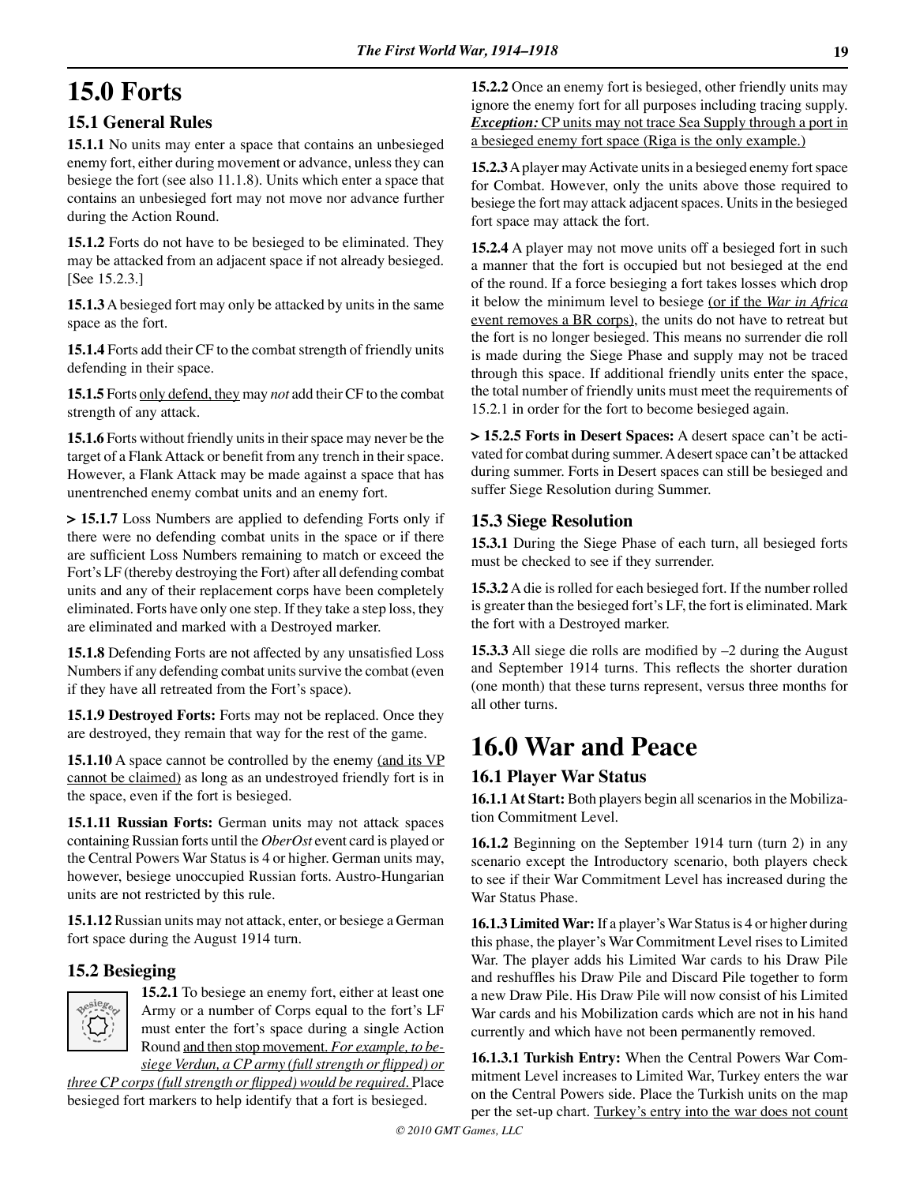# 15.0 Forts

## 15.1 General Rules

**15.1.1** No units may enter a space that contains an unbesieged enemy fort, either during movement or advance, unless they can besiege the fort (see also 11.1.8). Units which enter a space that contains an unbesieged fort may not move nor advance further during the Action Round.

**15.1.2** Forts do not have to be besieged to be eliminated. They may be attacked from an adjacent space if not already besieged. [See 15.2.3.]

**15.1.3** A besieged fort may only be attacked by units in the same space as the fort.

**15.1.4** Forts add their CF to the combat strength of friendly units defending in their space.

**15.1.5** Forts only defend, they may *not* add their CF to the combat strength of any attack.

**15.1.6** Forts without friendly units in their space may never be the target of a Flank Attack or benefit from any trench in their space. However, a Flank Attack may be made against a space that has unentrenched enemy combat units and an enemy fort.

**> 15.1.7** Loss Numbers are applied to defending Forts only if there were no defending combat units in the space or if there are sufficient Loss Numbers remaining to match or exceed the Fort's LF (thereby destroying the Fort) after all defending combat units and any of their replacement corps have been completely eliminated. Forts have only one step. If they take a step loss, they are eliminated and marked with a Destroyed marker.

**15.1.8** Defending Forts are not affected by any unsatisfied Loss Numbers if any defending combat units survive the combat (even if they have all retreated from the Fort's space).

**15.1.9 Destroyed Forts:** Forts may not be replaced. Once they are destroyed, they remain that way for the rest of the game.

**15.1.10** A space cannot be controlled by the enemy (and its VP cannot be claimed) as long as an undestroyed friendly fort is in the space, even if the fort is besieged.

**15.1.11 Russian Forts:** German units may not attack spaces containing Russian forts until the *OberOst* event card is played or the Central Powers War Status is 4 or higher. German units may, however, besiege unoccupied Russian forts. Austro-Hungarian units are not restricted by this rule.

**15.1.12** Russian units may not attack, enter, or besiege a German fort space during the August 1914 turn.

## 15.2 Besieging

**15.2.1** To besiege an enemy fort, either at least one Army or a number of Corps equal to the fort's LF must enter the fort's space during a single Action Round and then stop movement. *For example, to besiege Verdun, a CP army (full strength or flipped) or three CP corps (full strength or flipped) would be required.* Place besieged fort markers to help identify that a fort is besieged.

**15.2.2** Once an enemy fort is besieged, other friendly units may ignore the enemy fort for all purposes including tracing supply. ***Exception:*** CP units may not trace Sea Supply through a port in a besieged enemy fort space (Riga is the only example.)

**15.2.3** A player may Activate units in a besieged enemy fort space for Combat. However, only the units above those required to besiege the fort may attack adjacent spaces. Units in the besieged fort space may attack the fort.

**15.2.4** A player may not move units off a besieged fort in such a manner that the fort is occupied but not besieged at the end of the round. If a force besieging a fort takes losses which drop it below the minimum level to besiege (or if the *War in Africa* event removes a BR corps), the units do not have to retreat but the fort is no longer besieged. This means no surrender die roll is made during the Siege Phase and supply may not be traced through this space. If additional friendly units enter the space, the total number of friendly units must meet the requirements of 15.2.1 in order for the fort to become besieged again.

**> 15.2.5 Forts in Desert Spaces:** A desert space can't be activated for combat during summer. A desert space can't be attacked during summer. Forts in Desert spaces can still be besieged and suffer Siege Resolution during Summer.

## 15.3 Siege Resolution

**15.3.1** During the Siege Phase of each turn, all besieged forts must be checked to see if they surrender.

**15.3.2** A die is rolled for each besieged fort. If the number rolled is greater than the besieged fort's LF, the fort is eliminated. Mark the fort with a Destroyed marker.

**15.3.3** All siege die rolls are modified by –2 during the August and September 1914 turns. This reflects the shorter duration (one month) that these turns represent, versus three months for all other turns.

# 16.0 War and Peace

## 16.1 Player War Status

**16.1.1 At Start:** Both players begin all scenarios in the Mobilization Commitment Level.

**16.1.2** Beginning on the September 1914 turn (turn 2) in any scenario except the Introductory scenario, both players check to see if their War Commitment Level has increased during the War Status Phase.

**16.1.3 Limited War:** If a player's War Status is 4 or higher during this phase, the player's War Commitment Level rises to Limited War. The player adds his Limited War cards to his Draw Pile and reshuffles his Draw Pile and Discard Pile together to form a new Draw Pile. His Draw Pile will now consist of his Limited War cards and his Mobilization cards which are not in his hand currently and which have not been permanently removed.

**16.1.3.1 Turkish Entry:** When the Central Powers War Commitment Level increases to Limited War, Turkey enters the war on the Central Powers side. Place the Turkish units on the map per the set-up chart. Turkey's entry into the war does not count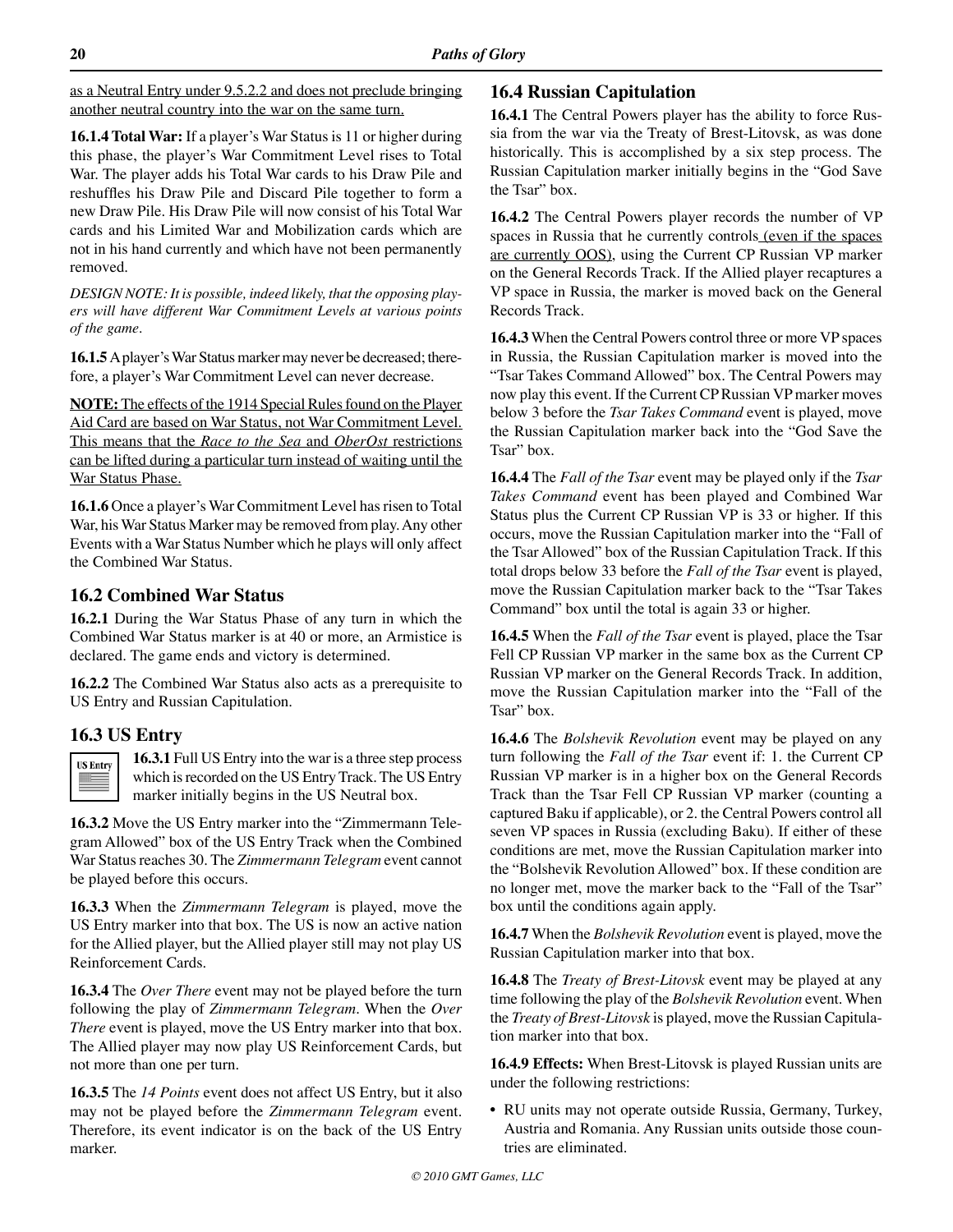as a Neutral Entry under 9.5.2.2 and does not preclude bringing another neutral country into the war on the same turn.

**16.1.4 Total War:** If a player's War Status is 11 or higher during this phase, the player's War Commitment Level rises to Total War. The player adds his Total War cards to his Draw Pile and reshuffles his Draw Pile and Discard Pile together to form a new Draw Pile. His Draw Pile will now consist of his Total War cards and his Limited War and Mobilization cards which are not in his hand currently and which have not been permanently removed.

*DESIGN NOTE: It is possible, indeed likely, that the opposing players will have different War Commitment Levels at various points of the game.*

**16.1.5** A player's War Status marker may never be decreased; therefore, a player's War Commitment Level can never decrease.

**NOTE:** The effects of the 1914 Special Rules found on the Player Aid Card are based on War Status, not War Commitment Level. This means that the *Race to the Sea* and *OberOst* restrictions can be lifted during a particular turn instead of waiting until the War Status Phase.

**16.1.6** Once a player's War Commitment Level has risen to Total War, his War Status Marker may be removed from play. Any other Events with a War Status Number which he plays will only affect the Combined War Status.

## 16.2 Combined War Status

**16.2.1** During the War Status Phase of any turn in which the Combined War Status marker is at 40 or more, an Armistice is declared. The game ends and victory is determined.

**16.2.2** The Combined War Status also acts as a prerequisite to US Entry and Russian Capitulation.

## 16.3 US Entry

**16.3.1** Full US Entry into the war is a three step process which is recorded on the US Entry Track. The US Entry marker initially begins in the US Neutral box.

**16.3.2** Move the US Entry marker into the "Zimmermann Telegram Allowed" box of the US Entry Track when the Combined War Status reaches 30. The *Zimmermann Telegram* event cannot be played before this occurs.

**16.3.3** When the *Zimmermann Telegram* is played, move the US Entry marker into that box. The US is now an active nation for the Allied player, but the Allied player still may not play US Reinforcement Cards.

**16.3.4** The *Over There* event may not be played before the turn following the play of *Zimmermann Telegram*. When the *Over There* event is played, move the US Entry marker into that box. The Allied player may now play US Reinforcement Cards, but not more than one per turn.

**16.3.5** The *14 Points* event does not affect US Entry, but it also may not be played before the *Zimmermann Telegram* event. Therefore, its event indicator is on the back of the US Entry marker.

## 16.4 Russian Capitulation

**16.4.1** The Central Powers player has the ability to force Russia from the war via the Treaty of Brest-Litovsk, as was done historically. This is accomplished by a six step process. The Russian Capitulation marker initially begins in the "God Save the Tsar" box.

**16.4.2** The Central Powers player records the number of VP spaces in Russia that he currently controls (even if the spaces are currently OOS), using the Current CP Russian VP marker on the General Records Track. If the Allied player recaptures a VP space in Russia, the marker is moved back on the General Records Track.

**16.4.3** When the Central Powers control three or more VP spaces in Russia, the Russian Capitulation marker is moved into the "Tsar Takes Command Allowed" box. The Central Powers may now play this event. If the Current CP Russian VP marker moves below 3 before the *Tsar Takes Command* event is played, move the Russian Capitulation marker back into the "God Save the Tsar" box.

**16.4.4** The *Fall of the Tsar* event may be played only if the *Tsar Takes Command* event has been played and Combined War Status plus the Current CP Russian VP is 33 or higher. If this occurs, move the Russian Capitulation marker into the "Fall of the Tsar Allowed" box of the Russian Capitulation Track. If this total drops below 33 before the *Fall of the Tsar* event is played, move the Russian Capitulation marker back to the "Tsar Takes Command" box until the total is again 33 or higher.

**16.4.5** When the *Fall of the Tsar* event is played, place the Tsar Fell CP Russian VP marker in the same box as the Current CP Russian VP marker on the General Records Track. In addition, move the Russian Capitulation marker into the "Fall of the Tsar" box.

**16.4.6** The *Bolshevik Revolution* event may be played on any turn following the *Fall of the Tsar* event if: 1. the Current CP Russian VP marker is in a higher box on the General Records Track than the Tsar Fell CP Russian VP marker (counting a captured Baku if applicable), or 2. the Central Powers control all seven VP spaces in Russia (excluding Baku). If either of these conditions are met, move the Russian Capitulation marker into the "Bolshevik Revolution Allowed" box. If these condition are no longer met, move the marker back to the "Fall of the Tsar" box until the conditions again apply.

**16.4.7** When the *Bolshevik Revolution* event is played, move the Russian Capitulation marker into that box.

**16.4.8** The *Treaty of Brest-Litovsk* event may be played at any time following the play of the *Bolshevik Revolution* event. When the *Treaty of Brest-Litovsk* is played, move the Russian Capitulation marker into that box.

**16.4.9 Effects:** When Brest-Litovsk is played Russian units are under the following restrictions:

- RU units may not operate outside Russia, Germany, Turkey, Austria and Romania. Any Russian units outside those countries are eliminated.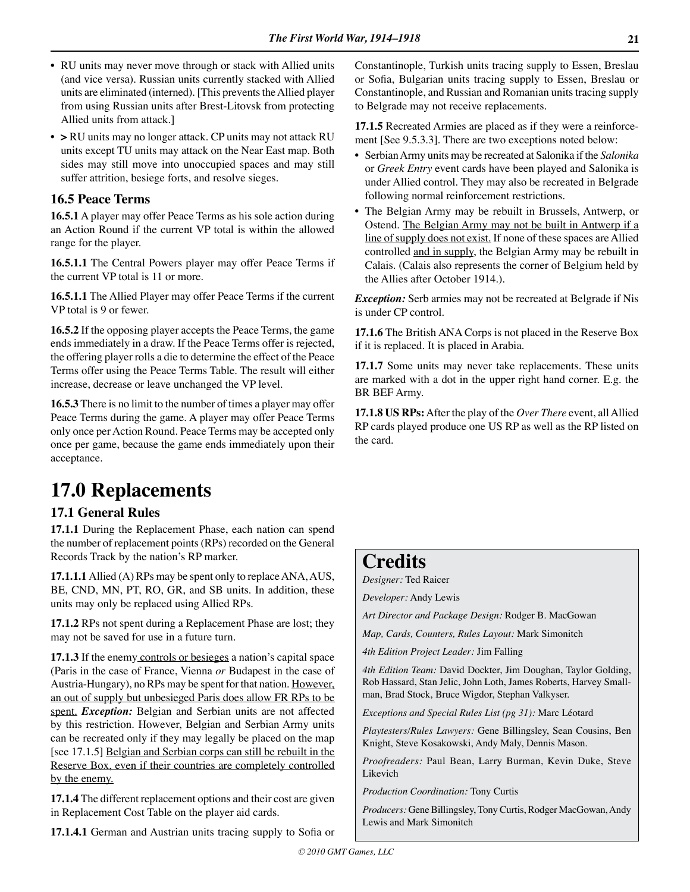- RU units may never move through or stack with Allied units (and vice versa). Russian units currently stacked with Allied units are eliminated (interned). [This prevents the Allied player from using Russian units after Brest-Litovsk from protecting Allied units from attack.]
- **>** RU units may no longer attack. CP units may not attack RU units except TU units may attack on the Near East map. Both sides may still move into unoccupied spaces and may still suffer attrition, besiege forts, and resolve sieges.

### 16.5 Peace Terms

**16.5.1** A player may offer Peace Terms as his sole action during an Action Round if the current VP total is within the allowed range for the player.

**16.5.1.1** The Central Powers player may offer Peace Terms if the current VP total is 11 or more.

**16.5.1.1** The Allied Player may offer Peace Terms if the current VP total is 9 or fewer.

**16.5.2** If the opposing player accepts the Peace Terms, the game ends immediately in a draw. If the Peace Terms offer is rejected, the offering player rolls a die to determine the effect of the Peace Terms offer using the Peace Terms Table. The result will either increase, decrease or leave unchanged the VP level.

**16.5.3** There is no limit to the number of times a player may offer Peace Terms during the game. A player may offer Peace Terms only once per Action Round. Peace Terms may be accepted only once per game, because the game ends immediately upon their acceptance.

# 17.0 Replacements

### 17.1 General Rules

**17.1.1** During the Replacement Phase, each nation can spend the number of replacement points (RPs) recorded on the General Records Track by the nation's RP marker.

**17.1.1.1** Allied (A) RPs may be spent only to replace ANA, AUS, BE, CND, MN, PT, RO, GR, and SB units. In addition, these units may only be replaced using Allied RPs.

**17.1.2** RPs not spent during a Replacement Phase are lost; they may not be saved for use in a future turn.

**17.1.3** If the enemy controls or besieges a nation's capital space (Paris in the case of France, Vienna *or* Budapest in the case of Austria-Hungary), no RPs may be spent for that nation. However, an out of supply but unbesieged Paris does allow FR RPs to be spent. ***Exception:*** Belgian and Serbian units are not affected by this restriction. However, Belgian and Serbian Army units can be recreated only if they may legally be placed on the map [see 17.1.5] Belgian and Serbian corps can still be rebuilt in the Reserve Box, even if their countries are completely controlled by the enemy.

**17.1.4** The different replacement options and their cost are given in Replacement Cost Table on the player aid cards.

**17.1.4.1** German and Austrian units tracing supply to Sofia or Constantinople, Turkish units tracing supply to Essen, Breslau or Sofia, Bulgarian units tracing supply to Essen, Breslau or Constantinople, and Russian and Romanian units tracing supply to Belgrade may not receive replacements.

**17.1.5** Recreated Armies are placed as if they were a reinforcement [See 9.5.3.3]. There are two exceptions noted below:

- Serbian Army units may be recreated at Salonika if the *Salonika* or *Greek Entry* event cards have been played and Salonika is under Allied control. They may also be recreated in Belgrade following normal reinforcement restrictions.
- The Belgian Army may be rebuilt in Brussels, Antwerp, or Ostend. The Belgian Army may not be built in Antwerp if a line of supply does not exist. If none of these spaces are Allied controlled and in supply, the Belgian Army may be rebuilt in Calais. (Calais also represents the corner of Belgium held by the Allies after October 1914.).

***Exception:*** Serb armies may not be recreated at Belgrade if Nis is under CP control.

**17.1.6** The British ANA Corps is not placed in the Reserve Box if it is replaced. It is placed in Arabia.

**17.1.7** Some units may never take replacements. These units are marked with a dot in the upper right hand corner. E.g. the BR BEF Army.

**17.1.8 US RPs:** After the play of the *Over There* event, all Allied RP cards played produce one US RP as well as the RP listed on the card.

# Credits

*Designer:* Ted Raicer

*Developer:* Andy Lewis

*Art Director and Package Design:* Rodger B. MacGowan

*Map, Cards, Counters, Rules Layout:* Mark Simonitch

*4th Edition Project Leader:* Jim Falling

*4th Edition Team:* David Dockter, Jim Doughan, Taylor Golding, Rob Hassard, Stan Jelic, John Loth, James Roberts, Harvey Smallman, Brad Stock, Bruce Wigdor, Stephan Valkyser.

*Exceptions and Special Rules List (pg 31):* Marc Léotard

*Playtesters/Rules Lawyers:* Gene Billingsley, Sean Cousins, Ben Knight, Steve Kosakowski, Andy Maly, Dennis Mason.

*Proofreaders:* Paul Bean, Larry Burman, Kevin Duke, Steve Likevich

*Production Coordination:* Tony Curtis

*Producers:* Gene Billingsley, Tony Curtis, Rodger MacGowan, Andy Lewis and Mark Simonitch

© 2010 GMT Games, LLC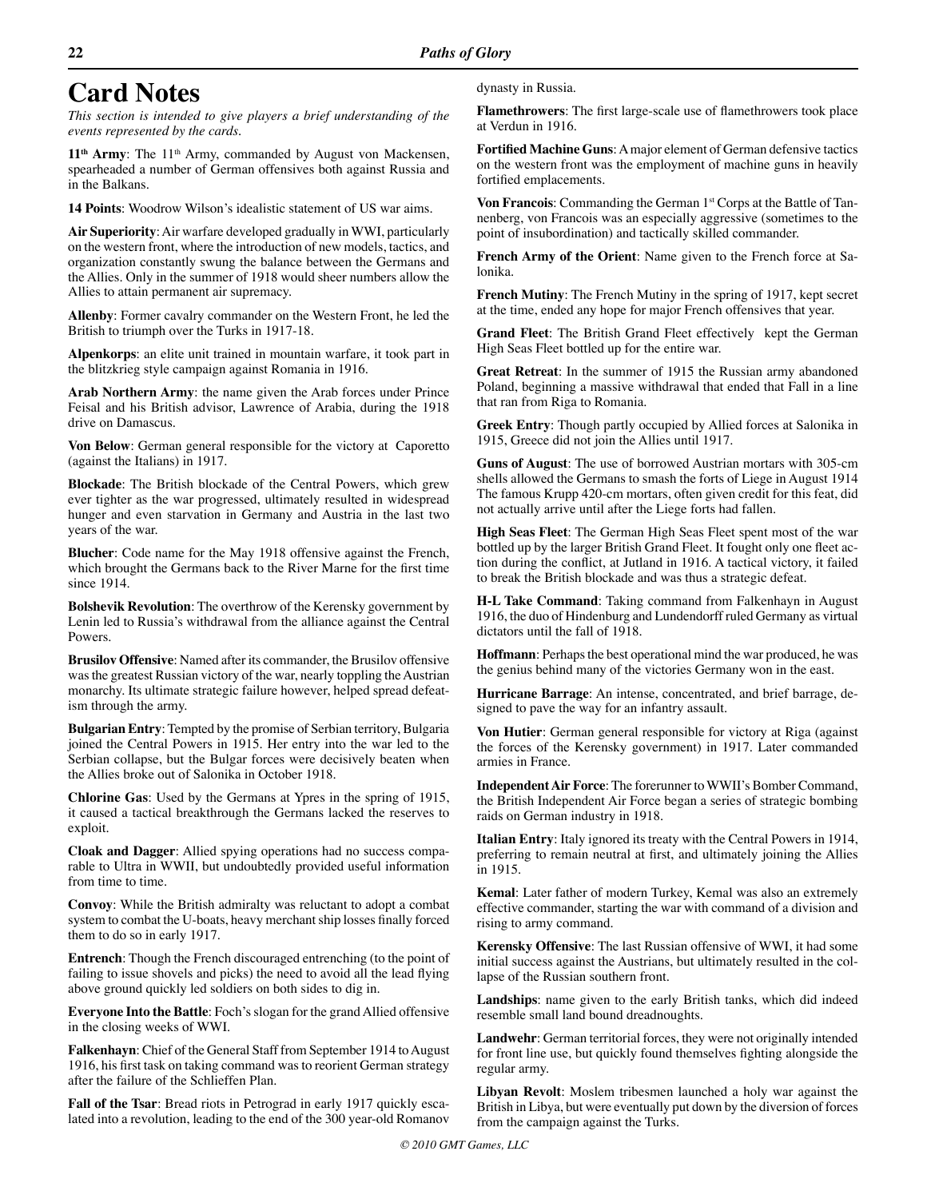# Card Notes

*This section is intended to give players a brief understanding of the events represented by the cards.*

**11th Army**: The 11th Army, commanded by August von Mackensen, spearheaded a number of German offensives both against Russia and in the Balkans.

**14 Points**: Woodrow Wilson's idealistic statement of US war aims.

**Air Superiority**: Air warfare developed gradually in WWI, particularly on the western front, where the introduction of new models, tactics, and organization constantly swung the balance between the Germans and the Allies. Only in the summer of 1918 would sheer numbers allow the Allies to attain permanent air supremacy.

**Allenby**: Former cavalry commander on the Western Front, he led the British to triumph over the Turks in 1917-18.

**Alpenkorps**: an elite unit trained in mountain warfare, it took part in the blitzkrieg style campaign against Romania in 1916.

**Arab Northern Army**: the name given the Arab forces under Prince Feisal and his British advisor, Lawrence of Arabia, during the 1918 drive on Damascus.

**Von Below**: German general responsible for the victory at Caporetto (against the Italians) in 1917.

**Blockade**: The British blockade of the Central Powers, which grew ever tighter as the war progressed, ultimately resulted in widespread hunger and even starvation in Germany and Austria in the last two years of the war.

**Blucher**: Code name for the May 1918 offensive against the French, which brought the Germans back to the River Marne for the first time since 1914.

**Bolshevik Revolution**: The overthrow of the Kerensky government by Lenin led to Russia's withdrawal from the alliance against the Central Powers.

**Brusilov Offensive**: Named after its commander, the Brusilov offensive was the greatest Russian victory of the war, nearly toppling the Austrian monarchy. Its ultimate strategic failure however, helped spread defeatism through the army.

**Bulgarian Entry**: Tempted by the promise of Serbian territory, Bulgaria joined the Central Powers in 1915. Her entry into the war led to the Serbian collapse, but the Bulgar forces were decisively beaten when the Allies broke out of Salonika in October 1918.

**Chlorine Gas**: Used by the Germans at Ypres in the spring of 1915, it caused a tactical breakthrough the Germans lacked the reserves to exploit.

**Cloak and Dagger**: Allied spying operations had no success comparable to Ultra in WWII, but undoubtedly provided useful information from time to time.

**Convoy**: While the British admiralty was reluctant to adopt a combat system to combat the U-boats, heavy merchant ship losses finally forced them to do so in early 1917.

**Entrench**: Though the French discouraged entrenching (to the point of failing to issue shovels and picks) the need to avoid all the lead flying above ground quickly led soldiers on both sides to dig in.

**Everyone Into the Battle**: Foch's slogan for the grand Allied offensive in the closing weeks of WWI.

**Falkenhayn**: Chief of the General Staff from September 1914 to August 1916, his first task on taking command was to reorient German strategy after the failure of the Schlieffen Plan.

**Fall of the Tsar**: Bread riots in Petrograd in early 1917 quickly escalated into a revolution, leading to the end of the 300 year-old Romanov dynasty in Russia.

**Flamethrowers**: The first large-scale use of flamethrowers took place at Verdun in 1916.

**Fortified Machine Guns**: A major element of German defensive tactics on the western front was the employment of machine guns in heavily fortified emplacements.

**Von Francois**: Commanding the German 1st Corps at the Battle of Tannenberg, von Francois was an especially aggressive (sometimes to the point of insubordination) and tactically skilled commander.

**French Army of the Orient**: Name given to the French force at Salonika.

**French Mutiny**: The French Mutiny in the spring of 1917, kept secret at the time, ended any hope for major French offensives that year.

**Grand Fleet**: The British Grand Fleet effectively kept the German High Seas Fleet bottled up for the entire war.

**Great Retreat**: In the summer of 1915 the Russian army abandoned Poland, beginning a massive withdrawal that ended that Fall in a line that ran from Riga to Romania.

**Greek Entry**: Though partly occupied by Allied forces at Salonika in 1915, Greece did not join the Allies until 1917.

**Guns of August**: The use of borrowed Austrian mortars with 305-cm shells allowed the Germans to smash the forts of Liege in August 1914 The famous Krupp 420-cm mortars, often given credit for this feat, did not actually arrive until after the Liege forts had fallen.

**High Seas Fleet**: The German High Seas Fleet spent most of the war bottled up by the larger British Grand Fleet. It fought only one fleet action during the conflict, at Jutland in 1916. A tactical victory, it failed to break the British blockade and was thus a strategic defeat.

**H-L Take Command**: Taking command from Falkenhayn in August 1916, the duo of Hindenburg and Lundendorff ruled Germany as virtual dictators until the fall of 1918.

**Hoffmann**: Perhaps the best operational mind the war produced, he was the genius behind many of the victories Germany won in the east.

**Hurricane Barrage**: An intense, concentrated, and brief barrage, designed to pave the way for an infantry assault.

**Von Hutier**: German general responsible for victory at Riga (against the forces of the Kerensky government) in 1917. Later commanded armies in France.

**Independent Air Force**: The forerunner to WWII's Bomber Command, the British Independent Air Force began a series of strategic bombing raids on German industry in 1918.

**Italian Entry**: Italy ignored its treaty with the Central Powers in 1914, preferring to remain neutral at first, and ultimately joining the Allies in 1915.

**Kemal**: Later father of modern Turkey, Kemal was also an extremely effective commander, starting the war with command of a division and rising to army command.

**Kerensky Offensive**: The last Russian offensive of WWI, it had some initial success against the Austrians, but ultimately resulted in the collapse of the Russian southern front.

**Landships**: name given to the early British tanks, which did indeed resemble small land bound dreadnoughts.

**Landwehr**: German territorial forces, they were not originally intended for front line use, but quickly found themselves fighting alongside the regular army.

**Libyan Revolt**: Moslem tribesmen launched a holy war against the British in Libya, but were eventually put down by the diversion of forces from the campaign against the Turks.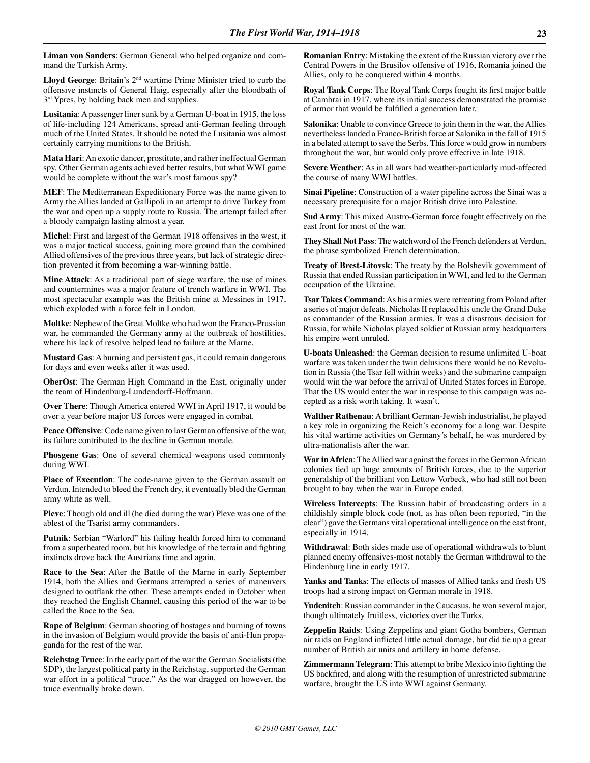**Liman von Sanders**: German General who helped organize and command the Turkish Army.

**Lloyd George**: Britain's 2nd wartime Prime Minister tried to curb the offensive instincts of General Haig, especially after the bloodbath of 3rd Ypres, by holding back men and supplies.

**Lusitania**: A passenger liner sunk by a German U-boat in 1915, the loss of life-including 124 Americans, spread anti-German feeling through much of the United States. It should be noted the Lusitania was almost certainly carrying munitions to the British.

**Mata Hari**: An exotic dancer, prostitute, and rather ineffectual German spy. Other German agents achieved better results, but what WWI game would be complete without the war's most famous spy?

**MEF**: The Mediterranean Expeditionary Force was the name given to Army the Allies landed at Gallipoli in an attempt to drive Turkey from the war and open up a supply route to Russia. The attempt failed after a bloody campaign lasting almost a year.

**Michel**: First and largest of the German 1918 offensives in the west, it was a major tactical success, gaining more ground than the combined Allied offensives of the previous three years, but lack of strategic direction prevented it from becoming a war-winning battle.

**Mine Attack**: As a traditional part of siege warfare, the use of mines and countermines was a major feature of trench warfare in WWI. The most spectacular example was the British mine at Messines in 1917, which exploded with a force felt in London.

**Moltke**: Nephew of the Great Moltke who had won the Franco-Prussian war, he commanded the Germany army at the outbreak of hostilities, where his lack of resolve helped lead to failure at the Marne.

**Mustard Gas**: A burning and persistent gas, it could remain dangerous for days and even weeks after it was used.

**OberOst**: The German High Command in the East, originally under the team of Hindenburg-Lundendorff-Hoffmann.

**Over There**: Though America entered WWI in April 1917, it would be over a year before major US forces were engaged in combat.

**Peace Offensive**: Code name given to last German offensive of the war, its failure contributed to the decline in German morale.

**Phosgene Gas**: One of several chemical weapons used commonly during WWI.

**Place of Execution**: The code-name given to the German assault on Verdun. Intended to bleed the French dry, it eventually bled the German army white as well.

**Pleve**: Though old and ill (he died during the war) Pleve was one of the ablest of the Tsarist army commanders.

**Putnik**: Serbian "Warlord" his failing health forced him to command from a superheated room, but his knowledge of the terrain and fighting instincts drove back the Austrians time and again.

**Race to the Sea**: After the Battle of the Marne in early September 1914, both the Allies and Germans attempted a series of maneuvers designed to outflank the other. These attempts ended in October when they reached the English Channel, causing this period of the war to be called the Race to the Sea.

**Rape of Belgium**: German shooting of hostages and burning of towns in the invasion of Belgium would provide the basis of anti-Hun propaganda for the rest of the war.

**Reichstag Truce**: In the early part of the war the German Socialists (the SDP), the largest political party in the Reichstag, supported the German war effort in a political "truce." As the war dragged on however, the truce eventually broke down.

**Romanian Entry**: Mistaking the extent of the Russian victory over the Central Powers in the Brusilov offensive of 1916, Romania joined the Allies, only to be conquered within 4 months.

**Royal Tank Corps**: The Royal Tank Corps fought its first major battle at Cambrai in 1917, where its initial success demonstrated the promise of armor that would be fulfilled a generation later.

**Salonika**: Unable to convince Greece to join them in the war, the Allies nevertheless landed a Franco-British force at Salonika in the fall of 1915 in a belated attempt to save the Serbs. This force would grow in numbers throughout the war, but would only prove effective in late 1918.

**Severe Weather**: As in all wars bad weather-particularly mud-affected the course of many WWI battles.

**Sinai Pipeline**: Construction of a water pipeline across the Sinai was a necessary prerequisite for a major British drive into Palestine.

**Sud Army**: This mixed Austro-German force fought effectively on the east front for most of the war.

**They Shall Not Pass**: The watchword of the French defenders at Verdun, the phrase symbolized French determination.

**Treaty of Brest-Litovsk**: The treaty by the Bolshevik government of Russia that ended Russian participation in WWI, and led to the German occupation of the Ukraine.

**Tsar Takes Command**: As his armies were retreating from Poland after a series of major defeats. Nicholas II replaced his uncle the Grand Duke as commander of the Russian armies. It was a disastrous decision for Russia, for while Nicholas played soldier at Russian army headquarters his empire went unruled.

**U-boats Unleashed**: the German decision to resume unlimited U-boat warfare was taken under the twin delusions there would be no Revolution in Russia (the Tsar fell within weeks) and the submarine campaign would win the war before the arrival of United States forces in Europe. That the US would enter the war in response to this campaign was accepted as a risk worth taking. It wasn't.

**Walther Rathenau**: A brilliant German-Jewish industrialist, he played a key role in organizing the Reich's economy for a long war. Despite his vital wartime activities on Germany's behalf, he was murdered by ultra-nationalists after the war.

**War in Africa**: The Allied war against the forces in the German African colonies tied up huge amounts of British forces, due to the superior generalship of the brilliant von Lettow Vorbeck, who had still not been brought to bay when the war in Europe ended.

**Wireless Intercepts**: The Russian habit of broadcasting orders in a childishly simple block code (not, as has often been reported, "in the clear") gave the Germans vital operational intelligence on the east front, especially in 1914.

**Withdrawal**: Both sides made use of operational withdrawals to blunt planned enemy offensives-most notably the German withdrawal to the Hindenburg line in early 1917.

**Yanks and Tanks**: The effects of masses of Allied tanks and fresh US troops had a strong impact on German morale in 1918.

**Yudenitch**: Russian commander in the Caucasus, he won several major, though ultimately fruitless, victories over the Turks.

**Zeppelin Raids**: Using Zeppelins and giant Gotha bombers, German air raids on England inflicted little actual damage, but did tie up a great number of British air units and artillery in home defense.

**Zimmermann Telegram**: This attempt to bribe Mexico into fighting the US backfired, and along with the resumption of unrestricted submarine warfare, brought the US into WWI against Germany.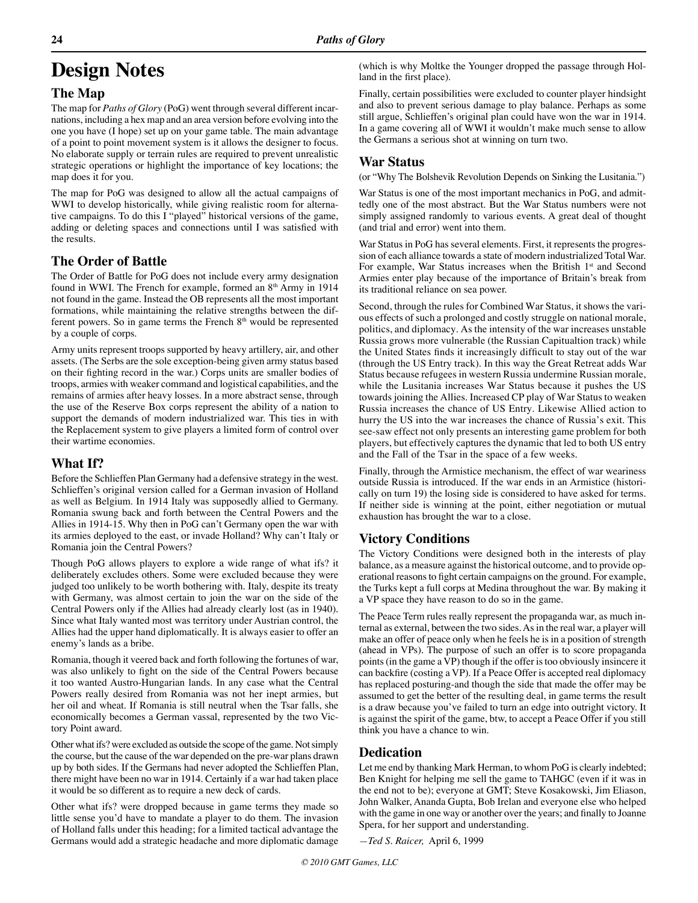# Design Notes

## The Map

The map for *Paths of Glory* (PoG) went through several different incarnations, including a hex map and an area version before evolving into the one you have (I hope) set up on your game table. The main advantage of a point to point movement system is it allows the designer to focus. No elaborate supply or terrain rules are required to prevent unrealistic strategic operations or highlight the importance of key locations; the map does it for you.

The map for PoG was designed to allow all the actual campaigns of WWI to develop historically, while giving realistic room for alternative campaigns. To do this I "played" historical versions of the game, adding or deleting spaces and connections until I was satisfied with the results.

## The Order of Battle

The Order of Battle for PoG does not include every army designation found in WWI. The French for example, formed an 8th Army in 1914 not found in the game. Instead the OB represents all the most important formations, while maintaining the relative strengths between the different powers. So in game terms the French 8th would be represented by a couple of corps.

Army units represent troops supported by heavy artillery, air, and other assets. (The Serbs are the sole exception-being given army status based on their fighting record in the war.) Corps units are smaller bodies of troops, armies with weaker command and logistical capabilities, and the remains of armies after heavy losses. In a more abstract sense, through the use of the Reserve Box corps represent the ability of a nation to support the demands of modern industrialized war. This ties in with the Replacement system to give players a limited form of control over their wartime economies.

## What If?

Before the Schlieffen Plan Germany had a defensive strategy in the west. Schlieffen's original version called for a German invasion of Holland as well as Belgium. In 1914 Italy was supposedly allied to Germany. Romania swung back and forth between the Central Powers and the Allies in 1914-15. Why then in PoG can't Germany open the war with its armies deployed to the east, or invade Holland? Why can't Italy or Romania join the Central Powers?

Though PoG allows players to explore a wide range of what ifs? it deliberately excludes others. Some were excluded because they were judged too unlikely to be worth bothering with. Italy, despite its treaty with Germany, was almost certain to join the war on the side of the Central Powers only if the Allies had already clearly lost (as in 1940). Since what Italy wanted most was territory under Austrian control, the Allies had the upper hand diplomatically. It is always easier to offer an enemy's lands as a bribe.

Romania, though it veered back and forth following the fortunes of war, was also unlikely to fight on the side of the Central Powers because it too wanted Austro-Hungarian lands. In any case what the Central Powers really desired from Romania was not her inept armies, but her oil and wheat. If Romania is still neutral when the Tsar falls, she economically becomes a German vassal, represented by the two Victory Point award.

Other what ifs? were excluded as outside the scope of the game. Not simply the course, but the cause of the war depended on the pre-war plans drawn up by both sides. If the Germans had never adopted the Schlieffen Plan, there might have been no war in 1914. Certainly if a war had taken place it would be so different as to require a new deck of cards.

Other what ifs? were dropped because in game terms they made so little sense you'd have to mandate a player to do them. The invasion of Holland falls under this heading; for a limited tactical advantage the Germans would add a strategic headache and more diplomatic damage (which is why Moltke the Younger dropped the passage through Holland in the first place).

Finally, certain possibilities were excluded to counter player hindsight and also to prevent serious damage to play balance. Perhaps as some still argue, Schlieffen's original plan could have won the war in 1914. In a game covering all of WWI it wouldn't make much sense to allow the Germans a serious shot at winning on turn two.

## War Status

(or "Why The Bolshevik Revolution Depends on Sinking the Lusitania.")

War Status is one of the most important mechanics in PoG, and admittedly one of the most abstract. But the War Status numbers were not simply assigned randomly to various events. A great deal of thought (and trial and error) went into them.

War Status in PoG has several elements. First, it represents the progression of each alliance towards a state of modern industrialized Total War. For example, War Status increases when the British 1st and Second Armies enter play because of the importance of Britain's break from its traditional reliance on sea power.

Second, through the rules for Combined War Status, it shows the various effects of such a prolonged and costly struggle on national morale, politics, and diplomacy. As the intensity of the war increases unstable Russia grows more vulnerable (the Russian Capitualtion track) while the United States finds it increasingly difficult to stay out of the war (through the US Entry track). In this way the Great Retreat adds War Status because refugees in western Russia undermine Russian morale, while the Lusitania increases War Status because it pushes the US towards joining the Allies. Increased CP play of War Status to weaken Russia increases the chance of US Entry. Likewise Allied action to hurry the US into the war increases the chance of Russia's exit. This see-saw effect not only presents an interesting game problem for both players, but effectively captures the dynamic that led to both US entry and the Fall of the Tsar in the space of a few weeks.

Finally, through the Armistice mechanism, the effect of war weariness outside Russia is introduced. If the war ends in an Armistice (historically on turn 19) the losing side is considered to have asked for terms. If neither side is winning at the point, either negotiation or mutual exhaustion has brought the war to a close.

## Victory Conditions

The Victory Conditions were designed both in the interests of play balance, as a measure against the historical outcome, and to provide operational reasons to fight certain campaigns on the ground. For example, the Turks kept a full corps at Medina throughout the war. By making it a VP space they have reason to do so in the game.

The Peace Term rules really represent the propaganda war, as much internal as external, between the two sides. As in the real war, a player will make an offer of peace only when he feels he is in a position of strength (ahead in VPs). The purpose of such an offer is to score propaganda points (in the game a VP) though if the offer is too obviously insincere it can backfire (costing a VP). If a Peace Offer is accepted real diplomacy has replaced posturing-and though the side that made the offer may be assumed to get the better of the resulting deal, in game terms the result is a draw because you've failed to turn an edge into outright victory. It is against the spirit of the game, btw, to accept a Peace Offer if you still think you have a chance to win.

## Dedication

Let me end by thanking Mark Herman, to whom PoG is clearly indebted; Ben Knight for helping me sell the game to TAHGC (even if it was in the end not to be); everyone at GMT; Steve Kosakowski, Jim Eliason, John Walker, Ananda Gupta, Bob Irelan and everyone else who helped with the game in one way or another over the years; and finally to Joanne Spera, for her support and understanding.

—*Ted S. Raicer,* April 6, 1999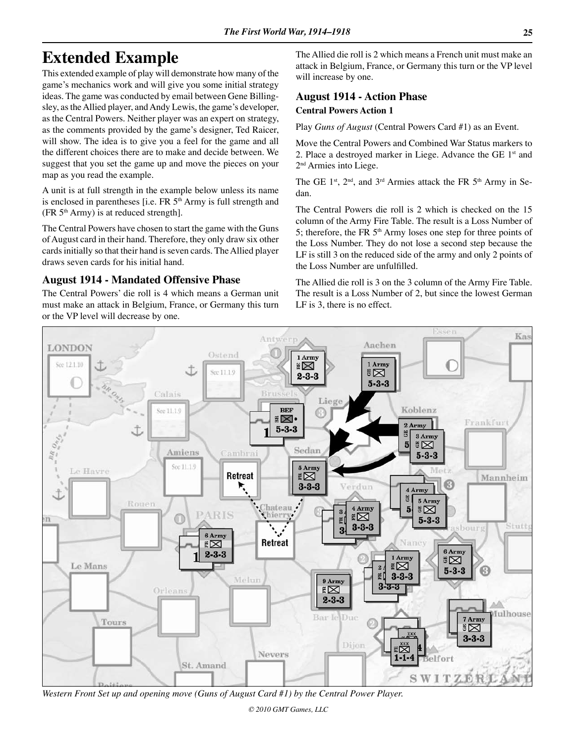# Extended Example

This extended example of play will demonstrate how many of the game's mechanics work and will give you some initial strategy ideas. The game was conducted by email between Gene Billingsley, as the Allied player, and Andy Lewis, the game's developer, as the Central Powers. Neither player was an expert on strategy, as the comments provided by the game's designer, Ted Raicer, will show. The idea is to give you a feel for the game and all the different choices there are to make and decide between. We suggest that you set the game up and move the pieces on your map as you read the example.

A unit is at full strength in the example below unless its name is enclosed in parentheses [i.e. FR 5th Army is full strength and (FR 5th Army) is at reduced strength].

The Central Powers have chosen to start the game with the Guns of August card in their hand. Therefore, they only draw six other cards initially so that their hand is seven cards. The Allied player draws seven cards for his initial hand.

## August 1914 - Mandated Offensive Phase

The Central Powers' die roll is 4 which means a German unit must make an attack in Belgium, France, or Germany this turn or the VP level will decrease by one.

The Allied die roll is 2 which means a French unit must make an attack in Belgium, France, or Germany this turn or the VP level will increase by one.

## August 1914 - Action Phase

### Central Powers Action 1

Play *Guns of August* (Central Powers Card #1) as an Event.

Move the Central Powers and Combined War Status markers to 2. Place a destroyed marker in Liege. Advance the GE 1st and 2nd Armies into Liege.

The GE 1st, 2nd, and 3rd Armies attack the FR 5th Army in Sedan.

The Central Powers die roll is 2 which is checked on the 15 column of the Army Fire Table. The result is a Loss Number of 5; therefore, the FR 5th Army loses one step for three points of the Loss Number. They do not lose a second step because the LF is still 3 on the reduced side of the army and only 2 points of the Loss Number are unfulfilled.

The Allied die roll is 3 on the 3 column of the Army Fire Table. The result is a Loss Number of 2, but since the lowest German LF is 3, there is no effect.

*Western Front Set up and opening move (Guns of August Card #1) by the Central Power Player.*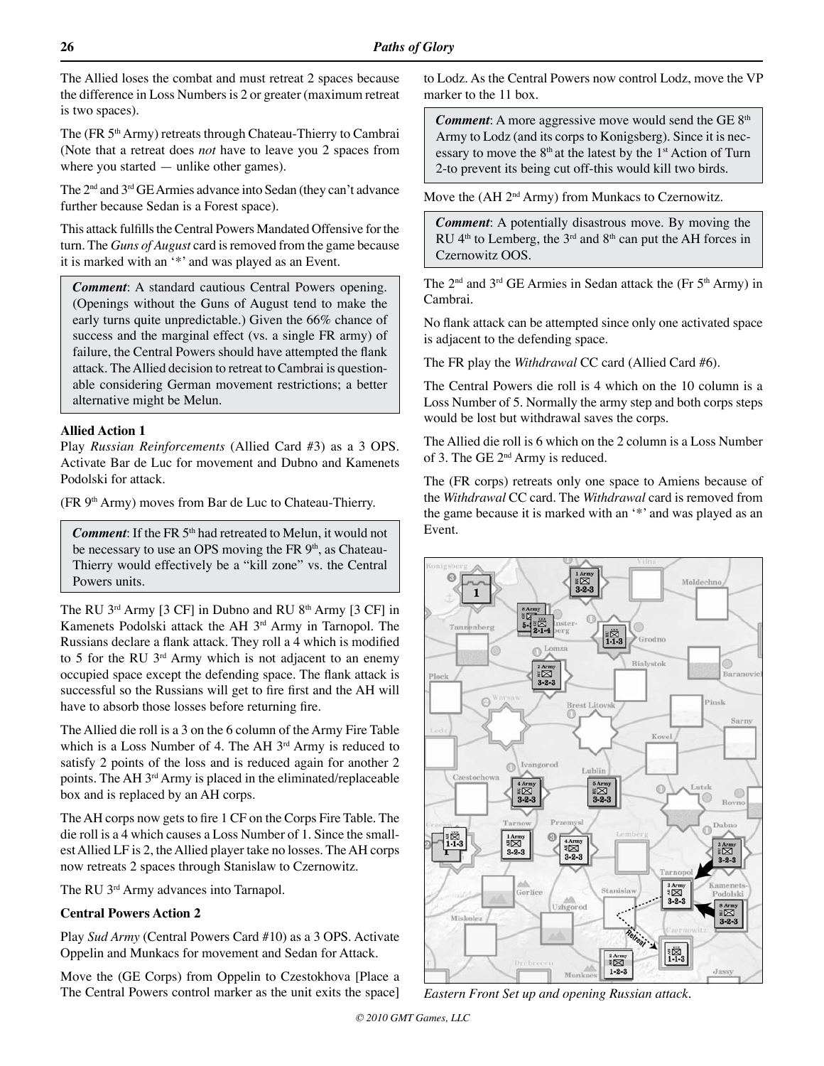The Allied loses the combat and must retreat 2 spaces because the difference in Loss Numbers is 2 or greater (maximum retreat is two spaces).

The (FR 5th Army) retreats through Chateau-Thierry to Cambrai (Note that a retreat does *not* have to leave you 2 spaces from where you started — unlike other games).

The 2nd and 3rd GE Armies advance into Sedan (they can't advance further because Sedan is a Forest space).

This attack fulfills the Central Powers Mandated Offensive for the turn. The *Guns of August* card is removed from the game because it is marked with an '*' and was played as an Event.

> ***Comment***: A standard cautious Central Powers opening. (Openings without the Guns of August tend to make the early turns quite unpredictable.) Given the 66% chance of success and the marginal effect (vs. a single FR army) of failure, the Central Powers should have attempted the flank attack. The Allied decision to retreat to Cambrai is questionable considering German movement restrictions; a better alternative might be Melun.

**Allied Action 1**

Play *Russian Reinforcements* (Allied Card #3) as a 3 OPS. Activate Bar de Luc for movement and Dubno and Kamenets Podolski for attack.

(FR 9th Army) moves from Bar de Luc to Chateau-Thierry.

> ***Comment***: If the FR 5th had retreated to Melun, it would not be necessary to use an OPS moving the FR 9th, as Chateau-Thierry would effectively be a "kill zone" vs. the Central Powers units.

The RU 3rd Army [3 CF] in Dubno and RU 8th Army [3 CF] in Kamenets Podolski attack the AH 3rd Army in Tarnopol. The Russians declare a flank attack. They roll a 4 which is modified to 5 for the RU 3rd Army which is not adjacent to an enemy occupied space except the defending space. The flank attack is successful so the Russians will get to fire first and the AH will have to absorb those losses before returning fire.

The Allied die roll is a 3 on the 6 column of the Army Fire Table which is a Loss Number of 4. The AH 3rd Army is reduced to satisfy 2 points of the loss and is reduced again for another 2 points. The AH 3rd Army is placed in the eliminated/replaceable box and is replaced by an AH corps.

The AH corps now gets to fire 1 CF on the Corps Fire Table. The die roll is a 4 which causes a Loss Number of 1. Since the smallest Allied LF is 2, the Allied player take no losses. The AH corps now retreats 2 spaces through Stanislaw to Czernowitz.

The RU 3rd Army advances into Tarnapol.

**Central Powers Action 2**

Play *Sud Army* (Central Powers Card #10) as a 3 OPS. Activate Oppelin and Munkacs for movement and Sedan for Attack.

Move the (GE Corps) from Oppelin to Czestokhova [Place a The Central Powers control marker as the unit exits the space] to Lodz. As the Central Powers now control Lodz, move the VP marker to the 11 box.

> ***Comment***: A more aggressive move would send the GE 8th Army to Lodz (and its corps to Konigsberg). Since it is necessary to move the 8th at the latest by the 1st Action of Turn 2-to prevent its being cut off-this would kill two birds.

Move the (AH 2nd Army) from Munkacs to Czernowitz.

> ***Comment***: A potentially disastrous move. By moving the RU 4th to Lemberg, the 3rd and 8th can put the AH forces in Czernowitz OOS.

The 2nd and 3rd GE Armies in Sedan attack the (Fr 5th Army) in Cambrai.

No flank attack can be attempted since only one activated space is adjacent to the defending space.

The FR play the *Withdrawal* CC card (Allied Card #6).

The Central Powers die roll is 4 which on the 10 column is a Loss Number of 5. Normally the army step and both corps steps would be lost but withdrawal saves the corps.

The Allied die roll is 6 which on the 2 column is a Loss Number of 3. The GE 2nd Army is reduced.

The (FR corps) retreats only one space to Amiens because of the *Withdrawal* CC card. The *Withdrawal* card is removed from the game because it is marked with an '*' and was played as an Event.

*Eastern Front Set up and opening Russian attack.*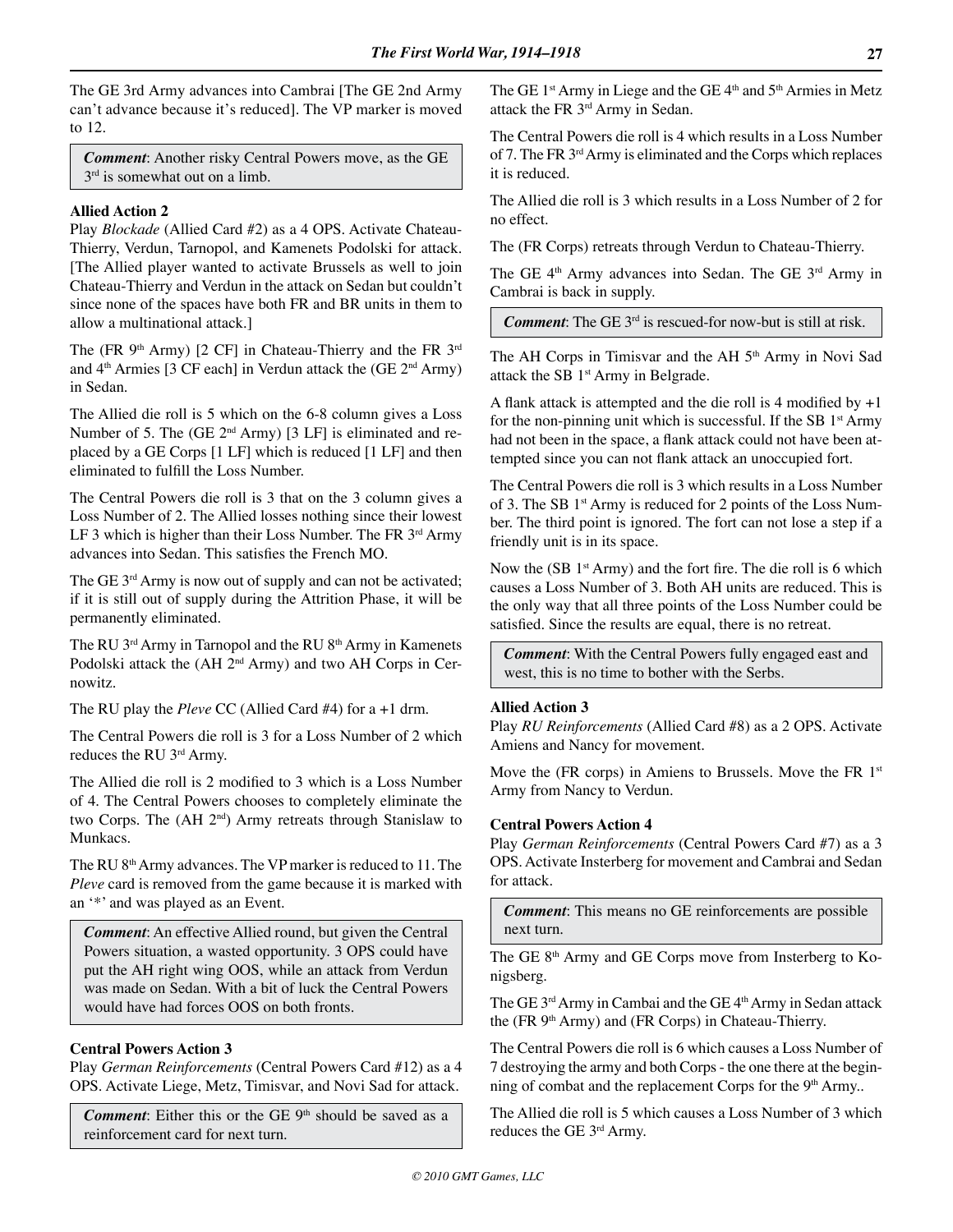The GE 3rd Army advances into Cambrai [The GE 2nd Army can't advance because it's reduced]. The VP marker is moved to 12.

> ***Comment***: Another risky Central Powers move, as the GE 3rd is somewhat out on a limb.

**Allied Action 2**

Play *Blockade* (Allied Card #2) as a 4 OPS. Activate Chateau-Thierry, Verdun, Tarnopol, and Kamenets Podolski for attack. [The Allied player wanted to activate Brussels as well to join Chateau-Thierry and Verdun in the attack on Sedan but couldn't since none of the spaces have both FR and BR units in them to allow a multinational attack.]

The (FR 9th Army) [2 CF] in Chateau-Thierry and the FR 3rd and 4th Armies [3 CF each] in Verdun attack the (GE 2nd Army) in Sedan.

The Allied die roll is 5 which on the 6-8 column gives a Loss Number of 5. The (GE 2nd Army) [3 LF] is eliminated and replaced by a GE Corps [1 LF] which is reduced [1 LF] and then eliminated to fulfill the Loss Number.

The Central Powers die roll is 3 that on the 3 column gives a Loss Number of 2. The Allied losses nothing since their lowest LF 3 which is higher than their Loss Number. The FR 3rd Army advances into Sedan. This satisfies the French MO.

The GE 3rd Army is now out of supply and can not be activated; if it is still out of supply during the Attrition Phase, it will be permanently eliminated.

The RU 3rd Army in Tarnopol and the RU 8th Army in Kamenets Podolski attack the (AH 2nd Army) and two AH Corps in Cernowitz.

The RU play the *Pleve* CC (Allied Card #4) for a +1 drm.

The Central Powers die roll is 3 for a Loss Number of 2 which reduces the RU 3rd Army.

The Allied die roll is 2 modified to 3 which is a Loss Number of 4. The Central Powers chooses to completely eliminate the two Corps. The (AH 2nd) Army retreats through Stanislaw to Munkacs.

The RU 8th Army advances. The VP marker is reduced to 11. The *Pleve* card is removed from the game because it is marked with an '*' and was played as an Event.

> ***Comment***: An effective Allied round, but given the Central Powers situation, a wasted opportunity. 3 OPS could have put the AH right wing OOS, while an attack from Verdun was made on Sedan. With a bit of luck the Central Powers would have had forces OOS on both fronts.

**Central Powers Action 3**

Play *German Reinforcements* (Central Powers Card #12) as a 4 OPS. Activate Liege, Metz, Timisvar, and Novi Sad for attack.

> ***Comment***: Either this or the GE 9th should be saved as a reinforcement card for next turn.

The GE 1st Army in Liege and the GE 4th and 5th Armies in Metz attack the FR 3rd Army in Sedan.

The Central Powers die roll is 4 which results in a Loss Number of 7. The FR 3rd Army is eliminated and the Corps which replaces it is reduced.

The Allied die roll is 3 which results in a Loss Number of 2 for no effect.

The (FR Corps) retreats through Verdun to Chateau-Thierry.

The GE 4th Army advances into Sedan. The GE 3rd Army in Cambrai is back in supply.

> ***Comment***: The GE 3rd is rescued-for now-but is still at risk.

The AH Corps in Timisvar and the AH 5th Army in Novi Sad attack the SB 1st Army in Belgrade.

A flank attack is attempted and the die roll is 4 modified by +1 for the non-pinning unit which is successful. If the SB 1st Army had not been in the space, a flank attack could not have been attempted since you can not flank attack an unoccupied fort.

The Central Powers die roll is 3 which results in a Loss Number of 3. The SB 1st Army is reduced for 2 points of the Loss Number. The third point is ignored. The fort can not lose a step if a friendly unit is in its space.

Now the (SB 1st Army) and the fort fire. The die roll is 6 which causes a Loss Number of 3. Both AH units are reduced. This is the only way that all three points of the Loss Number could be satisfied. Since the results are equal, there is no retreat.

> ***Comment***: With the Central Powers fully engaged east and west, this is no time to bother with the Serbs.

**Allied Action 3**

Play *RU Reinforcements* (Allied Card #8) as a 2 OPS. Activate Amiens and Nancy for movement.

Move the (FR corps) in Amiens to Brussels. Move the FR 1st Army from Nancy to Verdun.

**Central Powers Action 4**

Play *German Reinforcements* (Central Powers Card #7) as a 3 OPS. Activate Insterberg for movement and Cambrai and Sedan for attack.

> ***Comment***: This means no GE reinforcements are possible next turn.

The GE 8th Army and GE Corps move from Insterberg to Konigsberg.

The GE 3rd Army in Cambai and the GE 4th Army in Sedan attack the (FR 9th Army) and (FR Corps) in Chateau-Thierry.

The Central Powers die roll is 6 which causes a Loss Number of 7 destroying the army and both Corps - the one there at the beginning of combat and the replacement Corps for the 9th Army..

The Allied die roll is 5 which causes a Loss Number of 3 which reduces the GE 3rd Army.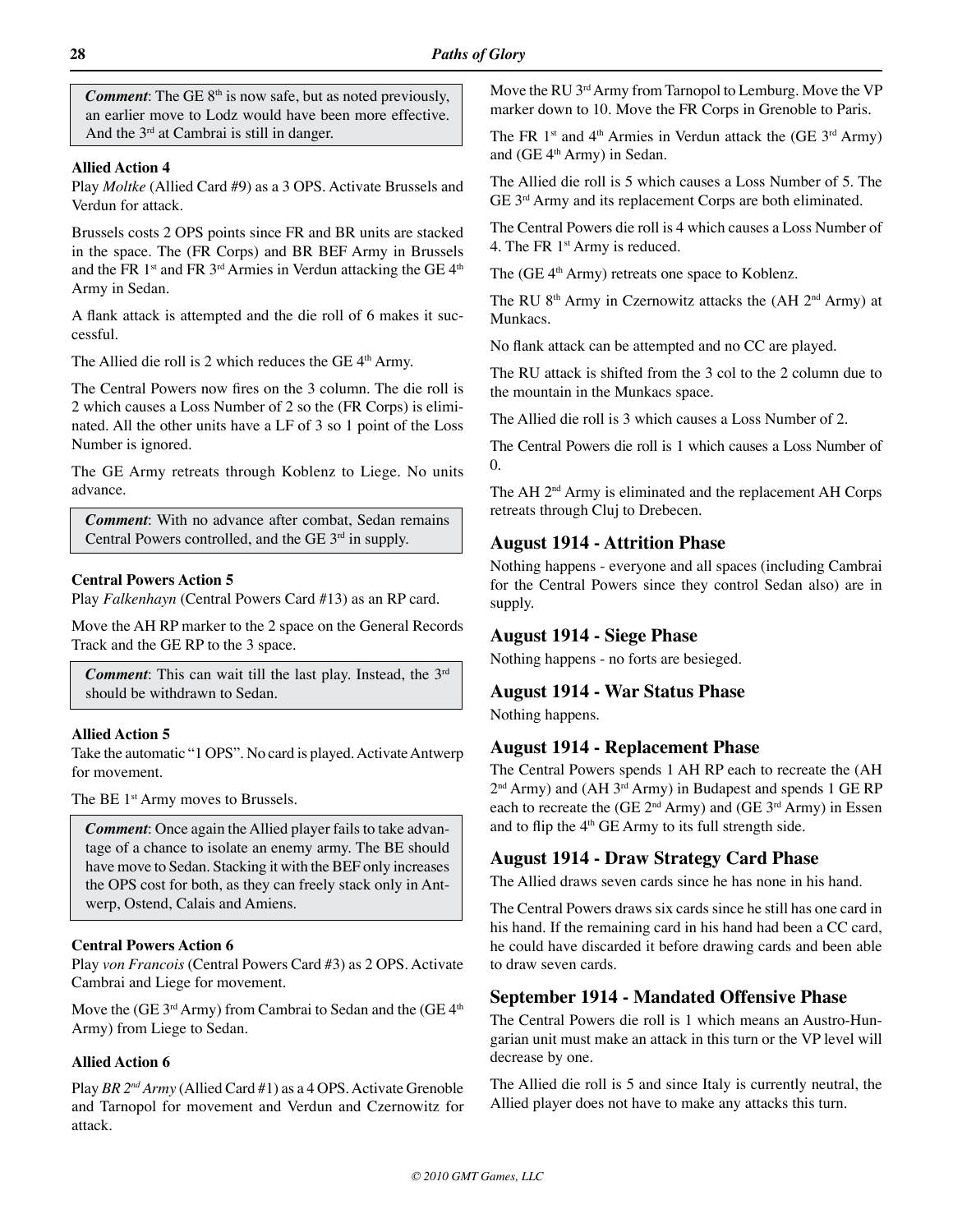> ***Comment***: The GE 8th is now safe, but as noted previously, an earlier move to Lodz would have been more effective. And the 3rd at Cambrai is still in danger.

**Allied Action 4**

Play *Moltke* (Allied Card #9) as a 3 OPS. Activate Brussels and Verdun for attack.

Brussels costs 2 OPS points since FR and BR units are stacked in the space. The (FR Corps) and BR BEF Army in Brussels and the FR 1st and FR 3rd Armies in Verdun attacking the GE 4th Army in Sedan.

A flank attack is attempted and the die roll of 6 makes it successful.

The Allied die roll is 2 which reduces the GE 4th Army.

The Central Powers now fires on the 3 column. The die roll is 2 which causes a Loss Number of 2 so the (FR Corps) is eliminated. All the other units have a LF of 3 so 1 point of the Loss Number is ignored.

The GE Army retreats through Koblenz to Liege. No units advance.

> ***Comment***: With no advance after combat, Sedan remains Central Powers controlled, and the GE 3rd in supply.

**Central Powers Action 5**

Play *Falkenhayn* (Central Powers Card #13) as an RP card.

Move the AH RP marker to the 2 space on the General Records Track and the GE RP to the 3 space.

> ***Comment***: This can wait till the last play. Instead, the 3rd should be withdrawn to Sedan.

**Allied Action 5**

Take the automatic "1 OPS". No card is played. Activate Antwerp for movement.

The BE 1st Army moves to Brussels.

> ***Comment***: Once again the Allied player fails to take advantage of a chance to isolate an enemy army. The BE should have move to Sedan. Stacking it with the BEF only increases the OPS cost for both, as they can freely stack only in Antwerp, Ostend, Calais and Amiens.

**Central Powers Action 6**

Play *von Francois* (Central Powers Card #3) as 2 OPS. Activate Cambrai and Liege for movement.

Move the (GE 3rd Army) from Cambrai to Sedan and the (GE 4th Army) from Liege to Sedan.

**Allied Action 6**

Play *BR 2nd Army* (Allied Card #1) as a 4 OPS. Activate Grenoble and Tarnopol for movement and Verdun and Czernowitz for attack.

Move the RU 3rd Army from Tarnopol to Lemburg. Move the VP marker down to 10. Move the FR Corps in Grenoble to Paris.

The FR 1st and 4th Armies in Verdun attack the (GE 3rd Army) and (GE 4th Army) in Sedan.

The Allied die roll is 5 which causes a Loss Number of 5. The GE 3rd Army and its replacement Corps are both eliminated.

The Central Powers die roll is 4 which causes a Loss Number of 4. The FR 1st Army is reduced.

The (GE 4th Army) retreats one space to Koblenz.

The RU 8th Army in Czernowitz attacks the (AH 2nd Army) at Munkacs.

No flank attack can be attempted and no CC are played.

The RU attack is shifted from the 3 col to the 2 column due to the mountain in the Munkacs space.

The Allied die roll is 3 which causes a Loss Number of 2.

The Central Powers die roll is 1 which causes a Loss Number of 0.

The AH 2nd Army is eliminated and the replacement AH Corps retreats through Cluj to Drebecen.

## August 1914 - Attrition Phase

Nothing happens - everyone and all spaces (including Cambrai for the Central Powers since they control Sedan also) are in supply.

## August 1914 - Siege Phase

Nothing happens - no forts are besieged.

## August 1914 - War Status Phase

Nothing happens.

## August 1914 - Replacement Phase

The Central Powers spends 1 AH RP each to recreate the (AH 2nd Army) and (AH 3rd Army) in Budapest and spends 1 GE RP each to recreate the (GE 2nd Army) and (GE 3rd Army) in Essen and to flip the 4th GE Army to its full strength side.

## August 1914 - Draw Strategy Card Phase

The Allied draws seven cards since he has none in his hand.

The Central Powers draws six cards since he still has one card in his hand. If the remaining card in his hand had been a CC card, he could have discarded it before drawing cards and been able to draw seven cards.

## September 1914 - Mandated Offensive Phase

The Central Powers die roll is 1 which means an Austro-Hungarian unit must make an attack in this turn or the VP level will decrease by one.

The Allied die roll is 5 and since Italy is currently neutral, the Allied player does not have to make any attacks this turn.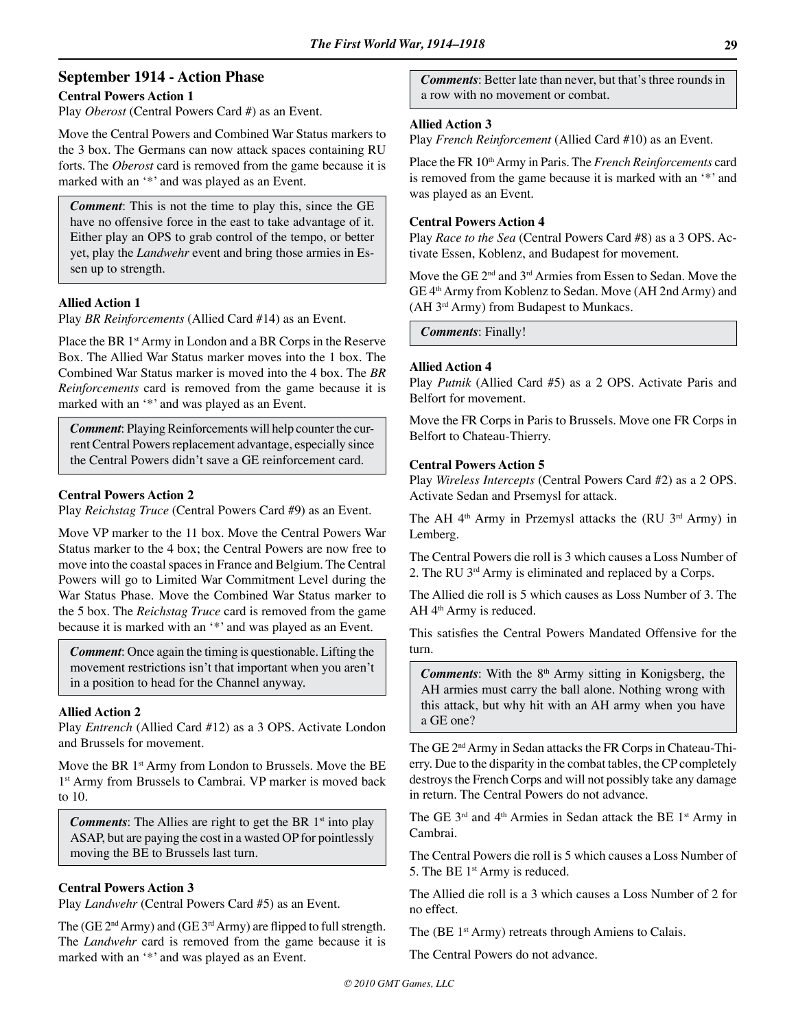## September 1914 - Action Phase

### Central Powers Action 1

Play *Oberost* (Central Powers Card #) as an Event.

Move the Central Powers and Combined War Status markers to the 3 box. The Germans can now attack spaces containing RU forts. The *Oberost* card is removed from the game because it is marked with an '*' and was played as an Event.

> ***Comment***: This is not the time to play this, since the GE have no offensive force in the east to take advantage of it. Either play an OPS to grab control of the tempo, or better yet, play the *Landwehr* event and bring those armies in Essen up to strength.

### Allied Action 1

Play *BR Reinforcements* (Allied Card #14) as an Event.

Place the BR 1st Army in London and a BR Corps in the Reserve Box. The Allied War Status marker moves into the 1 box. The Combined War Status marker is moved into the 4 box. The *BR Reinforcements* card is removed from the game because it is marked with an '*' and was played as an Event.

> ***Comment***: Playing Reinforcements will help counter the current Central Powers replacement advantage, especially since the Central Powers didn't save a GE reinforcement card.

### Central Powers Action 2

Play *Reichstag Truce* (Central Powers Card #9) as an Event.

Move VP marker to the 11 box. Move the Central Powers War Status marker to the 4 box; the Central Powers are now free to move into the coastal spaces in France and Belgium. The Central Powers will go to Limited War Commitment Level during the War Status Phase. Move the Combined War Status marker to the 5 box. The *Reichstag Truce* card is removed from the game because it is marked with an '*' and was played as an Event.

> ***Comment***: Once again the timing is questionable. Lifting the movement restrictions isn't that important when you aren't in a position to head for the Channel anyway.

### Allied Action 2

Play *Entrench* (Allied Card #12) as a 3 OPS. Activate London and Brussels for movement.

Move the BR 1st Army from London to Brussels. Move the BE 1st Army from Brussels to Cambrai. VP marker is moved back to 10.

> ***Comments***: The Allies are right to get the BR 1st into play ASAP, but are paying the cost in a wasted OP for pointlessly moving the BE to Brussels last turn.

### Central Powers Action 3

Play *Landwehr* (Central Powers Card #5) as an Event.

The (GE 2nd Army) and (GE 3rd Army) are flipped to full strength. The *Landwehr* card is removed from the game because it is marked with an '*' and was played as an Event.

> ***Comments***: Better late than never, but that's three rounds in a row with no movement or combat.

### Allied Action 3

Play *French Reinforcement* (Allied Card #10) as an Event.

Place the FR 10th Army in Paris. The *French Reinforcements* card is removed from the game because it is marked with an '*' and was played as an Event.

### Central Powers Action 4

Play *Race to the Sea* (Central Powers Card #8) as a 3 OPS. Activate Essen, Koblenz, and Budapest for movement.

Move the GE 2nd and 3rd Armies from Essen to Sedan. Move the GE 4th Army from Koblenz to Sedan. Move (AH 2nd Army) and (AH 3rd Army) from Budapest to Munkacs.

> ***Comments***: Finally!

### Allied Action 4

Play *Putnik* (Allied Card #5) as a 2 OPS. Activate Paris and Belfort for movement.

Move the FR Corps in Paris to Brussels. Move one FR Corps in Belfort to Chateau-Thierry.

### Central Powers Action 5

Play *Wireless Intercepts* (Central Powers Card #2) as a 2 OPS. Activate Sedan and Prsemysl for attack.

The AH 4th Army in Przemysl attacks the (RU 3rd Army) in Lemberg.

The Central Powers die roll is 3 which causes a Loss Number of 2. The RU 3rd Army is eliminated and replaced by a Corps.

The Allied die roll is 5 which causes as Loss Number of 3. The AH 4th Army is reduced.

This satisfies the Central Powers Mandated Offensive for the turn.

> ***Comments***: With the 8th Army sitting in Konigsberg, the AH armies must carry the ball alone. Nothing wrong with this attack, but why hit with an AH army when you have a GE one?

The GE 2nd Army in Sedan attacks the FR Corps in Chateau-Thierry. Due to the disparity in the combat tables, the CP completely destroys the French Corps and will not possibly take any damage in return. The Central Powers do not advance.

The GE 3rd and 4th Armies in Sedan attack the BE 1st Army in Cambrai.

The Central Powers die roll is 5 which causes a Loss Number of 5. The BE 1st Army is reduced.

The Allied die roll is a 3 which causes a Loss Number of 2 for no effect.

The (BE 1st Army) retreats through Amiens to Calais.

The Central Powers do not advance.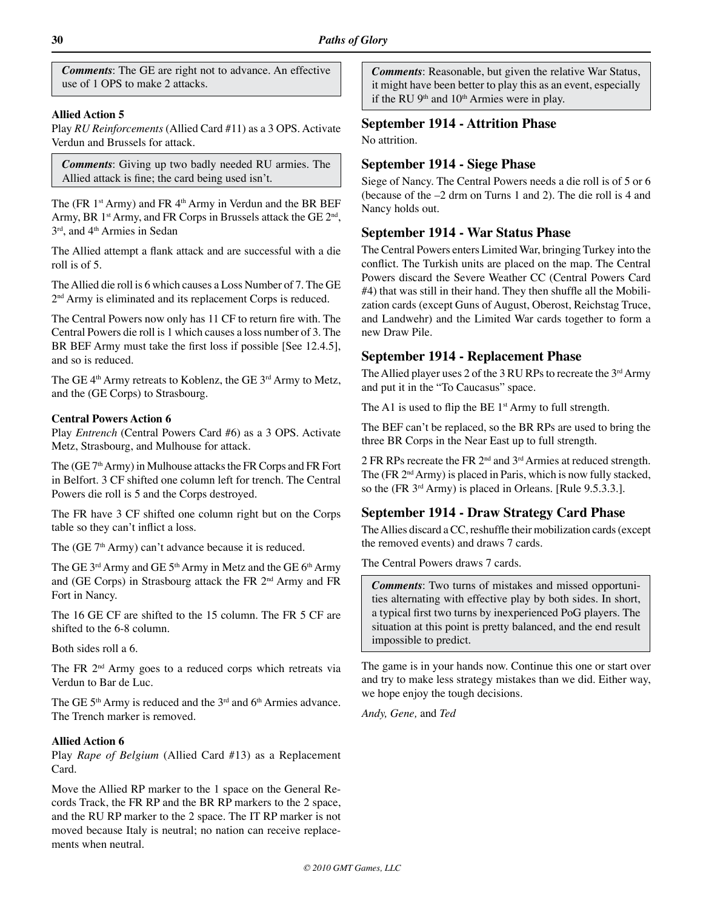*Comments*: The GE are right not to advance. An effective use of 1 OPS to make 2 attacks.

**Allied Action 5**

Play *RU Reinforcements* (Allied Card #11) as a 3 OPS. Activate Verdun and Brussels for attack.

*Comments*: Giving up two badly needed RU armies. The Allied attack is fine; the card being used isn't.

The (FR 1st Army) and FR 4th Army in Verdun and the BR BEF Army, BR 1st Army, and FR Corps in Brussels attack the GE 2nd, 3rd, and 4th Armies in Sedan

The Allied attempt a flank attack and are successful with a die roll is of 5.

The Allied die roll is 6 which causes a Loss Number of 7. The GE 2nd Army is eliminated and its replacement Corps is reduced.

The Central Powers now only has 11 CF to return fire with. The Central Powers die roll is 1 which causes a loss number of 3. The BR BEF Army must take the first loss if possible [See 12.4.5], and so is reduced.

The GE 4th Army retreats to Koblenz, the GE 3rd Army to Metz, and the (GE Corps) to Strasbourg.

**Central Powers Action 6**

Play *Entrench* (Central Powers Card #6) as a 3 OPS. Activate Metz, Strasbourg, and Mulhouse for attack.

The (GE 7th Army) in Mulhouse attacks the FR Corps and FR Fort in Belfort. 3 CF shifted one column left for trench. The Central Powers die roll is 5 and the Corps destroyed.

The FR have 3 CF shifted one column right but on the Corps table so they can't inflict a loss.

The (GE 7th Army) can't advance because it is reduced.

The GE 3rd Army and GE 5th Army in Metz and the GE 6th Army and (GE Corps) in Strasbourg attack the FR 2nd Army and FR Fort in Nancy.

The 16 GE CF are shifted to the 15 column. The FR 5 CF are shifted to the 6-8 column.

Both sides roll a 6.

The FR 2nd Army goes to a reduced corps which retreats via Verdun to Bar de Luc.

The GE 5th Army is reduced and the 3rd and 6th Armies advance. The Trench marker is removed.

**Allied Action 6**

Play *Rape of Belgium* (Allied Card #13) as a Replacement Card.

Move the Allied RP marker to the 1 space on the General Records Track, the FR RP and the BR RP markers to the 2 space, and the RU RP marker to the 2 space. The IT RP marker is not moved because Italy is neutral; no nation can receive replacements when neutral.

*Comments*: Reasonable, but given the relative War Status, it might have been better to play this as an event, especially if the RU 9th and 10th Armies were in play.

## September 1914 - Attrition Phase

No attrition.

## September 1914 - Siege Phase

Siege of Nancy. The Central Powers needs a die roll is of 5 or 6 (because of the –2 drm on Turns 1 and 2). The die roll is 4 and Nancy holds out.

## September 1914 - War Status Phase

The Central Powers enters Limited War, bringing Turkey into the conflict. The Turkish units are placed on the map. The Central Powers discard the Severe Weather CC (Central Powers Card #4) that was still in their hand. They then shuffle all the Mobilization cards (except Guns of August, Oberost, Reichstag Truce, and Landwehr) and the Limited War cards together to form a new Draw Pile.

## September 1914 - Replacement Phase

The Allied player uses 2 of the 3 RU RPs to recreate the 3rd Army and put it in the "To Caucasus" space.

The A1 is used to flip the BE 1st Army to full strength.

The BEF can't be replaced, so the BR RPs are used to bring the three BR Corps in the Near East up to full strength.

2 FR RPs recreate the FR 2nd and 3rd Armies at reduced strength. The (FR 2nd Army) is placed in Paris, which is now fully stacked, so the (FR 3rd Army) is placed in Orleans. [Rule 9.5.3.3.].

## September 1914 - Draw Strategy Card Phase

The Allies discard a CC, reshuffle their mobilization cards (except the removed events) and draws 7 cards.

The Central Powers draws 7 cards.

*Comments*: Two turns of mistakes and missed opportunities alternating with effective play by both sides. In short, a typical first two turns by inexperienced PoG players. The situation at this point is pretty balanced, and the end result impossible to predict.

The game is in your hands now. Continue this one or start over and try to make less strategy mistakes than we did. Either way, we hope enjoy the tough decisions.

*Andy, Gene,* and *Ted*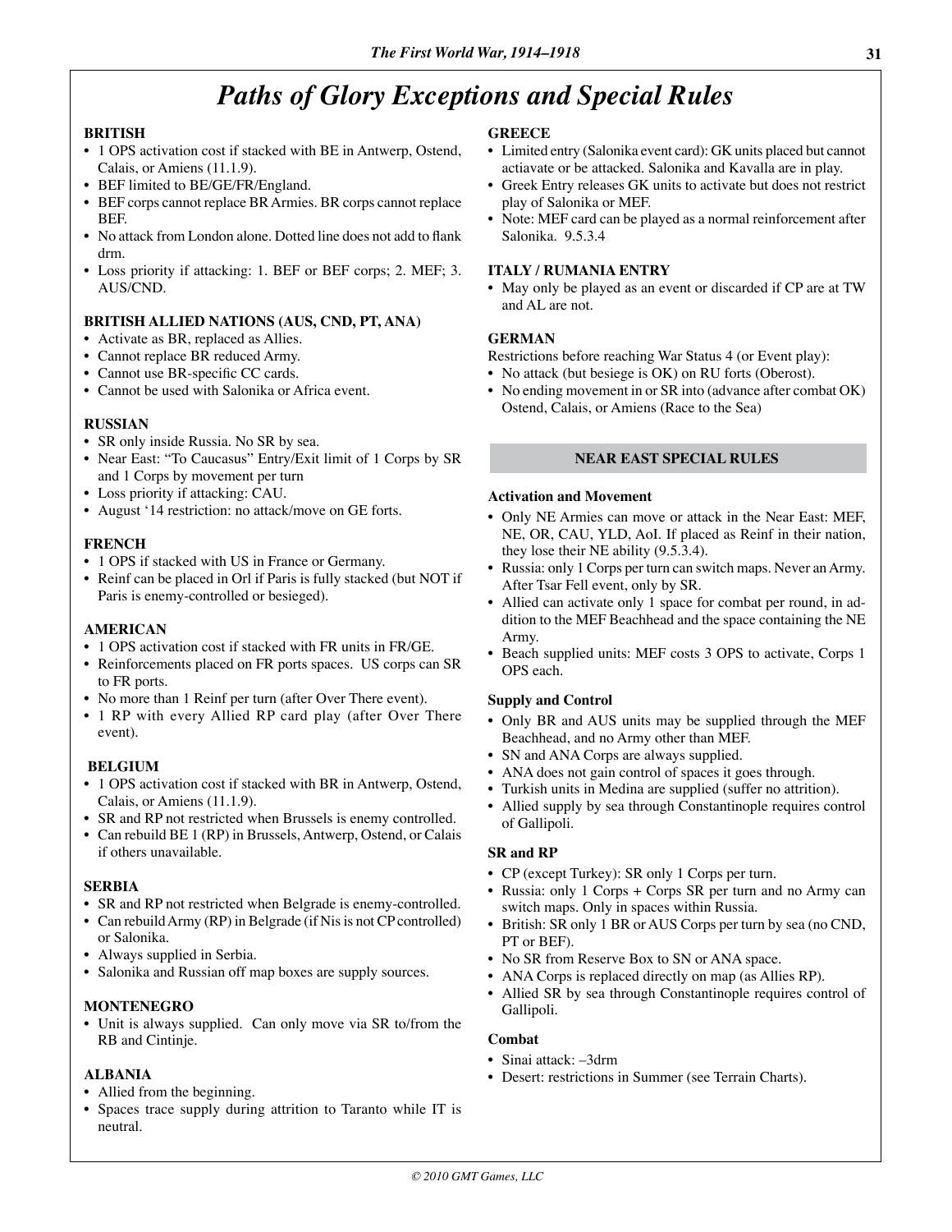# Paths of Glory Exceptions and Special Rules

**BRITISH**

- 1 OPS activation cost if stacked with BE in Antwerp, Ostend, Calais, or Amiens (11.1.9).
- BEF limited to BE/GE/FR/England.
- BEF corps cannot replace BR Armies. BR corps cannot replace BEF.
- No attack from London alone. Dotted line does not add to flank drm.
- Loss priority if attacking: 1. BEF or BEF corps; 2. MEF; 3. AUS/CND.

**BRITISH ALLIED NATIONS (AUS, CND, PT, ANA)**

- Activate as BR, replaced as Allies.
- Cannot replace BR reduced Army.
- Cannot use BR-specific CC cards.
- Cannot be used with Salonika or Africa event.

**RUSSIAN**

- SR only inside Russia. No SR by sea.
- Near East: "To Caucasus" Entry/Exit limit of 1 Corps by SR and 1 Corps by movement per turn
- Loss priority if attacking: CAU.
- August '14 restriction: no attack/move on GE forts.

**FRENCH**

- 1 OPS if stacked with US in France or Germany.
- Reinf can be placed in Orl if Paris is fully stacked (but NOT if Paris is enemy-controlled or besieged).

**AMERICAN**

- 1 OPS activation cost if stacked with FR units in FR/GE.
- Reinforcements placed on FR ports spaces. US corps can SR to FR ports.
- No more than 1 Reinf per turn (after Over There event).
- 1 RP with every Allied RP card play (after Over There event).

**BELGIUM**

- 1 OPS activation cost if stacked with BR in Antwerp, Ostend, Calais, or Amiens (11.1.9).
- SR and RP not restricted when Brussels is enemy controlled.
- Can rebuild BE 1 (RP) in Brussels, Antwerp, Ostend, or Calais if others unavailable.

**SERBIA**

- SR and RP not restricted when Belgrade is enemy-controlled.
- Can rebuild Army (RP) in Belgrade (if Nis is not CP controlled) or Salonika.
- Always supplied in Serbia.
- Salonika and Russian off map boxes are supply sources.

**MONTENEGRO**

- Unit is always supplied. Can only move via SR to/from the RB and Cintinje.

**ALBANIA**

- Allied from the beginning.
- Spaces trace supply during attrition to Taranto while IT is neutral.

**GREECE**

- Limited entry (Salonika event card): GK units placed but cannot actiavate or be attacked. Salonika and Kavalla are in play.
- Greek Entry releases GK units to activate but does not restrict play of Salonika or MEF.
- Note: MEF card can be played as a normal reinforcement after Salonika. 9.5.3.4

**ITALY / RUMANIA ENTRY**

- May only be played as an event or discarded if CP are at TW and AL are not.

**GERMAN**

Restrictions before reaching War Status 4 (or Event play):

- No attack (but besiege is OK) on RU forts (Oberost).
- No ending movement in or SR into (advance after combat OK) Ostend, Calais, or Amiens (Race to the Sea)

## NEAR EAST SPECIAL RULES

**Activation and Movement**

- Only NE Armies can move or attack in the Near East: MEF, NE, OR, CAU, YLD, AoI. If placed as Reinf in their nation, they lose their NE ability (9.5.3.4).
- Russia: only 1 Corps per turn can switch maps. Never an Army. After Tsar Fell event, only by SR.
- Allied can activate only 1 space for combat per round, in addition to the MEF Beachhead and the space containing the NE Army.
- Beach supplied units: MEF costs 3 OPS to activate, Corps 1 OPS each.

**Supply and Control**

- Only BR and AUS units may be supplied through the MEF Beachhead, and no Army other than MEF.
- SN and ANA Corps are always supplied.
- ANA does not gain control of spaces it goes through.
- Turkish units in Medina are supplied (suffer no attrition).
- Allied supply by sea through Constantinople requires control of Gallipoli.

**SR and RP**

- CP (except Turkey): SR only 1 Corps per turn.
- Russia: only 1 Corps + Corps SR per turn and no Army can switch maps. Only in spaces within Russia.
- British: SR only 1 BR or AUS Corps per turn by sea (no CND, PT or BEF).
- No SR from Reserve Box to SN or ANA space.
- ANA Corps is replaced directly on map (as Allies RP).
- Allied SR by sea through Constantinople requires control of Gallipoli.

**Combat**

- Sinai attack: –3drm
- Desert: restrictions in Summer (see Terrain Charts).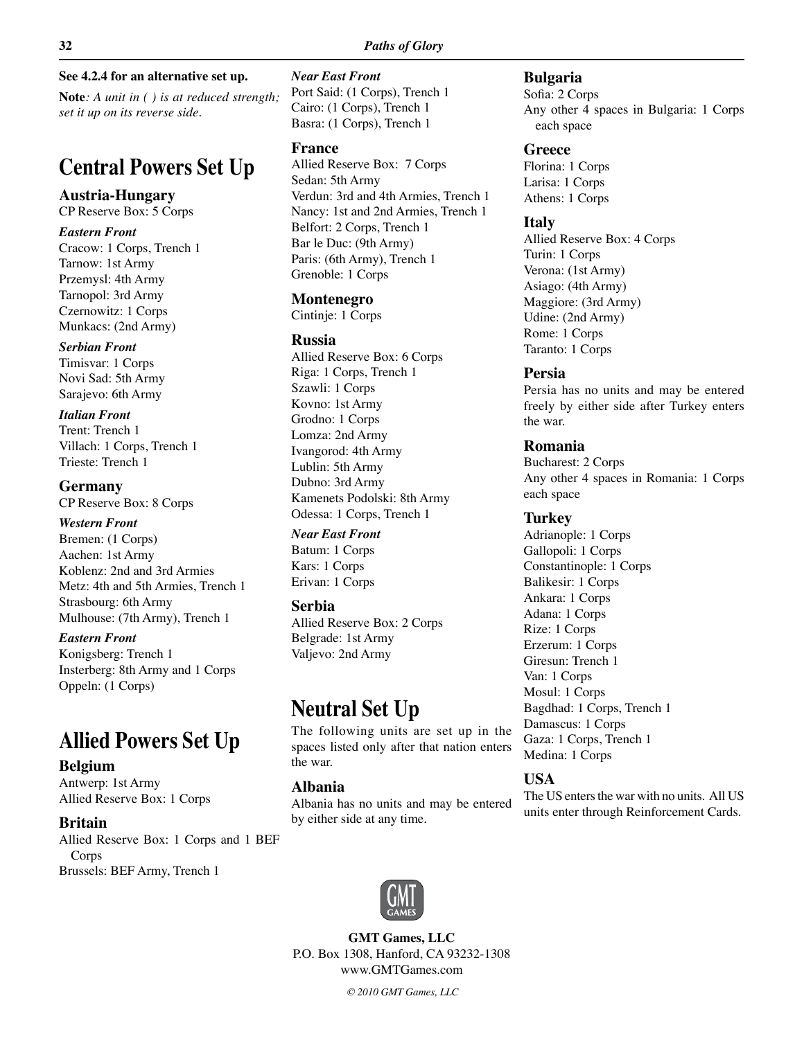**See 4.2.4 for an alternative set up.**

**Note***: A unit in ( ) is at reduced strength; set it up on its reverse side.*

# Central Powers Set Up

## Austria-Hungary

CP Reserve Box: 5 Corps

### *Eastern Front*

Cracow: 1 Corps, Trench 1
Tarnow: 1st Army
Przemysl: 4th Army
Tarnopol: 3rd Army
Czernowitz: 1 Corps
Munkacs: (2nd Army)

### *Serbian Front*

Timisvar: 1 Corps
Novi Sad: 5th Army
Sarajevo: 6th Army

### *Italian Front*

Trent: Trench 1
Villach: 1 Corps, Trench 1
Trieste: Trench 1

## Germany

CP Reserve Box: 8 Corps

### *Western Front*

Bremen: (1 Corps)
Aachen: 1st Army
Koblenz: 2nd and 3rd Armies
Metz: 4th and 5th Armies, Trench 1
Strasbourg: 6th Army
Mulhouse: (7th Army), Trench 1

### *Eastern Front*

Konigsberg: Trench 1
Insterberg: 8th Army and 1 Corps
Oppeln: (1 Corps)

# Allied Powers Set Up

## Belgium

Antwerp: 1st Army
Allied Reserve Box: 1 Corps

## Britain

Allied Reserve Box: 1 Corps and 1 BEF Corps
Brussels: BEF Army, Trench 1

### *Near East Front*

Port Said: (1 Corps), Trench 1
Cairo: (1 Corps), Trench 1
Basra: (1 Corps), Trench 1

## France

Allied Reserve Box: 7 Corps
Sedan: 5th Army
Verdun: 3rd and 4th Armies, Trench 1
Nancy: 1st and 2nd Armies, Trench 1
Belfort: 2 Corps, Trench 1
Bar le Duc: (9th Army)
Paris: (6th Army), Trench 1
Grenoble: 1 Corps

## Montenegro

Cintinje: 1 Corps

## Russia

Allied Reserve Box: 6 Corps
Riga: 1 Corps, Trench 1
Szawli: 1 Corps
Kovno: 1st Army
Grodno: 1 Corps
Lomza: 2nd Army
Ivangorod: 4th Army
Lublin: 5th Army
Dubno: 3rd Army
Kamenets Podolski: 8th Army
Odessa: 1 Corps, Trench 1

### *Near East Front*

Batum: 1 Corps
Kars: 1 Corps
Erivan: 1 Corps

## Serbia

Allied Reserve Box: 2 Corps
Belgrade: 1st Army
Valjevo: 2nd Army

# Neutral Set Up

The following units are set up in the spaces listed only after that nation enters the war.

## Albania

Albania has no units and may be entered by either side at any time.

## Bulgaria

Sofia: 2 Corps
Any other 4 spaces in Bulgaria: 1 Corps each space

## Greece

Florina: 1 Corps
Larisa: 1 Corps
Athens: 1 Corps

## Italy

Allied Reserve Box: 4 Corps
Turin: 1 Corps
Verona: (1st Army)
Asiago: (4th Army)
Maggiore: (3rd Army)
Udine: (2nd Army)
Rome: 1 Corps
Taranto: 1 Corps

## Persia

Persia has no units and may be entered freely by either side after Turkey enters the war.

## Romania

Bucharest: 2 Corps
Any other 4 spaces in Romania: 1 Corps each space

## Turkey

Adrianople: 1 Corps
Gallopoli: 1 Corps
Constantinople: 1 Corps
Balikesir: 1 Corps
Ankara: 1 Corps
Adana: 1 Corps
Rize: 1 Corps
Erzerum: 1 Corps
Giresun: Trench 1
Van: 1 Corps
Mosul: 1 Corps
Bagdhad: 1 Corps, Trench 1
Damascus: 1 Corps
Gaza: 1 Corps, Trench 1
Medina: 1 Corps

## USA

The US enters the war with no units. All US units enter through Reinforcement Cards.

**GMT Games, LLC**
P.O. Box 1308, Hanford, CA 93232-1308
www.GMTGames.com

*© 2010 GMT Games, LLC*